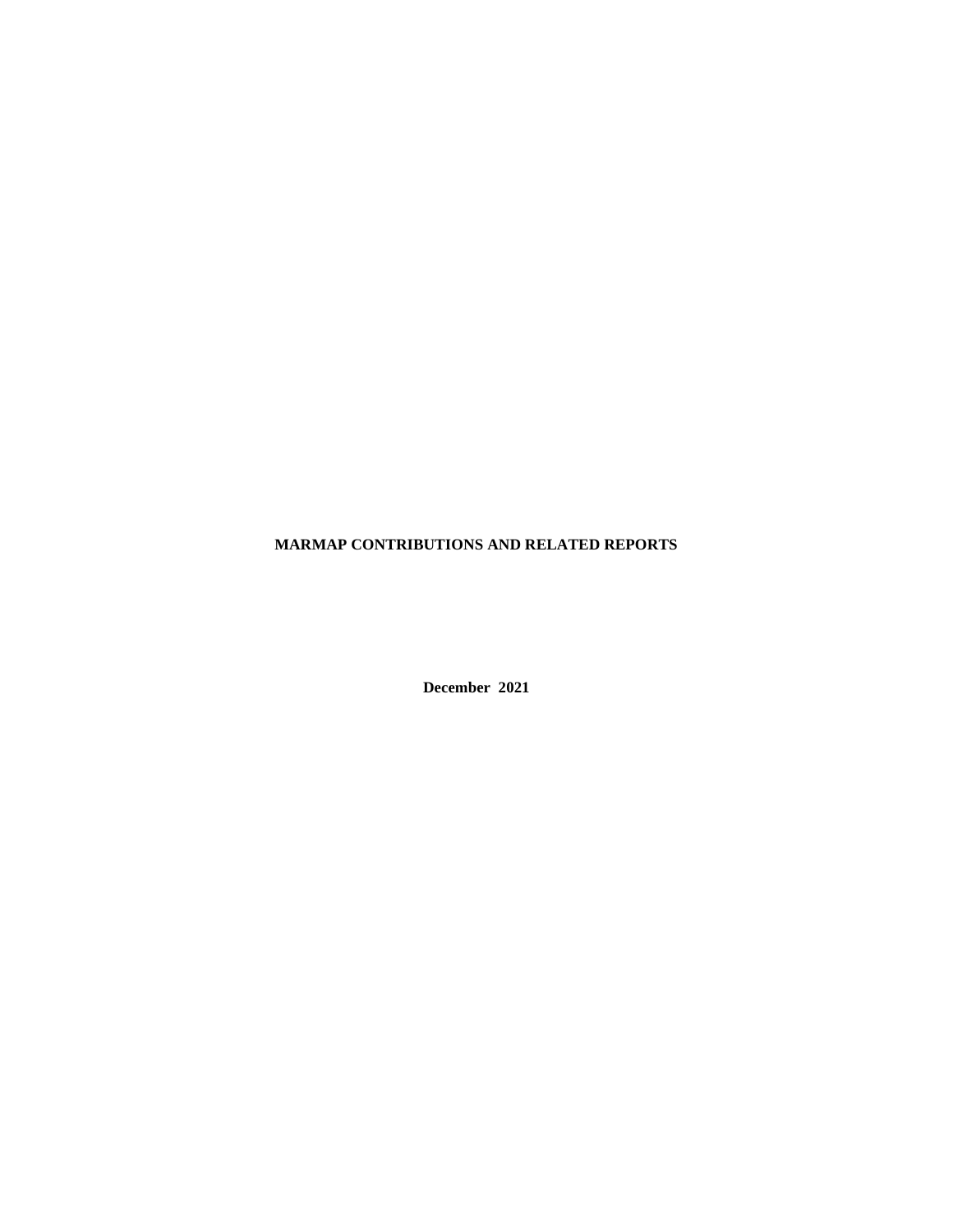# MARMAP CONTRIBUTIONS AND RELATED REPORTS

**December 2021**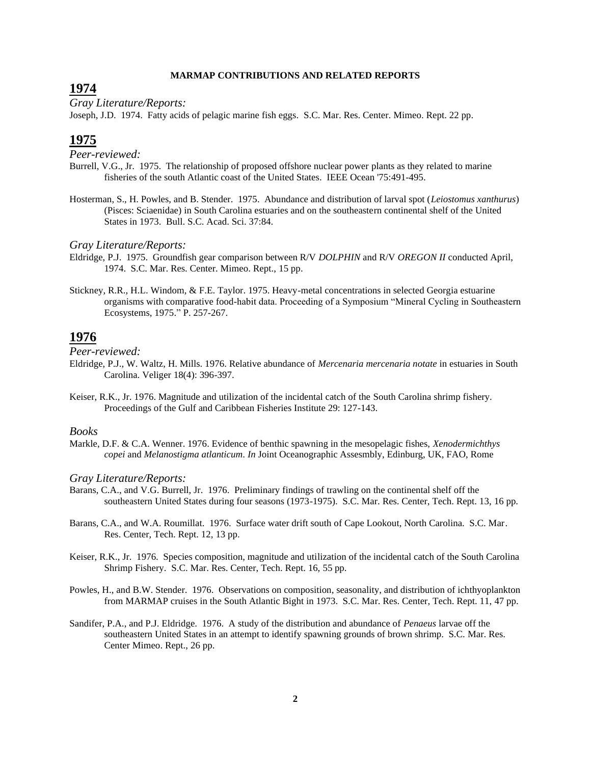**MARMAP CONTRIBUTIONS AND RELATED REPORTS**

# 1974

*Gray Literature/Reports:*

Joseph, J.D. 1974. Fatty acids of pelagic marine fish eggs. S.C. Mar. Res. Center. Mimeo. Rept. 22 pp.

# 1975

*Peer-reviewed:*

Burrell, V.G., Jr. 1975. The relationship of proposed offshore nuclear power plants as they related to marine fisheries of the south Atlantic coast of the United States. IEEE Ocean '75:491-495.

Hosterman, S., H. Powles, and B. Stender. 1975. Abundance and distribution of larval spot (*Leiostomus xanthurus*) (Pisces: Sciaenidae) in South Carolina estuaries and on the southeastern continental shelf of the United States in 1973. Bull. S.C. Acad. Sci. 37:84.

*Gray Literature/Reports:*

Eldridge, P.J. 1975. Groundfish gear comparison between R/V *DOLPHIN* and R/V *OREGON II* conducted April, 1974. S.C. Mar. Res. Center. Mimeo. Rept., 15 pp.

Stickney, R.R., H.L. Windom, & F.E. Taylor. 1975. Heavy-metal concentrations in selected Georgia estuarine organisms with comparative food-habit data. Proceeding of a Symposium "Mineral Cycling in Southeastern Ecosystems, 1975." P. 257-267.

# 1976

*Peer-reviewed:*

Eldridge, P.J., W. Waltz, H. Mills. 1976. Relative abundance of *Mercenaria mercenaria notate* in estuaries in South Carolina. Veliger 18(4): 396-397.

Keiser, R.K., Jr. 1976. Magnitude and utilization of the incidental catch of the South Carolina shrimp fishery. Proceedings of the Gulf and Caribbean Fisheries Institute 29: 127-143.

*Books*

Markle, D.F. & C.A. Wenner. 1976. Evidence of benthic spawning in the mesopelagic fishes, *Xenodermichthys copei* and *Melanostigma atlanticum*. *In* Joint Oceanographic Assesmbly, Edinburg, UK, FAO, Rome

*Gray Literature/Reports:*

Barans, C.A., and V.G. Burrell, Jr. 1976. Preliminary findings of trawling on the continental shelf off the southeastern United States during four seasons (1973-1975). S.C. Mar. Res. Center, Tech. Rept. 13, 16 pp.

Barans, C.A., and W.A. Roumillat. 1976. Surface water drift south of Cape Lookout, North Carolina. S.C. Mar. Res. Center, Tech. Rept. 12, 13 pp.

Keiser, R.K., Jr. 1976. Species composition, magnitude and utilization of the incidental catch of the South Carolina Shrimp Fishery. S.C. Mar. Res. Center, Tech. Rept. 16, 55 pp.

Powles, H., and B.W. Stender. 1976. Observations on composition, seasonality, and distribution of ichthyoplankton from MARMAP cruises in the South Atlantic Bight in 1973. S.C. Mar. Res. Center, Tech. Rept. 11, 47 pp.

Sandifer, P.A., and P.J. Eldridge. 1976. A study of the distribution and abundance of *Penaeus* larvae off the southeastern United States in an attempt to identify spawning grounds of brown shrimp. S.C. Mar. Res. Center Mimeo. Rept., 26 pp.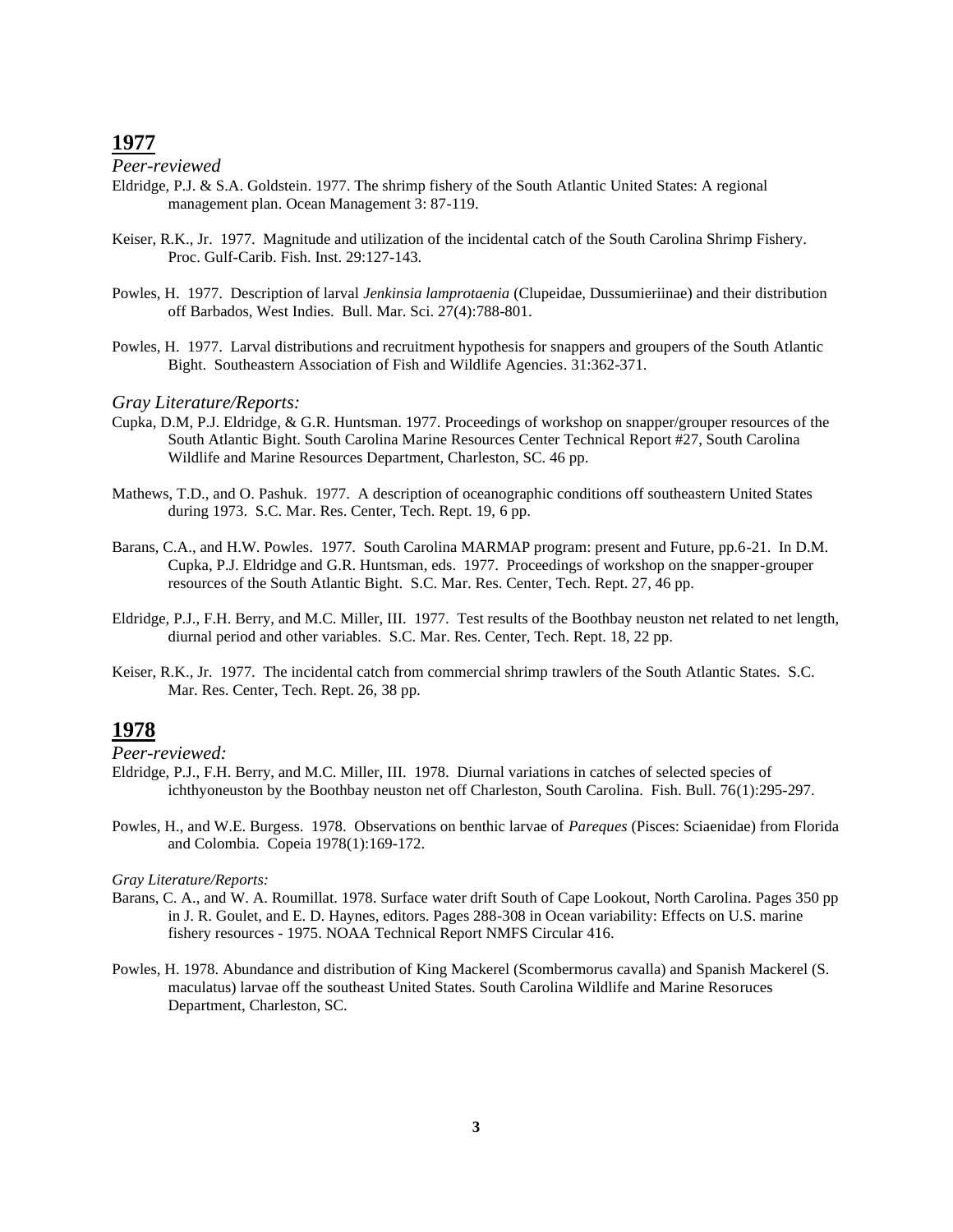## 1977

*Peer-reviewed*

Eldridge, P.J. & S.A. Goldstein. 1977. The shrimp fishery of the South Atlantic United States: A regional management plan. Ocean Management 3: 87-119.

Keiser, R.K., Jr. 1977. Magnitude and utilization of the incidental catch of the South Carolina Shrimp Fishery. Proc. Gulf-Carib. Fish. Inst. 29:127-143.

Powles, H. 1977. Description of larval *Jenkinsia lamprotaenia* (Clupeidae, Dussumieriinae) and their distribution off Barbados, West Indies. Bull. Mar. Sci. 27(4):788-801.

Powles, H. 1977. Larval distributions and recruitment hypothesis for snappers and groupers of the South Atlantic Bight. Southeastern Association of Fish and Wildlife Agencies. 31:362-371.

*Gray Literature/Reports:*

Cupka, D.M, P.J. Eldridge, & G.R. Huntsman. 1977. Proceedings of workshop on snapper/grouper resources of the South Atlantic Bight. South Carolina Marine Resources Center Technical Report #27, South Carolina Wildlife and Marine Resources Department, Charleston, SC. 46 pp.

Mathews, T.D., and O. Pashuk. 1977. A description of oceanographic conditions off southeastern United States during 1973. S.C. Mar. Res. Center, Tech. Rept. 19, 6 pp.

Barans, C.A., and H.W. Powles. 1977. South Carolina MARMAP program: present and Future, pp.6-21. In D.M. Cupka, P.J. Eldridge and G.R. Huntsman, eds. 1977. Proceedings of workshop on the snapper-grouper resources of the South Atlantic Bight. S.C. Mar. Res. Center, Tech. Rept. 27, 46 pp.

Eldridge, P.J., F.H. Berry, and M.C. Miller, III. 1977. Test results of the Boothbay neuston net related to net length, diurnal period and other variables. S.C. Mar. Res. Center, Tech. Rept. 18, 22 pp.

Keiser, R.K., Jr. 1977. The incidental catch from commercial shrimp trawlers of the South Atlantic States. S.C. Mar. Res. Center, Tech. Rept. 26, 38 pp.

## 1978

*Peer-reviewed:*

Eldridge, P.J., F.H. Berry, and M.C. Miller, III. 1978. Diurnal variations in catches of selected species of ichthyoneuston by the Boothbay neuston net off Charleston, South Carolina. Fish. Bull. 76(1):295-297.

Powles, H., and W.E. Burgess. 1978. Observations on benthic larvae of *Pareques* (Pisces: Sciaenidae) from Florida and Colombia. Copeia 1978(1):169-172.

*Gray Literature/Reports:*

Barans, C. A., and W. A. Roumillat. 1978. Surface water drift South of Cape Lookout, North Carolina. Pages 350 pp in J. R. Goulet, and E. D. Haynes, editors. Pages 288-308 in Ocean variability: Effects on U.S. marine fishery resources - 1975. NOAA Technical Report NMFS Circular 416.

Powles, H. 1978. Abundance and distribution of King Mackerel (Scombermorus cavalla) and Spanish Mackerel (S. maculatus) larvae off the southeast United States. South Carolina Wildlife and Marine Resoruces Department, Charleston, SC.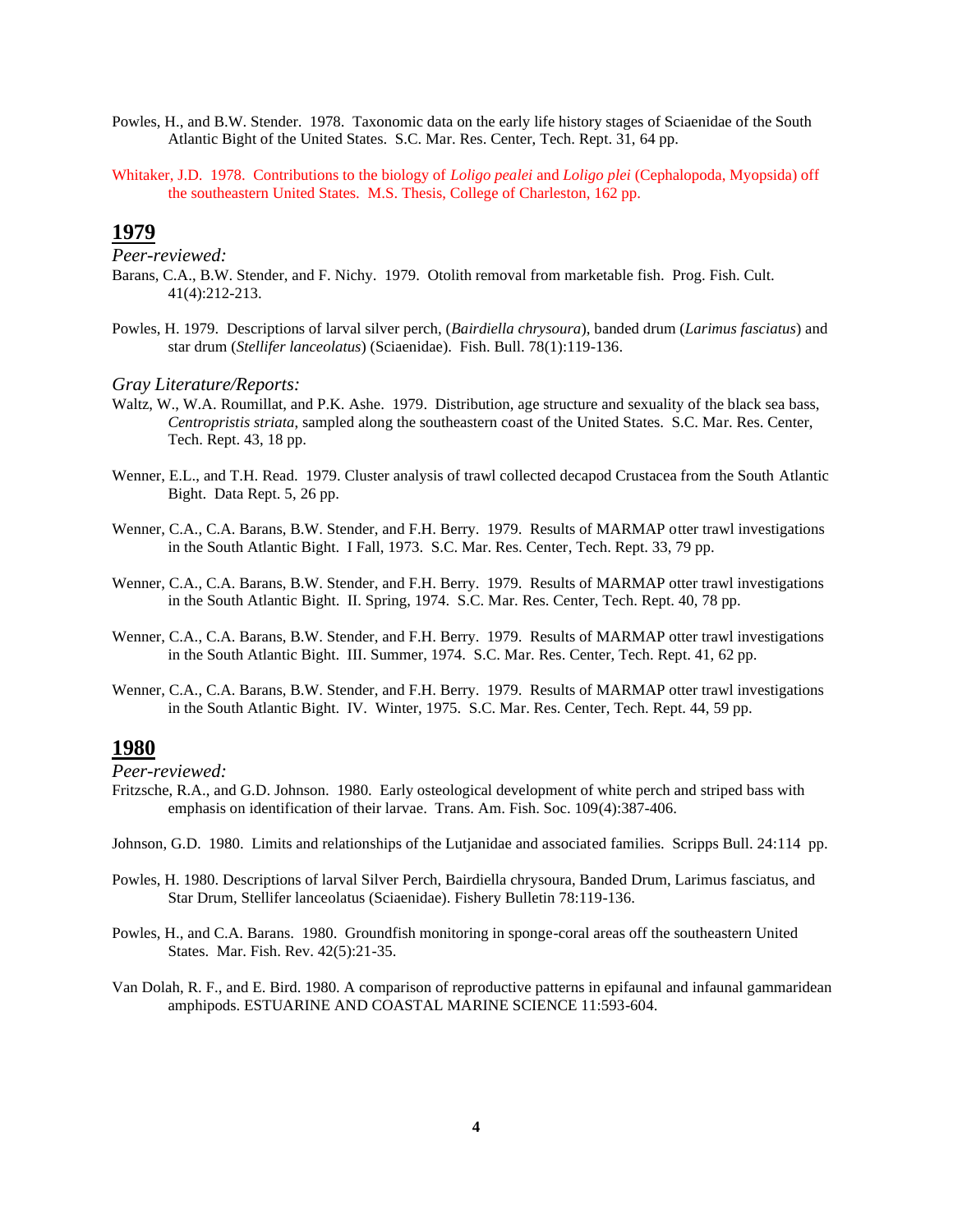Powles, H., and B.W. Stender. 1978. Taxonomic data on the early life history stages of Sciaenidae of the South Atlantic Bight of the United States. S.C. Mar. Res. Center, Tech. Rept. 31, 64 pp.

Whitaker, J.D. 1978. Contributions to the biology of *Loligo pealei* and *Loligo plei* (Cephalopoda, Myopsida) off the southeastern United States. M.S. Thesis, College of Charleston, 162 pp.

## 1979

*Peer-reviewed:*

Barans, C.A., B.W. Stender, and F. Nichy. 1979. Otolith removal from marketable fish. Prog. Fish. Cult. 41(4):212-213.

Powles, H. 1979. Descriptions of larval silver perch, (*Bairdiella chrysoura*), banded drum (*Larimus fasciatus*) and star drum (*Stellifer lanceolatus*) (Sciaenidae). Fish. Bull. 78(1):119-136.

*Gray Literature/Reports:*

Waltz, W., W.A. Roumillat, and P.K. Ashe. 1979. Distribution, age structure and sexuality of the black sea bass, *Centropristis striata*, sampled along the southeastern coast of the United States. S.C. Mar. Res. Center, Tech. Rept. 43, 18 pp.

Wenner, E.L., and T.H. Read. 1979. Cluster analysis of trawl collected decapod Crustacea from the South Atlantic Bight. Data Rept. 5, 26 pp.

Wenner, C.A., C.A. Barans, B.W. Stender, and F.H. Berry. 1979. Results of MARMAP otter trawl investigations in the South Atlantic Bight. I Fall, 1973. S.C. Mar. Res. Center, Tech. Rept. 33, 79 pp.

Wenner, C.A., C.A. Barans, B.W. Stender, and F.H. Berry. 1979. Results of MARMAP otter trawl investigations in the South Atlantic Bight. II. Spring, 1974. S.C. Mar. Res. Center, Tech. Rept. 40, 78 pp.

Wenner, C.A., C.A. Barans, B.W. Stender, and F.H. Berry. 1979. Results of MARMAP otter trawl investigations in the South Atlantic Bight. III. Summer, 1974. S.C. Mar. Res. Center, Tech. Rept. 41, 62 pp.

Wenner, C.A., C.A. Barans, B.W. Stender, and F.H. Berry. 1979. Results of MARMAP otter trawl investigations in the South Atlantic Bight. IV. Winter, 1975. S.C. Mar. Res. Center, Tech. Rept. 44, 59 pp.

## 1980

*Peer-reviewed:*

Fritzsche, R.A., and G.D. Johnson. 1980. Early osteological development of white perch and striped bass with emphasis on identification of their larvae. Trans. Am. Fish. Soc. 109(4):387-406.

Johnson, G.D. 1980. Limits and relationships of the Lutjanidae and associated families. Scripps Bull. 24:114 pp.

Powles, H. 1980. Descriptions of larval Silver Perch, Bairdiella chrysoura, Banded Drum, Larimus fasciatus, and Star Drum, Stellifer lanceolatus (Sciaenidae). Fishery Bulletin 78:119-136.

Powles, H., and C.A. Barans. 1980. Groundfish monitoring in sponge-coral areas off the southeastern United States. Mar. Fish. Rev. 42(5):21-35.

Van Dolah, R. F., and E. Bird. 1980. A comparison of reproductive patterns in epifaunal and infaunal gammaridean amphipods. ESTUARINE AND COASTAL MARINE SCIENCE 11:593-604.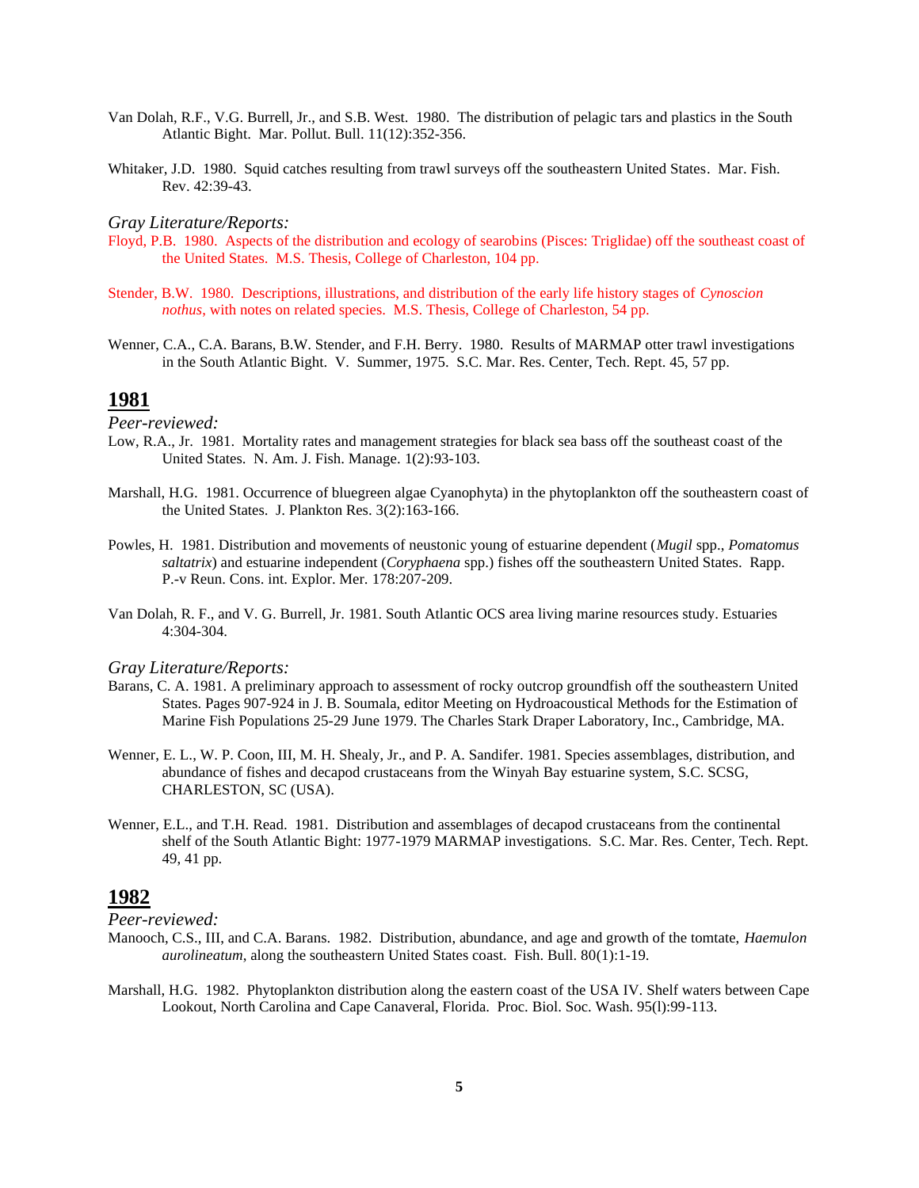Van Dolah, R.F., V.G. Burrell, Jr., and S.B. West. 1980. The distribution of pelagic tars and plastics in the South Atlantic Bight. Mar. Pollut. Bull. 11(12):352-356.

Whitaker, J.D. 1980. Squid catches resulting from trawl surveys off the southeastern United States. Mar. Fish. Rev. 42:39-43.

*Gray Literature/Reports:*

Floyd, P.B. 1980. Aspects of the distribution and ecology of searobins (Pisces: Triglidae) off the southeast coast of the United States. M.S. Thesis, College of Charleston, 104 pp.

Stender, B.W. 1980. Descriptions, illustrations, and distribution of the early life history stages of *Cynoscion nothus*, with notes on related species. M.S. Thesis, College of Charleston, 54 pp.

Wenner, C.A., C.A. Barans, B.W. Stender, and F.H. Berry. 1980. Results of MARMAP otter trawl investigations in the South Atlantic Bight. V. Summer, 1975. S.C. Mar. Res. Center, Tech. Rept. 45, 57 pp.

## 1981

*Peer-reviewed:*

Low, R.A., Jr. 1981. Mortality rates and management strategies for black sea bass off the southeast coast of the United States. N. Am. J. Fish. Manage. 1(2):93-103.

Marshall, H.G. 1981. Occurrence of bluegreen algae Cyanophyta) in the phytoplankton off the southeastern coast of the United States. J. Plankton Res. 3(2):163-166.

Powles, H. 1981. Distribution and movements of neustonic young of estuarine dependent (*Mugil* spp., *Pomatomus saltatrix*) and estuarine independent (*Coryphaena* spp.) fishes off the southeastern United States. Rapp. P.-v Reun. Cons. int. Explor. Mer. 178:207-209.

Van Dolah, R. F., and V. G. Burrell, Jr. 1981. South Atlantic OCS area living marine resources study. Estuaries 4:304-304.

*Gray Literature/Reports:*

Barans, C. A. 1981. A preliminary approach to assessment of rocky outcrop groundfish off the southeastern United States. Pages 907-924 in J. B. Soumala, editor Meeting on Hydroacoustical Methods for the Estimation of Marine Fish Populations 25-29 June 1979. The Charles Stark Draper Laboratory, Inc., Cambridge, MA.

Wenner, E. L., W. P. Coon, III, M. H. Shealy, Jr., and P. A. Sandifer. 1981. Species assemblages, distribution, and abundance of fishes and decapod crustaceans from the Winyah Bay estuarine system, S.C. SCSG, CHARLESTON, SC (USA).

Wenner, E.L., and T.H. Read. 1981. Distribution and assemblages of decapod crustaceans from the continental shelf of the South Atlantic Bight: 1977-1979 MARMAP investigations. S.C. Mar. Res. Center, Tech. Rept. 49, 41 pp.

## 1982

*Peer-reviewed:*

Manooch, C.S., III, and C.A. Barans. 1982. Distribution, abundance, and age and growth of the tomtate, *Haemulon aurolineatum*, along the southeastern United States coast. Fish. Bull. 80(1):1-19.

Marshall, H.G. 1982. Phytoplankton distribution along the eastern coast of the USA IV. Shelf waters between Cape Lookout, North Carolina and Cape Canaveral, Florida. Proc. Biol. Soc. Wash. 95(l):99-113.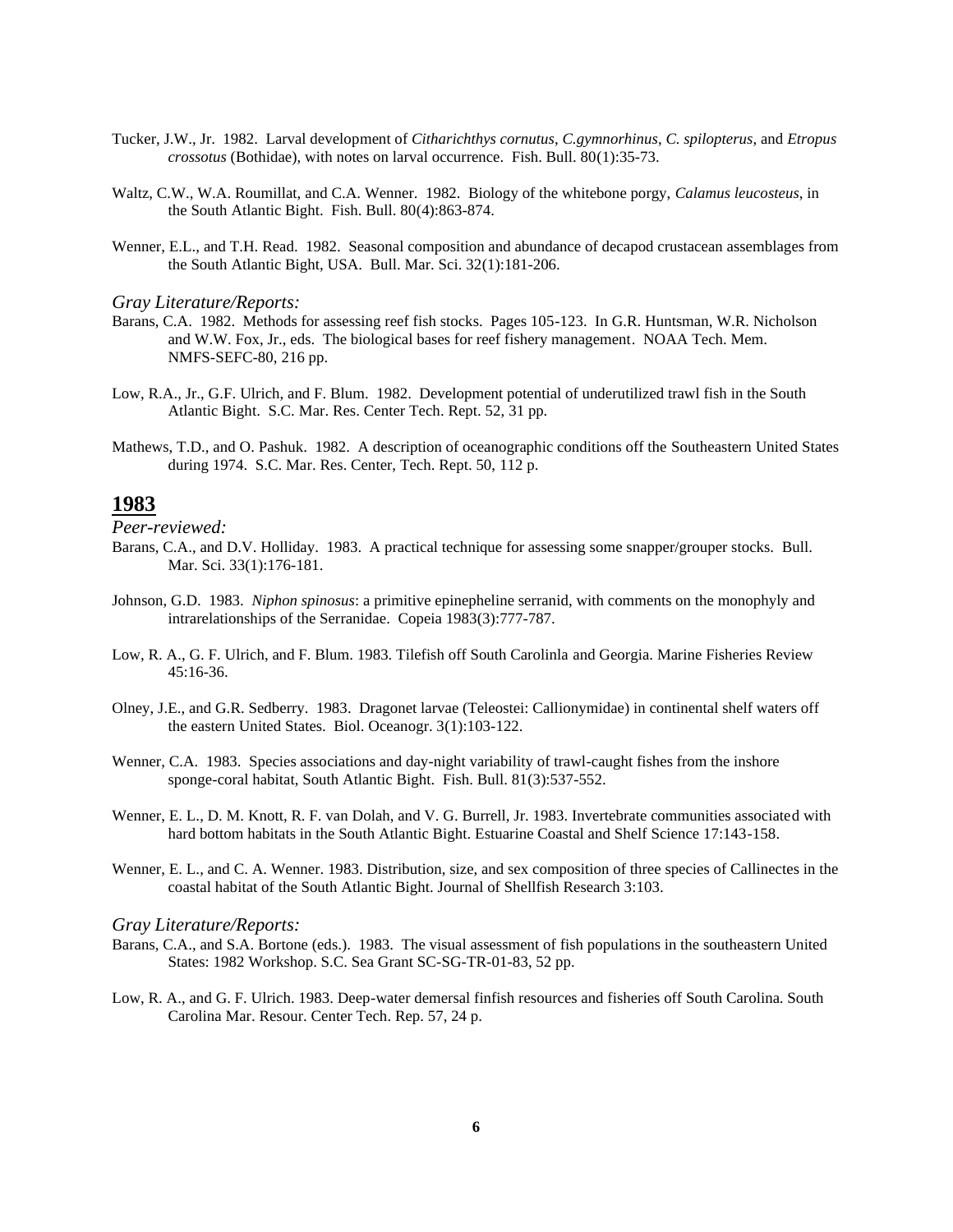Tucker, J.W., Jr. 1982. Larval development of *Citharichthys cornutus*, *C.gymnorhinus*, *C. spilopterus*, and *Etropus crossotus* (Bothidae), with notes on larval occurrence. Fish. Bull. 80(1):35-73.

Waltz, C.W., W.A. Roumillat, and C.A. Wenner. 1982. Biology of the whitebone porgy, *Calamus leucosteus*, in the South Atlantic Bight. Fish. Bull. 80(4):863-874.

Wenner, E.L., and T.H. Read. 1982. Seasonal composition and abundance of decapod crustacean assemblages from the South Atlantic Bight, USA. Bull. Mar. Sci. 32(1):181-206.

*Gray Literature/Reports:*

Barans, C.A. 1982. Methods for assessing reef fish stocks. Pages 105-123. In G.R. Huntsman, W.R. Nicholson and W.W. Fox, Jr., eds. The biological bases for reef fishery management. NOAA Tech. Mem. NMFS-SEFC-80, 216 pp.

Low, R.A., Jr., G.F. Ulrich, and F. Blum. 1982. Development potential of underutilized trawl fish in the South Atlantic Bight. S.C. Mar. Res. Center Tech. Rept. 52, 31 pp.

Mathews, T.D., and O. Pashuk. 1982. A description of oceanographic conditions off the Southeastern United States during 1974. S.C. Mar. Res. Center, Tech. Rept. 50, 112 p.

## 1983

*Peer-reviewed:*

Barans, C.A., and D.V. Holliday. 1983. A practical technique for assessing some snapper/grouper stocks. Bull. Mar. Sci. 33(1):176-181.

Johnson, G.D. 1983. *Niphon spinosus*: a primitive epinepheline serranid, with comments on the monophyly and intrarelationships of the Serranidae. Copeia 1983(3):777-787.

Low, R. A., G. F. Ulrich, and F. Blum. 1983. Tilefish off South Carolinla and Georgia. Marine Fisheries Review 45:16-36.

Olney, J.E., and G.R. Sedberry. 1983. Dragonet larvae (Teleostei: Callionymidae) in continental shelf waters off the eastern United States. Biol. Oceanogr. 3(1):103-122.

Wenner, C.A. 1983. Species associations and day-night variability of trawl-caught fishes from the inshore sponge-coral habitat, South Atlantic Bight. Fish. Bull. 81(3):537-552.

Wenner, E. L., D. M. Knott, R. F. van Dolah, and V. G. Burrell, Jr. 1983. Invertebrate communities associated with hard bottom habitats in the South Atlantic Bight. Estuarine Coastal and Shelf Science 17:143-158.

Wenner, E. L., and C. A. Wenner. 1983. Distribution, size, and sex composition of three species of Callinectes in the coastal habitat of the South Atlantic Bight. Journal of Shellfish Research 3:103.

*Gray Literature/Reports:*

Barans, C.A., and S.A. Bortone (eds.). 1983. The visual assessment of fish populations in the southeastern United States: 1982 Workshop. S.C. Sea Grant SC-SG-TR-01-83, 52 pp.

Low, R. A., and G. F. Ulrich. 1983. Deep-water demersal finfish resources and fisheries off South Carolina. South Carolina Mar. Resour. Center Tech. Rep. 57, 24 p.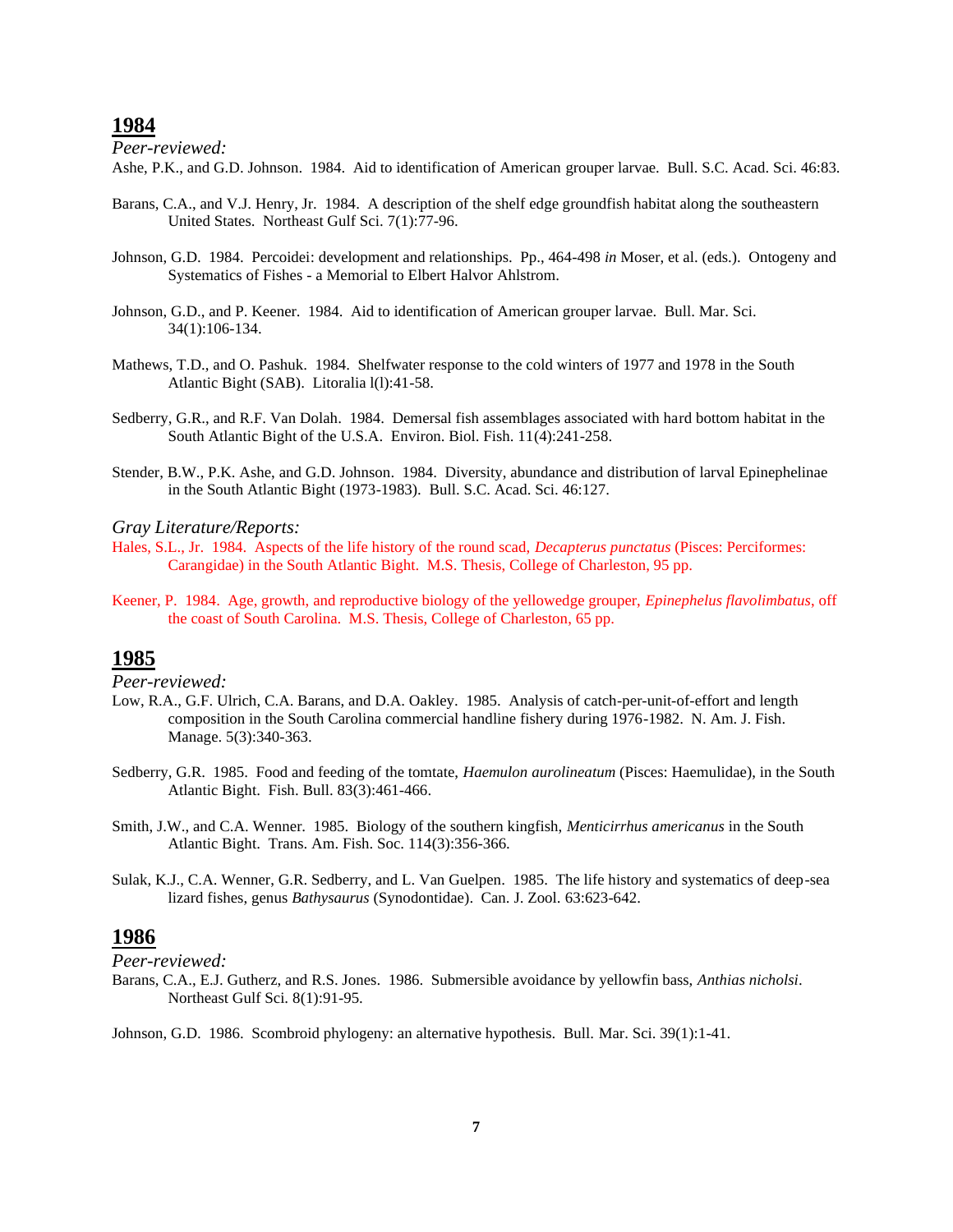## 1984

*Peer-reviewed:*

Ashe, P.K., and G.D. Johnson. 1984. Aid to identification of American grouper larvae. Bull. S.C. Acad. Sci. 46:83.

Barans, C.A., and V.J. Henry, Jr. 1984. A description of the shelf edge groundfish habitat along the southeastern United States. Northeast Gulf Sci. 7(1):77-96.

Johnson, G.D. 1984. Percoidei: development and relationships. Pp., 464-498 *in* Moser, et al. (eds.). Ontogeny and Systematics of Fishes - a Memorial to Elbert Halvor Ahlstrom.

Johnson, G.D., and P. Keener. 1984. Aid to identification of American grouper larvae. Bull. Mar. Sci. 34(1):106-134.

Mathews, T.D., and O. Pashuk. 1984. Shelfwater response to the cold winters of 1977 and 1978 in the South Atlantic Bight (SAB). Litoralia l(l):41-58.

Sedberry, G.R., and R.F. Van Dolah. 1984. Demersal fish assemblages associated with hard bottom habitat in the South Atlantic Bight of the U.S.A. Environ. Biol. Fish. 11(4):241-258.

Stender, B.W., P.K. Ashe, and G.D. Johnson. 1984. Diversity, abundance and distribution of larval Epinephelinae in the South Atlantic Bight (1973-1983). Bull. S.C. Acad. Sci. 46:127.

*Gray Literature/Reports:*

Hales, S.L., Jr. 1984. Aspects of the life history of the round scad, *Decapterus punctatus* (Pisces: Perciformes: Carangidae) in the South Atlantic Bight. M.S. Thesis, College of Charleston, 95 pp.

Keener, P. 1984. Age, growth, and reproductive biology of the yellowedge grouper, *Epinephelus flavolimbatus*, off the coast of South Carolina. M.S. Thesis, College of Charleston, 65 pp.

## 1985

*Peer-reviewed:*

Low, R.A., G.F. Ulrich, C.A. Barans, and D.A. Oakley. 1985. Analysis of catch-per-unit-of-effort and length composition in the South Carolina commercial handline fishery during 1976-1982. N. Am. J. Fish. Manage. 5(3):340-363.

Sedberry, G.R. 1985. Food and feeding of the tomtate, *Haemulon aurolineatum* (Pisces: Haemulidae), in the South Atlantic Bight. Fish. Bull. 83(3):461-466.

Smith, J.W., and C.A. Wenner. 1985. Biology of the southern kingfish, *Menticirrhus americanus* in the South Atlantic Bight. Trans. Am. Fish. Soc. 114(3):356-366.

Sulak, K.J., C.A. Wenner, G.R. Sedberry, and L. Van Guelpen. 1985. The life history and systematics of deep-sea lizard fishes, genus *Bathysaurus* (Synodontidae). Can. J. Zool. 63:623-642.

## 1986

*Peer-reviewed:*

Barans, C.A., E.J. Gutherz, and R.S. Jones. 1986. Submersible avoidance by yellowfin bass, *Anthias nicholsi*. Northeast Gulf Sci. 8(1):91-95.

Johnson, G.D. 1986. Scombroid phylogeny: an alternative hypothesis. Bull. Mar. Sci. 39(1):1-41.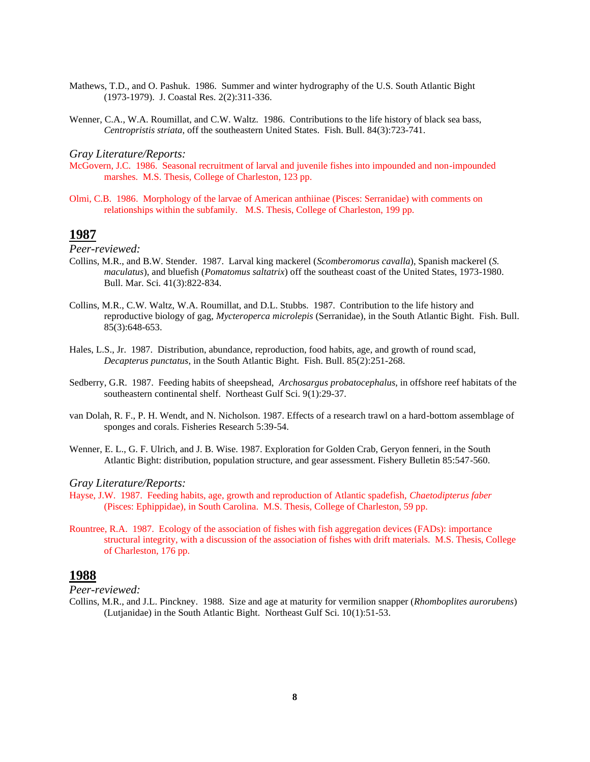Mathews, T.D., and O. Pashuk. 1986. Summer and winter hydrography of the U.S. South Atlantic Bight (1973-1979). J. Coastal Res. 2(2):311-336.

Wenner, C.A., W.A. Roumillat, and C.W. Waltz. 1986. Contributions to the life history of black sea bass, *Centropristis striata*, off the southeastern United States. Fish. Bull. 84(3):723-741.

*Gray Literature/Reports:*

McGovern, J.C. 1986. Seasonal recruitment of larval and juvenile fishes into impounded and non-impounded marshes. M.S. Thesis, College of Charleston, 123 pp.

Olmi, C.B. 1986. Morphology of the larvae of American anthiinae (Pisces: Serranidae) with comments on relationships within the subfamily. M.S. Thesis, College of Charleston, 199 pp.

## 1987

*Peer-reviewed:*

Collins, M.R., and B.W. Stender. 1987. Larval king mackerel (*Scomberomorus cavalla*), Spanish mackerel (*S. maculatus*), and bluefish (*Pomatomus saltatrix*) off the southeast coast of the United States, 1973-1980. Bull. Mar. Sci. 41(3):822-834.

Collins, M.R., C.W. Waltz, W.A. Roumillat, and D.L. Stubbs. 1987. Contribution to the life history and reproductive biology of gag, *Mycteroperca microlepis* (Serranidae), in the South Atlantic Bight. Fish. Bull. 85(3):648-653.

Hales, L.S., Jr. 1987. Distribution, abundance, reproduction, food habits, age, and growth of round scad, *Decapterus punctatus*, in the South Atlantic Bight. Fish. Bull. 85(2):251-268.

Sedberry, G.R. 1987. Feeding habits of sheepshead, *Archosargus probatocephalus*, in offshore reef habitats of the southeastern continental shelf. Northeast Gulf Sci. 9(1):29-37.

van Dolah, R. F., P. H. Wendt, and N. Nicholson. 1987. Effects of a research trawl on a hard-bottom assemblage of sponges and corals. Fisheries Research 5:39-54.

Wenner, E. L., G. F. Ulrich, and J. B. Wise. 1987. Exploration for Golden Crab, Geryon fenneri, in the South Atlantic Bight: distribution, population structure, and gear assessment. Fishery Bulletin 85:547-560.

*Gray Literature/Reports:*

Hayse, J.W. 1987. Feeding habits, age, growth and reproduction of Atlantic spadefish, *Chaetodipterus faber* (Pisces: Ephippidae), in South Carolina. M.S. Thesis, College of Charleston, 59 pp.

Rountree, R.A. 1987. Ecology of the association of fishes with fish aggregation devices (FADs): importance structural integrity, with a discussion of the association of fishes with drift materials. M.S. Thesis, College of Charleston, 176 pp.

## 1988

*Peer-reviewed:*

Collins, M.R., and J.L. Pinckney. 1988. Size and age at maturity for vermilion snapper (*Rhomboplites aurorubens*) (Lutjanidae) in the South Atlantic Bight. Northeast Gulf Sci. 10(1):51-53.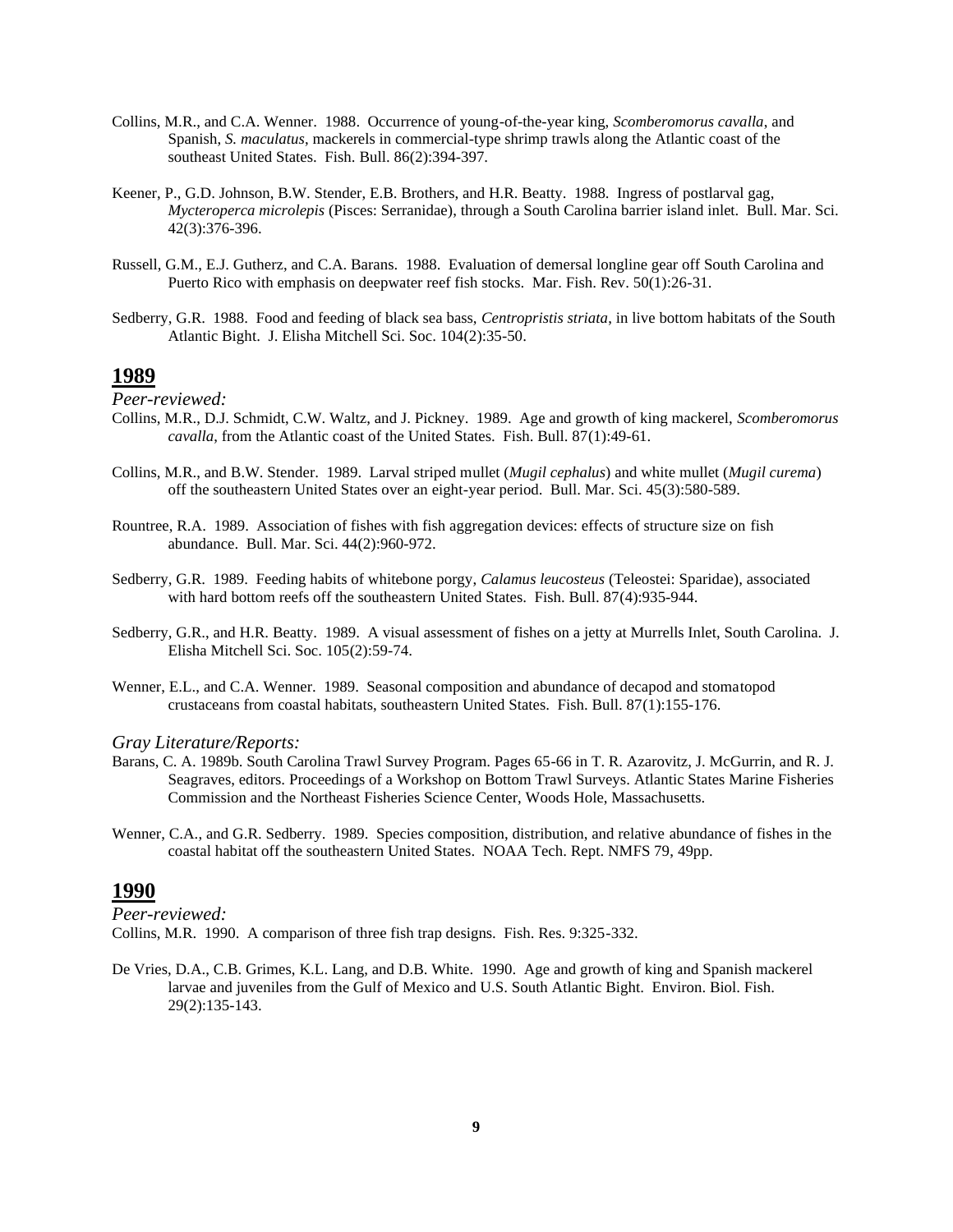Collins, M.R., and C.A. Wenner. 1988. Occurrence of young-of-the-year king, *Scomberomorus cavalla*, and Spanish, *S. maculatus*, mackerels in commercial-type shrimp trawls along the Atlantic coast of the southeast United States. Fish. Bull. 86(2):394-397.

Keener, P., G.D. Johnson, B.W. Stender, E.B. Brothers, and H.R. Beatty. 1988. Ingress of postlarval gag, *Mycteroperca microlepis* (Pisces: Serranidae), through a South Carolina barrier island inlet. Bull. Mar. Sci. 42(3):376-396.

Russell, G.M., E.J. Gutherz, and C.A. Barans. 1988. Evaluation of demersal longline gear off South Carolina and Puerto Rico with emphasis on deepwater reef fish stocks. Mar. Fish. Rev. 50(1):26-31.

Sedberry, G.R. 1988. Food and feeding of black sea bass, *Centropristis striata*, in live bottom habitats of the South Atlantic Bight. J. Elisha Mitchell Sci. Soc. 104(2):35-50.

## 1989

*Peer-reviewed:*

Collins, M.R., D.J. Schmidt, C.W. Waltz, and J. Pickney. 1989. Age and growth of king mackerel, *Scomberomorus cavalla*, from the Atlantic coast of the United States. Fish. Bull. 87(1):49-61.

Collins, M.R., and B.W. Stender. 1989. Larval striped mullet (*Mugil cephalus*) and white mullet (*Mugil curema*) off the southeastern United States over an eight-year period. Bull. Mar. Sci. 45(3):580-589.

Rountree, R.A. 1989. Association of fishes with fish aggregation devices: effects of structure size on fish abundance. Bull. Mar. Sci. 44(2):960-972.

Sedberry, G.R. 1989. Feeding habits of whitebone porgy, *Calamus leucosteus* (Teleostei: Sparidae), associated with hard bottom reefs off the southeastern United States. Fish. Bull. 87(4):935-944.

Sedberry, G.R., and H.R. Beatty. 1989. A visual assessment of fishes on a jetty at Murrells Inlet, South Carolina. J. Elisha Mitchell Sci. Soc. 105(2):59-74.

Wenner, E.L., and C.A. Wenner. 1989. Seasonal composition and abundance of decapod and stomatopod crustaceans from coastal habitats, southeastern United States. Fish. Bull. 87(1):155-176.

*Gray Literature/Reports:*

Barans, C. A. 1989b. South Carolina Trawl Survey Program. Pages 65-66 in T. R. Azarovitz, J. McGurrin, and R. J. Seagraves, editors. Proceedings of a Workshop on Bottom Trawl Surveys. Atlantic States Marine Fisheries Commission and the Northeast Fisheries Science Center, Woods Hole, Massachusetts.

Wenner, C.A., and G.R. Sedberry. 1989. Species composition, distribution, and relative abundance of fishes in the coastal habitat off the southeastern United States. NOAA Tech. Rept. NMFS 79, 49pp.

## 1990

*Peer-reviewed:*

Collins, M.R. 1990. A comparison of three fish trap designs. Fish. Res. 9:325-332.

De Vries, D.A., C.B. Grimes, K.L. Lang, and D.B. White. 1990. Age and growth of king and Spanish mackerel larvae and juveniles from the Gulf of Mexico and U.S. South Atlantic Bight. Environ. Biol. Fish. 29(2):135-143.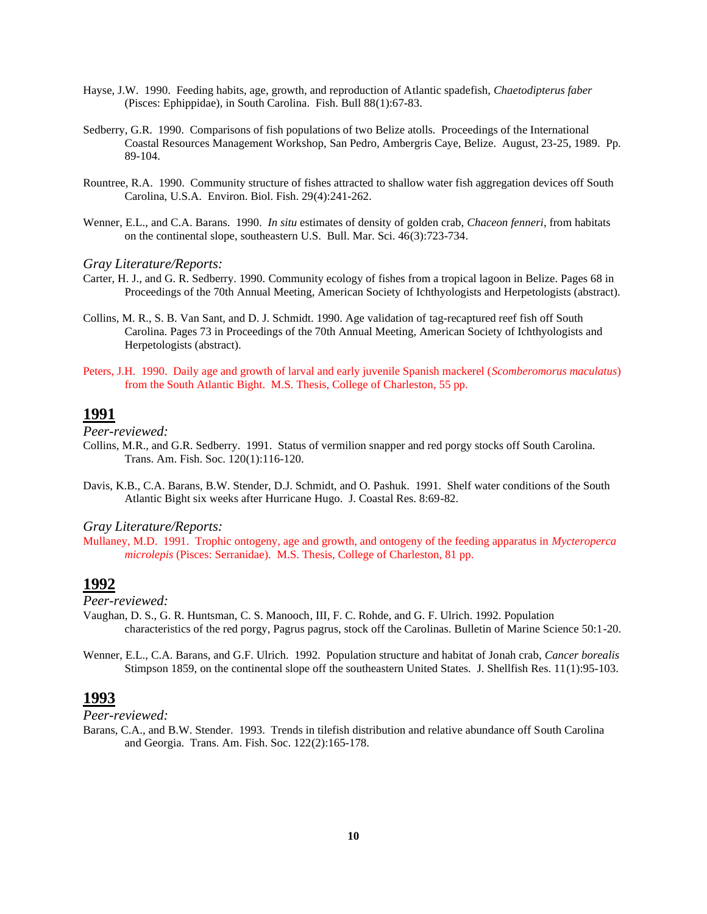Hayse, J.W. 1990. Feeding habits, age, growth, and reproduction of Atlantic spadefish, *Chaetodipterus faber* (Pisces: Ephippidae), in South Carolina. Fish. Bull 88(1):67-83.

Sedberry, G.R. 1990. Comparisons of fish populations of two Belize atolls. Proceedings of the International Coastal Resources Management Workshop, San Pedro, Ambergris Caye, Belize. August, 23-25, 1989. Pp. 89-104.

Rountree, R.A. 1990. Community structure of fishes attracted to shallow water fish aggregation devices off South Carolina, U.S.A. Environ. Biol. Fish. 29(4):241-262.

Wenner, E.L., and C.A. Barans. 1990. *In situ* estimates of density of golden crab, *Chaceon fenneri*, from habitats on the continental slope, southeastern U.S. Bull. Mar. Sci. 46(3):723-734.

*Gray Literature/Reports:*

Carter, H. J., and G. R. Sedberry. 1990. Community ecology of fishes from a tropical lagoon in Belize. Pages 68 in Proceedings of the 70th Annual Meeting, American Society of Ichthyologists and Herpetologists (abstract).

Collins, M. R., S. B. Van Sant, and D. J. Schmidt. 1990. Age validation of tag-recaptured reef fish off South Carolina. Pages 73 in Proceedings of the 70th Annual Meeting, American Society of Ichthyologists and Herpetologists (abstract).

Peters, J.H. 1990. Daily age and growth of larval and early juvenile Spanish mackerel (*Scomberomorus maculatus*) from the South Atlantic Bight. M.S. Thesis, College of Charleston, 55 pp.

## 1991

*Peer-reviewed:*

Collins, M.R., and G.R. Sedberry. 1991. Status of vermilion snapper and red porgy stocks off South Carolina. Trans. Am. Fish. Soc. 120(1):116-120.

Davis, K.B., C.A. Barans, B.W. Stender, D.J. Schmidt, and O. Pashuk. 1991. Shelf water conditions of the South Atlantic Bight six weeks after Hurricane Hugo. J. Coastal Res. 8:69-82.

*Gray Literature/Reports:*

Mullaney, M.D. 1991. Trophic ontogeny, age and growth, and ontogeny of the feeding apparatus in *Mycteroperca microlepis* (Pisces: Serranidae). M.S. Thesis, College of Charleston, 81 pp.

## 1992

*Peer-reviewed:*

Vaughan, D. S., G. R. Huntsman, C. S. Manooch, III, F. C. Rohde, and G. F. Ulrich. 1992. Population characteristics of the red porgy, Pagrus pagrus, stock off the Carolinas. Bulletin of Marine Science 50:1-20.

Wenner, E.L., C.A. Barans, and G.F. Ulrich. 1992. Population structure and habitat of Jonah crab, *Cancer borealis* Stimpson 1859, on the continental slope off the southeastern United States. J. Shellfish Res. 11(1):95-103.

## 1993

*Peer-reviewed:*

Barans, C.A., and B.W. Stender. 1993. Trends in tilefish distribution and relative abundance off South Carolina and Georgia. Trans. Am. Fish. Soc. 122(2):165-178.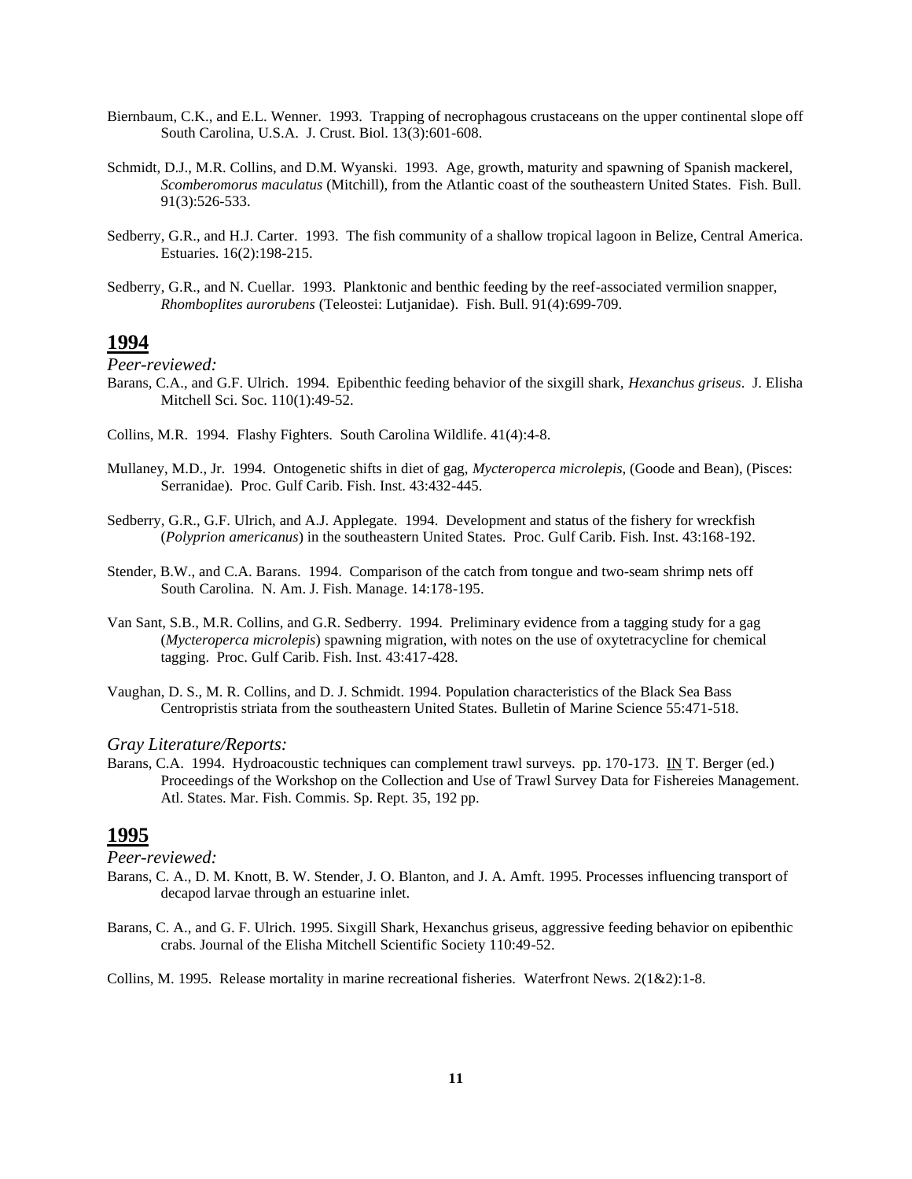Biernbaum, C.K., and E.L. Wenner. 1993. Trapping of necrophagous crustaceans on the upper continental slope off South Carolina, U.S.A. J. Crust. Biol. 13(3):601-608.

Schmidt, D.J., M.R. Collins, and D.M. Wyanski. 1993. Age, growth, maturity and spawning of Spanish mackerel, *Scomberomorus maculatus* (Mitchill), from the Atlantic coast of the southeastern United States. Fish. Bull. 91(3):526-533.

Sedberry, G.R., and H.J. Carter. 1993. The fish community of a shallow tropical lagoon in Belize, Central America. Estuaries. 16(2):198-215.

Sedberry, G.R., and N. Cuellar. 1993. Planktonic and benthic feeding by the reef-associated vermilion snapper, *Rhomboplites aurorubens* (Teleostei: Lutjanidae). Fish. Bull. 91(4):699-709.

## 1994

*Peer-reviewed:*

Barans, C.A., and G.F. Ulrich. 1994. Epibenthic feeding behavior of the sixgill shark, *Hexanchus griseus*. J. Elisha Mitchell Sci. Soc. 110(1):49-52.

Collins, M.R. 1994. Flashy Fighters. South Carolina Wildlife. 41(4):4-8.

Mullaney, M.D., Jr. 1994. Ontogenetic shifts in diet of gag, *Mycteroperca microlepis*, (Goode and Bean), (Pisces: Serranidae). Proc. Gulf Carib. Fish. Inst. 43:432-445.

Sedberry, G.R., G.F. Ulrich, and A.J. Applegate. 1994. Development and status of the fishery for wreckfish (*Polyprion americanus*) in the southeastern United States. Proc. Gulf Carib. Fish. Inst. 43:168-192.

Stender, B.W., and C.A. Barans. 1994. Comparison of the catch from tongue and two-seam shrimp nets off South Carolina. N. Am. J. Fish. Manage. 14:178-195.

Van Sant, S.B., M.R. Collins, and G.R. Sedberry. 1994. Preliminary evidence from a tagging study for a gag (*Mycteroperca microlepis*) spawning migration, with notes on the use of oxytetracycline for chemical tagging. Proc. Gulf Carib. Fish. Inst. 43:417-428.

Vaughan, D. S., M. R. Collins, and D. J. Schmidt. 1994. Population characteristics of the Black Sea Bass Centropristis striata from the southeastern United States. Bulletin of Marine Science 55:471-518.

*Gray Literature/Reports:*

Barans, C.A. 1994. Hydroacoustic techniques can complement trawl surveys. pp. 170-173. IN T. Berger (ed.) Proceedings of the Workshop on the Collection and Use of Trawl Survey Data for Fishereies Management. Atl. States. Mar. Fish. Commis. Sp. Rept. 35, 192 pp.

## 1995

*Peer-reviewed:*

Barans, C. A., D. M. Knott, B. W. Stender, J. O. Blanton, and J. A. Amft. 1995. Processes influencing transport of decapod larvae through an estuarine inlet.

Barans, C. A., and G. F. Ulrich. 1995. Sixgill Shark, Hexanchus griseus, aggressive feeding behavior on epibenthic crabs. Journal of the Elisha Mitchell Scientific Society 110:49-52.

Collins, M. 1995. Release mortality in marine recreational fisheries. Waterfront News. 2(1&2):1-8.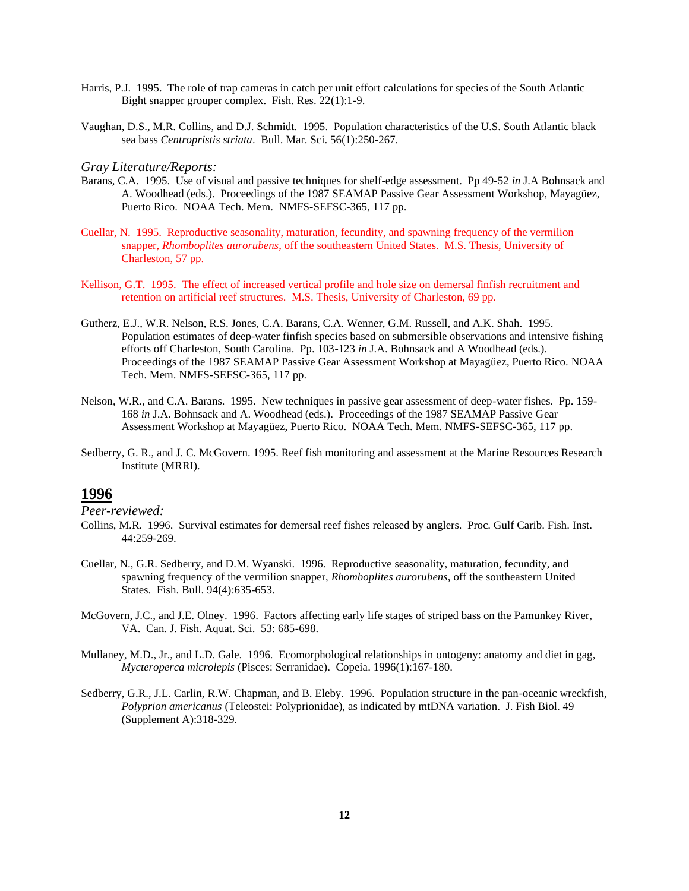Harris, P.J. 1995. The role of trap cameras in catch per unit effort calculations for species of the South Atlantic Bight snapper grouper complex. Fish. Res. 22(1):1-9.

Vaughan, D.S., M.R. Collins, and D.J. Schmidt. 1995. Population characteristics of the U.S. South Atlantic black sea bass *Centropristis striata*. Bull. Mar. Sci. 56(1):250-267.

*Gray Literature/Reports:*

Barans, C.A. 1995. Use of visual and passive techniques for shelf-edge assessment. Pp 49-52 *in* J.A Bohnsack and A. Woodhead (eds.). Proceedings of the 1987 SEAMAP Passive Gear Assessment Workshop, Mayagüez, Puerto Rico. NOAA Tech. Mem. NMFS-SEFSC-365, 117 pp.

Cuellar, N. 1995. Reproductive seasonality, maturation, fecundity, and spawning frequency of the vermilion snapper, *Rhomboplites aurorubens*, off the southeastern United States. M.S. Thesis, University of Charleston, 57 pp.

Kellison, G.T. 1995. The effect of increased vertical profile and hole size on demersal finfish recruitment and retention on artificial reef structures. M.S. Thesis, University of Charleston, 69 pp.

Gutherz, E.J., W.R. Nelson, R.S. Jones, C.A. Barans, C.A. Wenner, G.M. Russell, and A.K. Shah. 1995. Population estimates of deep-water finfish species based on submersible observations and intensive fishing efforts off Charleston, South Carolina. Pp. 103-123 *in* J.A. Bohnsack and A Woodhead (eds.). Proceedings of the 1987 SEAMAP Passive Gear Assessment Workshop at Mayagüez, Puerto Rico. NOAA Tech. Mem. NMFS-SEFSC-365, 117 pp.

Nelson, W.R., and C.A. Barans. 1995. New techniques in passive gear assessment of deep-water fishes. Pp. 159-168 *in* J.A. Bohnsack and A. Woodhead (eds.). Proceedings of the 1987 SEAMAP Passive Gear Assessment Workshop at Mayagüez, Puerto Rico. NOAA Tech. Mem. NMFS-SEFSC-365, 117 pp.

Sedberry, G. R., and J. C. McGovern. 1995. Reef fish monitoring and assessment at the Marine Resources Research Institute (MRRI).

## 1996

*Peer-reviewed:*

Collins, M.R. 1996. Survival estimates for demersal reef fishes released by anglers. Proc. Gulf Carib. Fish. Inst. 44:259-269.

Cuellar, N., G.R. Sedberry, and D.M. Wyanski. 1996. Reproductive seasonality, maturation, fecundity, and spawning frequency of the vermilion snapper, *Rhomboplites aurorubens*, off the southeastern United States. Fish. Bull. 94(4):635-653.

McGovern, J.C., and J.E. Olney. 1996. Factors affecting early life stages of striped bass on the Pamunkey River, VA. Can. J. Fish. Aquat. Sci. 53: 685-698.

Mullaney, M.D., Jr., and L.D. Gale. 1996. Ecomorphological relationships in ontogeny: anatomy and diet in gag, *Mycteroperca microlepis* (Pisces: Serranidae). Copeia. 1996(1):167-180.

Sedberry, G.R., J.L. Carlin, R.W. Chapman, and B. Eleby. 1996. Population structure in the pan-oceanic wreckfish, *Polyprion americanus* (Teleostei: Polyprionidae), as indicated by mtDNA variation. J. Fish Biol. 49 (Supplement A):318-329.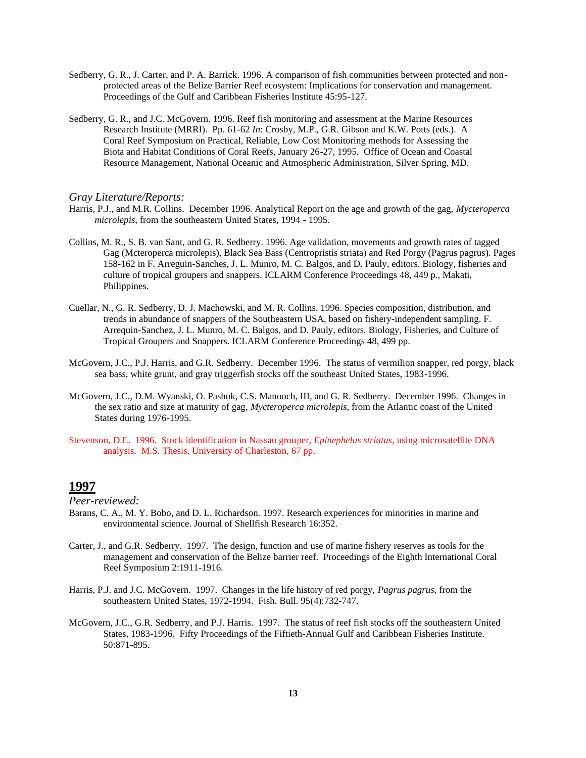Sedberry, G. R., J. Carter, and P. A. Barrick. 1996. A comparison of fish communities between protected and non-protected areas of the Belize Barrier Reef ecosystem: Implications for conservation and management. Proceedings of the Gulf and Caribbean Fisheries Institute 45:95-127.

Sedberry, G. R., and J.C. McGovern. 1996. Reef fish monitoring and assessment at the Marine Resources Research Institute (MRRI). Pp. 61-62 *In*: Crosby, M.P., G.R. Gibson and K.W. Potts (eds.). A Coral Reef Symposium on Practical, Reliable, Low Cost Monitoring methods for Assessing the Biota and Habitat Conditions of Coral Reefs, January 26-27, 1995. Office of Ocean and Coastal Resource Management, National Oceanic and Atmospheric Administration, Silver Spring, MD.

*Gray Literature/Reports:*

Harris, P.J., and M.R. Collins. December 1996. Analytical Report on the age and growth of the gag, *Mycteroperca microlepis*, from the southeastern United States, 1994 - 1995.

Collins, M. R., S. B. van Sant, and G. R. Sedberry. 1996. Age validation, movements and growth rates of tagged Gag (Mcteroperca microlepis), Black Sea Bass (Centropristis striata) and Red Porgy (Pagrus pagrus). Pages 158-162 in F. Arreguin-Sanches, J. L. Munro, M. C. Balgos, and D. Pauly, editors. Biology, fisheries and culture of tropical groupers and snappers. ICLARM Conference Proceedings 48, 449 p., Makati, Philippines.

Cuellar, N., G. R. Sedberry, D. J. Machowski, and M. R. Collins. 1996. Species composition, distribution, and trends in abundance of snappers of the Southeastern USA, based on fishery-independent sampling. F. Arrequin-Sanchez, J. L. Munro, M. C. Balgos, and D. Pauly, editors. Biology, Fisheries, and Culture of Tropical Groupers and Snappers. ICLARM Conference Proceedings 48, 499 pp.

McGovern, J.C., P.J. Harris, and G.R. Sedberry. December 1996. The status of vermilion snapper, red porgy, black sea bass, white grunt, and gray triggerfish stocks off the southeast United States, 1983-1996.

McGovern, J.C., D.M. Wyanski, O. Pashuk, C.S. Manooch, III, and G. R. Sedberry. December 1996. Changes in the sex ratio and size at maturity of gag, *Mycteroperca microlepis*, from the Atlantic coast of the United States during 1976-1995.

Stevenson, D.E. 1996. Stock identification in Nassau grouper, *Epinephelus striatus*, using microsatellite DNA analysis. M.S. Thesis, University of Charleston, 67 pp.

## 1997

*Peer-reviewed:*

Barans, C. A., M. Y. Bobo, and D. L. Richardson. 1997. Research experiences for minorities in marine and environmental science. Journal of Shellfish Research 16:352.

Carter, J., and G.R. Sedberry. 1997. The design, function and use of marine fishery reserves as tools for the management and conservation of the Belize barrier reef. Proceedings of the Eighth International Coral Reef Symposium 2:1911-1916.

Harris, P.J. and J.C. McGovern. 1997. Changes in the life history of red porgy, *Pagrus pagrus*, from the southeastern United States, 1972-1994. Fish. Bull. 95(4):732-747.

McGovern, J.C., G.R. Sedberry, and P.J. Harris. 1997. The status of reef fish stocks off the southeastern United States, 1983-1996. Fifty Proceedings of the Fiftieth-Annual Gulf and Caribbean Fisheries Institute. 50:871-895.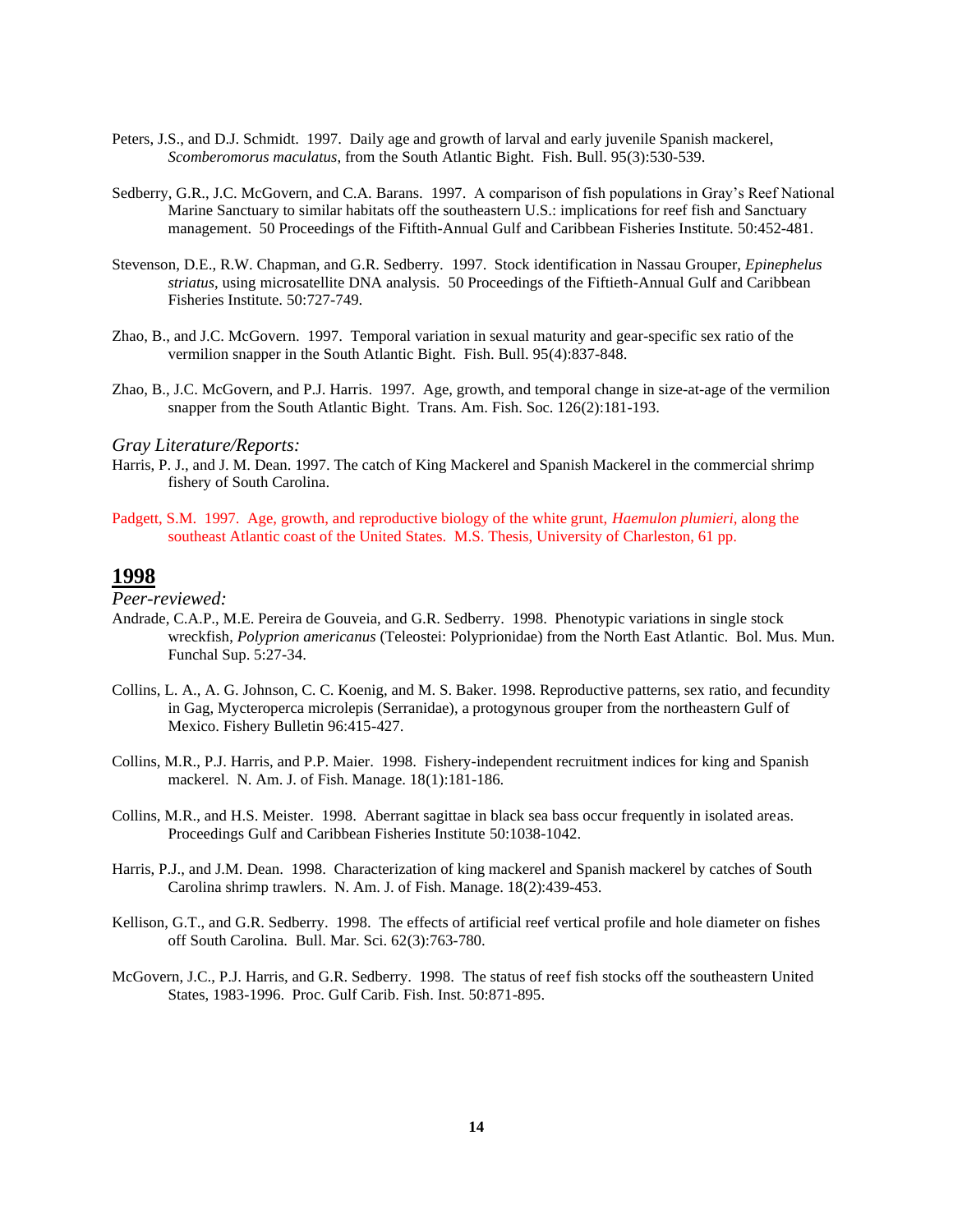Peters, J.S., and D.J. Schmidt. 1997. Daily age and growth of larval and early juvenile Spanish mackerel, *Scomberomorus maculatus*, from the South Atlantic Bight. Fish. Bull. 95(3):530-539.

Sedberry, G.R., J.C. McGovern, and C.A. Barans. 1997. A comparison of fish populations in Gray's Reef National Marine Sanctuary to similar habitats off the southeastern U.S.: implications for reef fish and Sanctuary management. 50 Proceedings of the Fiftith-Annual Gulf and Caribbean Fisheries Institute. 50:452-481.

Stevenson, D.E., R.W. Chapman, and G.R. Sedberry. 1997. Stock identification in Nassau Grouper, *Epinephelus striatus*, using microsatellite DNA analysis. 50 Proceedings of the Fiftieth-Annual Gulf and Caribbean Fisheries Institute. 50:727-749.

Zhao, B., and J.C. McGovern. 1997. Temporal variation in sexual maturity and gear-specific sex ratio of the vermilion snapper in the South Atlantic Bight. Fish. Bull. 95(4):837-848.

Zhao, B., J.C. McGovern, and P.J. Harris. 1997. Age, growth, and temporal change in size-at-age of the vermilion snapper from the South Atlantic Bight. Trans. Am. Fish. Soc. 126(2):181-193.

*Gray Literature/Reports:*

Harris, P. J., and J. M. Dean. 1997. The catch of King Mackerel and Spanish Mackerel in the commercial shrimp fishery of South Carolina.

Padgett, S.M. 1997. Age, growth, and reproductive biology of the white grunt, *Haemulon plumieri*, along the southeast Atlantic coast of the United States. M.S. Thesis, University of Charleston, 61 pp.

## 1998

*Peer-reviewed:*

Andrade, C.A.P., M.E. Pereira de Gouveia, and G.R. Sedberry. 1998. Phenotypic variations in single stock wreckfish, *Polyprion americanus* (Teleostei: Polyprionidae) from the North East Atlantic. Bol. Mus. Mun. Funchal Sup. 5:27-34.

Collins, L. A., A. G. Johnson, C. C. Koenig, and M. S. Baker. 1998. Reproductive patterns, sex ratio, and fecundity in Gag, Mycteroperca microlepis (Serranidae), a protogynous grouper from the northeastern Gulf of Mexico. Fishery Bulletin 96:415-427.

Collins, M.R., P.J. Harris, and P.P. Maier. 1998. Fishery-independent recruitment indices for king and Spanish mackerel. N. Am. J. of Fish. Manage. 18(1):181-186.

Collins, M.R., and H.S. Meister. 1998. Aberrant sagittae in black sea bass occur frequently in isolated areas. Proceedings Gulf and Caribbean Fisheries Institute 50:1038-1042.

Harris, P.J., and J.M. Dean. 1998. Characterization of king mackerel and Spanish mackerel by catches of South Carolina shrimp trawlers. N. Am. J. of Fish. Manage. 18(2):439-453.

Kellison, G.T., and G.R. Sedberry. 1998. The effects of artificial reef vertical profile and hole diameter on fishes off South Carolina. Bull. Mar. Sci. 62(3):763-780.

McGovern, J.C., P.J. Harris, and G.R. Sedberry. 1998. The status of reef fish stocks off the southeastern United States, 1983-1996. Proc. Gulf Carib. Fish. Inst. 50:871-895.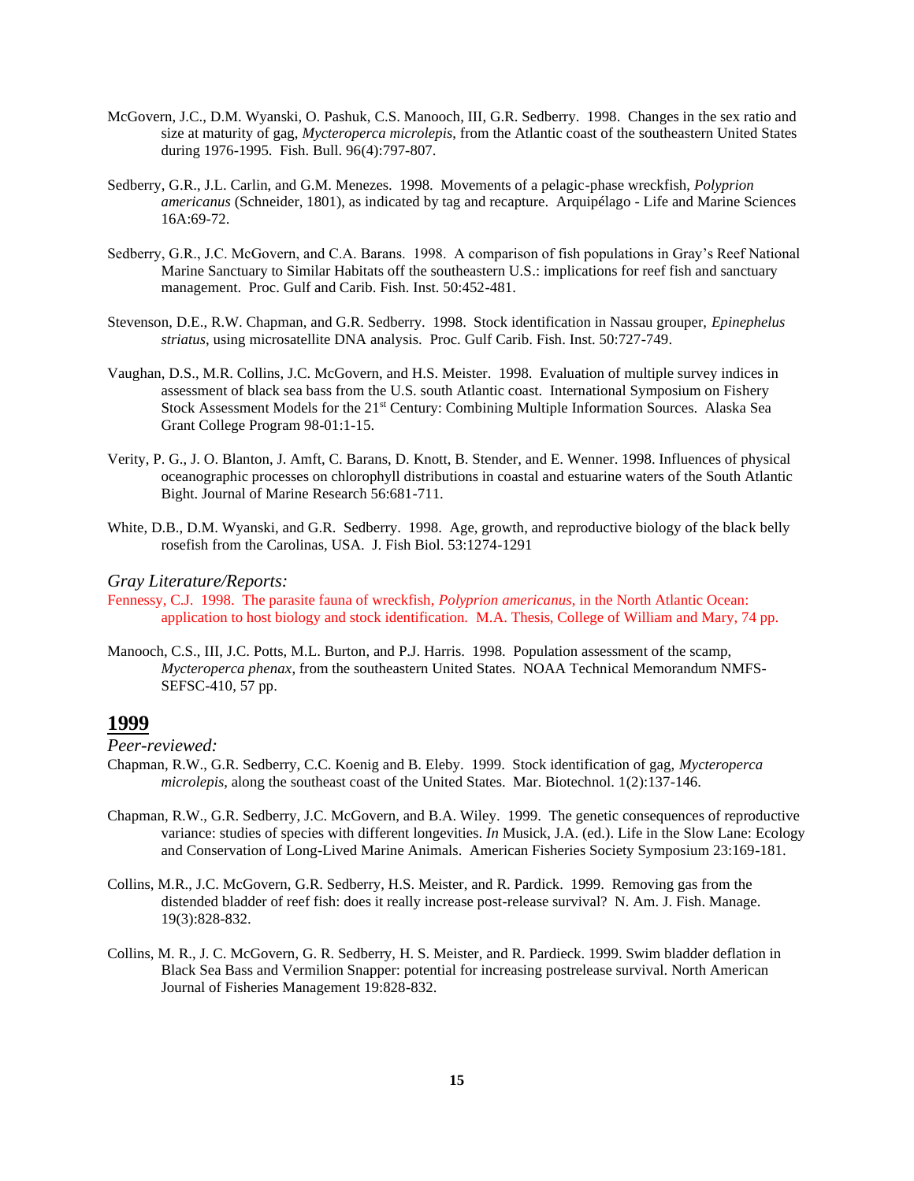McGovern, J.C., D.M. Wyanski, O. Pashuk, C.S. Manooch, III, G.R. Sedberry. 1998. Changes in the sex ratio and size at maturity of gag, *Mycteroperca microlepis*, from the Atlantic coast of the southeastern United States during 1976-1995. Fish. Bull. 96(4):797-807.

Sedberry, G.R., J.L. Carlin, and G.M. Menezes. 1998. Movements of a pelagic-phase wreckfish, *Polyprion americanus* (Schneider, 1801), as indicated by tag and recapture. Arquipélago - Life and Marine Sciences 16A:69-72.

Sedberry, G.R., J.C. McGovern, and C.A. Barans. 1998. A comparison of fish populations in Gray's Reef National Marine Sanctuary to Similar Habitats off the southeastern U.S.: implications for reef fish and sanctuary management. Proc. Gulf and Carib. Fish. Inst. 50:452-481.

Stevenson, D.E., R.W. Chapman, and G.R. Sedberry. 1998. Stock identification in Nassau grouper, *Epinephelus striatus*, using microsatellite DNA analysis. Proc. Gulf Carib. Fish. Inst. 50:727-749.

Vaughan, D.S., M.R. Collins, J.C. McGovern, and H.S. Meister. 1998. Evaluation of multiple survey indices in assessment of black sea bass from the U.S. south Atlantic coast. International Symposium on Fishery Stock Assessment Models for the 21st Century: Combining Multiple Information Sources. Alaska Sea Grant College Program 98-01:1-15.

Verity, P. G., J. O. Blanton, J. Amft, C. Barans, D. Knott, B. Stender, and E. Wenner. 1998. Influences of physical oceanographic processes on chlorophyll distributions in coastal and estuarine waters of the South Atlantic Bight. Journal of Marine Research 56:681-711.

White, D.B., D.M. Wyanski, and G.R. Sedberry. 1998. Age, growth, and reproductive biology of the black belly rosefish from the Carolinas, USA. J. Fish Biol. 53:1274-1291

*Gray Literature/Reports:*

Fennessy, C.J. 1998. The parasite fauna of wreckfish, *Polyprion americanus*, in the North Atlantic Ocean: application to host biology and stock identification. M.A. Thesis, College of William and Mary, 74 pp.

Manooch, C.S., III, J.C. Potts, M.L. Burton, and P.J. Harris. 1998. Population assessment of the scamp, *Mycteroperca phenax*, from the southeastern United States. NOAA Technical Memorandum NMFS-SEFSC-410, 57 pp.

## 1999

*Peer-reviewed:*

Chapman, R.W., G.R. Sedberry, C.C. Koenig and B. Eleby. 1999. Stock identification of gag, *Mycteroperca microlepis*, along the southeast coast of the United States. Mar. Biotechnol. 1(2):137-146.

Chapman, R.W., G.R. Sedberry, J.C. McGovern, and B.A. Wiley. 1999. The genetic consequences of reproductive variance: studies of species with different longevities. *In* Musick, J.A. (ed.). Life in the Slow Lane: Ecology and Conservation of Long-Lived Marine Animals. American Fisheries Society Symposium 23:169-181.

Collins, M.R., J.C. McGovern, G.R. Sedberry, H.S. Meister, and R. Pardick. 1999. Removing gas from the distended bladder of reef fish: does it really increase post-release survival? N. Am. J. Fish. Manage. 19(3):828-832.

Collins, M. R., J. C. McGovern, G. R. Sedberry, H. S. Meister, and R. Pardieck. 1999. Swim bladder deflation in Black Sea Bass and Vermilion Snapper: potential for increasing postrelease survival. North American Journal of Fisheries Management 19:828-832.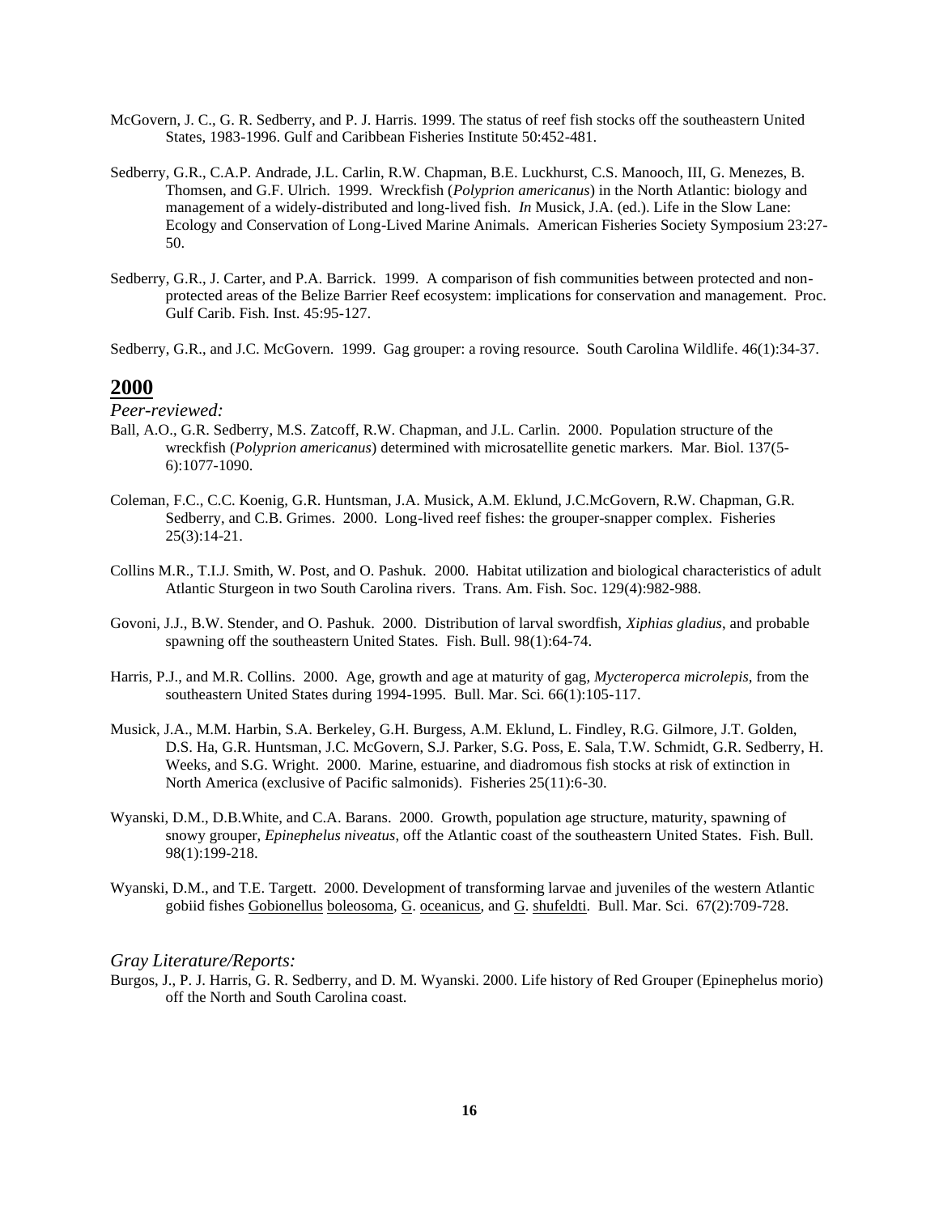McGovern, J. C., G. R. Sedberry, and P. J. Harris. 1999. The status of reef fish stocks off the southeastern United States, 1983-1996. Gulf and Caribbean Fisheries Institute 50:452-481.

Sedberry, G.R., C.A.P. Andrade, J.L. Carlin, R.W. Chapman, B.E. Luckhurst, C.S. Manooch, III, G. Menezes, B. Thomsen, and G.F. Ulrich. 1999. Wreckfish (*Polyprion americanus*) in the North Atlantic: biology and management of a widely-distributed and long-lived fish. *In* Musick, J.A. (ed.). Life in the Slow Lane: Ecology and Conservation of Long-Lived Marine Animals. American Fisheries Society Symposium 23:27-50.

Sedberry, G.R., J. Carter, and P.A. Barrick. 1999. A comparison of fish communities between protected and non-protected areas of the Belize Barrier Reef ecosystem: implications for conservation and management. Proc. Gulf Carib. Fish. Inst. 45:95-127.

Sedberry, G.R., and J.C. McGovern. 1999. Gag grouper: a roving resource. South Carolina Wildlife. 46(1):34-37.

## 2000

*Peer-reviewed:*

Ball, A.O., G.R. Sedberry, M.S. Zatcoff, R.W. Chapman, and J.L. Carlin. 2000. Population structure of the wreckfish (*Polyprion americanus*) determined with microsatellite genetic markers. Mar. Biol. 137(5-6):1077-1090.

Coleman, F.C., C.C. Koenig, G.R. Huntsman, J.A. Musick, A.M. Eklund, J.C.McGovern, R.W. Chapman, G.R. Sedberry, and C.B. Grimes. 2000. Long-lived reef fishes: the grouper-snapper complex. Fisheries 25(3):14-21.

Collins M.R., T.I.J. Smith, W. Post, and O. Pashuk. 2000. Habitat utilization and biological characteristics of adult Atlantic Sturgeon in two South Carolina rivers. Trans. Am. Fish. Soc. 129(4):982-988.

Govoni, J.J., B.W. Stender, and O. Pashuk. 2000. Distribution of larval swordfish, *Xiphias gladius*, and probable spawning off the southeastern United States. Fish. Bull. 98(1):64-74.

Harris, P.J., and M.R. Collins. 2000. Age, growth and age at maturity of gag, *Mycteroperca microlepis*, from the southeastern United States during 1994-1995. Bull. Mar. Sci. 66(1):105-117.

Musick, J.A., M.M. Harbin, S.A. Berkeley, G.H. Burgess, A.M. Eklund, L. Findley, R.G. Gilmore, J.T. Golden, D.S. Ha, G.R. Huntsman, J.C. McGovern, S.J. Parker, S.G. Poss, E. Sala, T.W. Schmidt, G.R. Sedberry, H. Weeks, and S.G. Wright. 2000. Marine, estuarine, and diadromous fish stocks at risk of extinction in North America (exclusive of Pacific salmonids). Fisheries 25(11):6-30.

Wyanski, D.M., D.B.White, and C.A. Barans. 2000. Growth, population age structure, maturity, spawning of snowy grouper, *Epinephelus niveatus*, off the Atlantic coast of the southeastern United States. Fish. Bull. 98(1):199-218.

Wyanski, D.M., and T.E. Targett. 2000. Development of transforming larvae and juveniles of the western Atlantic gobiid fishes Gobionellus boleosoma, G. oceanicus, and G. shufeldti. Bull. Mar. Sci. 67(2):709-728.

*Gray Literature/Reports:*

Burgos, J., P. J. Harris, G. R. Sedberry, and D. M. Wyanski. 2000. Life history of Red Grouper (Epinephelus morio) off the North and South Carolina coast.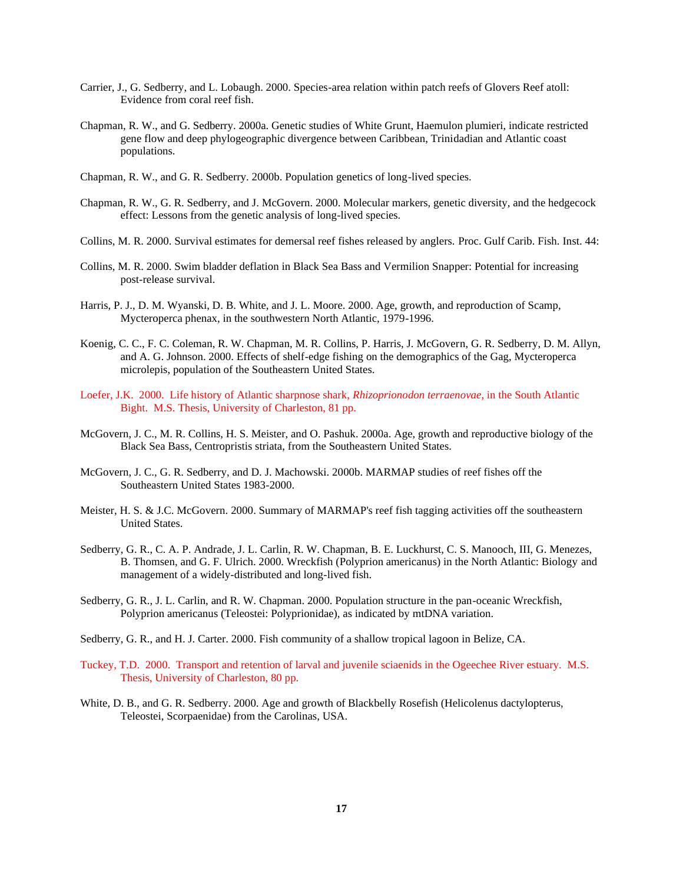Carrier, J., G. Sedberry, and L. Lobaugh. 2000. Species-area relation within patch reefs of Glovers Reef atoll: Evidence from coral reef fish.

Chapman, R. W., and G. Sedberry. 2000a. Genetic studies of White Grunt, Haemulon plumieri, indicate restricted gene flow and deep phylogeographic divergence between Caribbean, Trinidadian and Atlantic coast populations.

Chapman, R. W., and G. R. Sedberry. 2000b. Population genetics of long-lived species.

Chapman, R. W., G. R. Sedberry, and J. McGovern. 2000. Molecular markers, genetic diversity, and the hedgecock effect: Lessons from the genetic analysis of long-lived species.

Collins, M. R. 2000. Survival estimates for demersal reef fishes released by anglers. Proc. Gulf Carib. Fish. Inst. 44:

Collins, M. R. 2000. Swim bladder deflation in Black Sea Bass and Vermilion Snapper: Potential for increasing post-release survival.

Harris, P. J., D. M. Wyanski, D. B. White, and J. L. Moore. 2000. Age, growth, and reproduction of Scamp, Mycteroperca phenax, in the southwestern North Atlantic, 1979-1996.

Koenig, C. C., F. C. Coleman, R. W. Chapman, M. R. Collins, P. Harris, J. McGovern, G. R. Sedberry, D. M. Allyn, and A. G. Johnson. 2000. Effects of shelf-edge fishing on the demographics of the Gag, Mycteroperca microlepis, population of the Southeastern United States.

Loefer, J.K. 2000. Life history of Atlantic sharpnose shark, *Rhizoprionodon terraenovae*, in the South Atlantic Bight. M.S. Thesis, University of Charleston, 81 pp.

McGovern, J. C., M. R. Collins, H. S. Meister, and O. Pashuk. 2000a. Age, growth and reproductive biology of the Black Sea Bass, Centropristis striata, from the Southeastern United States.

McGovern, J. C., G. R. Sedberry, and D. J. Machowski. 2000b. MARMAP studies of reef fishes off the Southeastern United States 1983-2000.

Meister, H. S. & J.C. McGovern. 2000. Summary of MARMAP's reef fish tagging activities off the southeastern United States.

Sedberry, G. R., C. A. P. Andrade, J. L. Carlin, R. W. Chapman, B. E. Luckhurst, C. S. Manooch, III, G. Menezes, B. Thomsen, and G. F. Ulrich. 2000. Wreckfish (Polyprion americanus) in the North Atlantic: Biology and management of a widely-distributed and long-lived fish.

Sedberry, G. R., J. L. Carlin, and R. W. Chapman. 2000. Population structure in the pan-oceanic Wreckfish, Polyprion americanus (Teleostei: Polyprionidae), as indicated by mtDNA variation.

Sedberry, G. R., and H. J. Carter. 2000. Fish community of a shallow tropical lagoon in Belize, CA.

Tuckey, T.D. 2000. Transport and retention of larval and juvenile sciaenids in the Ogeechee River estuary. M.S. Thesis, University of Charleston, 80 pp.

White, D. B., and G. R. Sedberry. 2000. Age and growth of Blackbelly Rosefish (Helicolenus dactylopterus, Teleostei, Scorpaenidae) from the Carolinas, USA.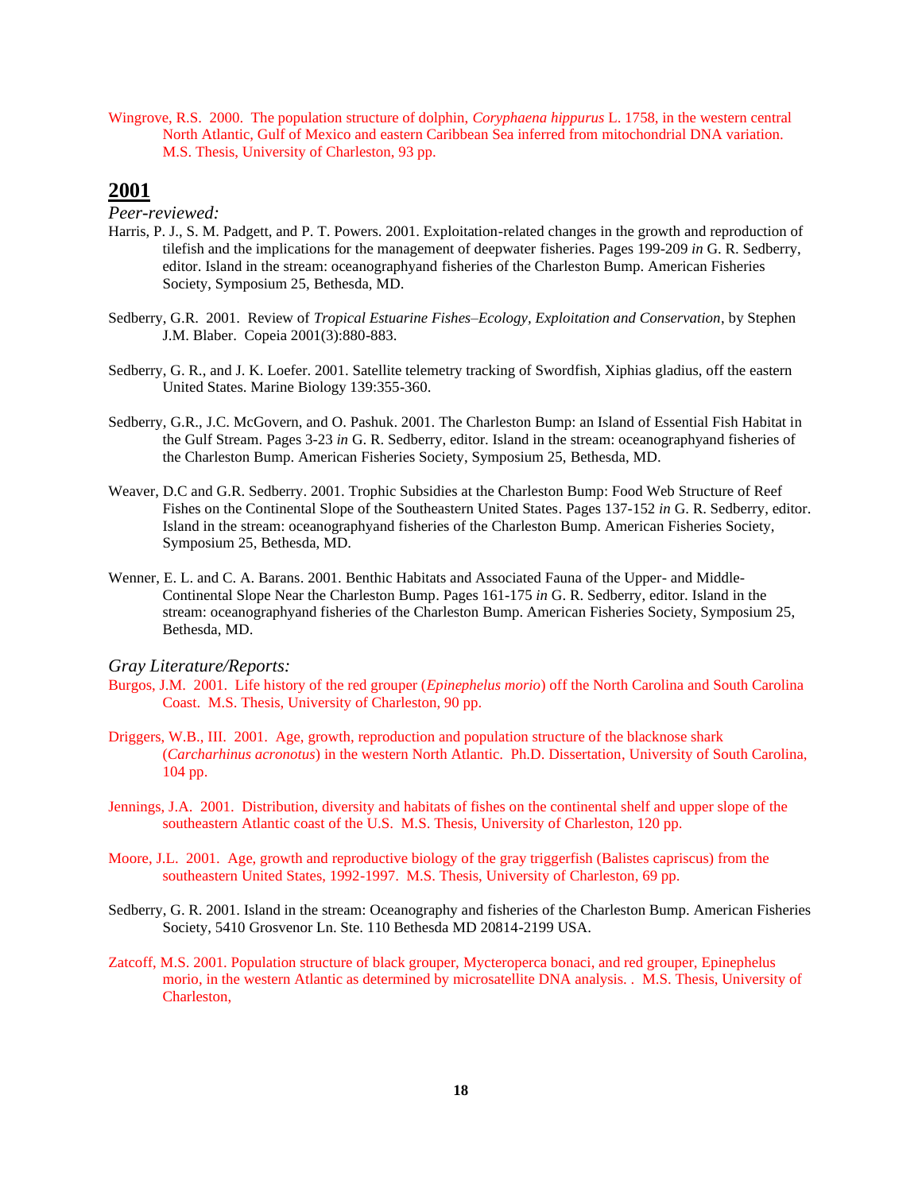Wingrove, R.S. 2000. The population structure of dolphin, *Coryphaena hippurus* L. 1758, in the western central North Atlantic, Gulf of Mexico and eastern Caribbean Sea inferred from mitochondrial DNA variation. M.S. Thesis, University of Charleston, 93 pp.

## 2001

*Peer-reviewed:*

Harris, P. J., S. M. Padgett, and P. T. Powers. 2001. Exploitation-related changes in the growth and reproduction of tilefish and the implications for the management of deepwater fisheries. Pages 199-209 *in* G. R. Sedberry, editor. Island in the stream: oceanographyand fisheries of the Charleston Bump. American Fisheries Society, Symposium 25, Bethesda, MD.

Sedberry, G.R. 2001. Review of *Tropical Estuarine Fishes–Ecology, Exploitation and Conservation*, by Stephen J.M. Blaber. Copeia 2001(3):880-883.

Sedberry, G. R., and J. K. Loefer. 2001. Satellite telemetry tracking of Swordfish, Xiphias gladius, off the eastern United States. Marine Biology 139:355-360.

Sedberry, G.R., J.C. McGovern, and O. Pashuk. 2001. The Charleston Bump: an Island of Essential Fish Habitat in the Gulf Stream. Pages 3-23 *in* G. R. Sedberry, editor. Island in the stream: oceanographyand fisheries of the Charleston Bump. American Fisheries Society, Symposium 25, Bethesda, MD.

Weaver, D.C and G.R. Sedberry. 2001. Trophic Subsidies at the Charleston Bump: Food Web Structure of Reef Fishes on the Continental Slope of the Southeastern United States. Pages 137-152 *in* G. R. Sedberry, editor. Island in the stream: oceanographyand fisheries of the Charleston Bump. American Fisheries Society, Symposium 25, Bethesda, MD.

Wenner, E. L. and C. A. Barans. 2001. Benthic Habitats and Associated Fauna of the Upper- and Middle-Continental Slope Near the Charleston Bump. Pages 161-175 *in* G. R. Sedberry, editor. Island in the stream: oceanographyand fisheries of the Charleston Bump. American Fisheries Society, Symposium 25, Bethesda, MD.

*Gray Literature/Reports:*

Burgos, J.M. 2001. Life history of the red grouper (*Epinephelus morio*) off the North Carolina and South Carolina Coast. M.S. Thesis, University of Charleston, 90 pp.

Driggers, W.B., III. 2001. Age, growth, reproduction and population structure of the blacknose shark (*Carcharhinus acronotus*) in the western North Atlantic. Ph.D. Dissertation, University of South Carolina, 104 pp.

Jennings, J.A. 2001. Distribution, diversity and habitats of fishes on the continental shelf and upper slope of the southeastern Atlantic coast of the U.S. M.S. Thesis, University of Charleston, 120 pp.

Moore, J.L. 2001. Age, growth and reproductive biology of the gray triggerfish (Balistes capriscus) from the southeastern United States, 1992-1997. M.S. Thesis, University of Charleston, 69 pp.

Sedberry, G. R. 2001. Island in the stream: Oceanography and fisheries of the Charleston Bump. American Fisheries Society, 5410 Grosvenor Ln. Ste. 110 Bethesda MD 20814-2199 USA.

Zatcoff, M.S. 2001. Population structure of black grouper, Mycteroperca bonaci, and red grouper, Epinephelus morio, in the western Atlantic as determined by microsatellite DNA analysis. . M.S. Thesis, University of Charleston,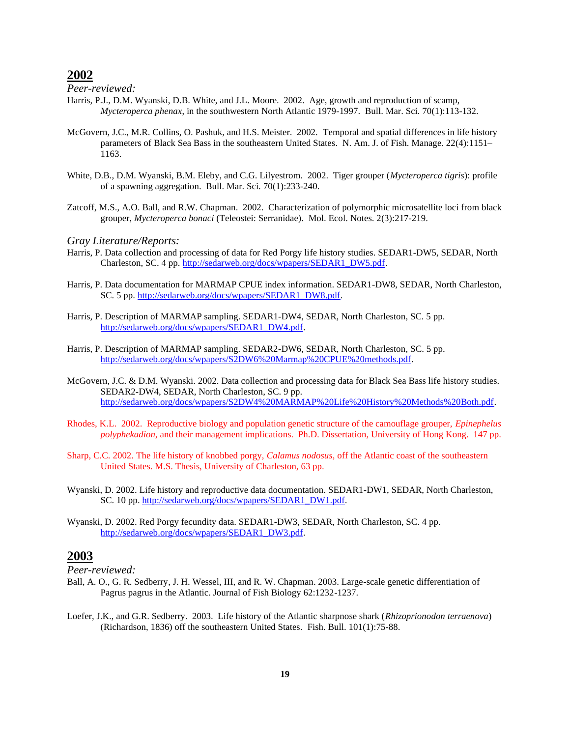## 2002

*Peer-reviewed:*

Harris, P.J., D.M. Wyanski, D.B. White, and J.L. Moore. 2002. Age, growth and reproduction of scamp, *Mycteroperca phenax*, in the southwestern North Atlantic 1979-1997. Bull. Mar. Sci. 70(1):113-132.

McGovern, J.C., M.R. Collins, O. Pashuk, and H.S. Meister. 2002. Temporal and spatial differences in life history parameters of Black Sea Bass in the southeastern United States. N. Am. J. of Fish. Manage. 22(4):1151–1163.

White, D.B., D.M. Wyanski, B.M. Eleby, and C.G. Lilyestrom. 2002. Tiger grouper (*Mycteroperca tigris*): profile of a spawning aggregation. Bull. Mar. Sci. 70(1):233-240.

Zatcoff, M.S., A.O. Ball, and R.W. Chapman. 2002. Characterization of polymorphic microsatellite loci from black grouper, *Mycteroperca bonaci* (Teleostei: Serranidae). Mol. Ecol. Notes. 2(3):217-219.

*Gray Literature/Reports:*

Harris, P. Data collection and processing of data for Red Porgy life history studies. SEDAR1-DW5, SEDAR, North Charleston, SC. 4 pp. http://sedarweb.org/docs/wpapers/SEDAR1_DW5.pdf.

Harris, P. Data documentation for MARMAP CPUE index information. SEDAR1-DW8, SEDAR, North Charleston, SC. 5 pp. http://sedarweb.org/docs/wpapers/SEDAR1_DW8.pdf.

Harris, P. Description of MARMAP sampling. SEDAR1-DW4, SEDAR, North Charleston, SC. 5 pp. http://sedarweb.org/docs/wpapers/SEDAR1_DW4.pdf.

Harris, P. Description of MARMAP sampling. SEDAR2-DW6, SEDAR, North Charleston, SC. 5 pp. http://sedarweb.org/docs/wpapers/S2DW6%20Marmap%20CPUE%20methods.pdf.

McGovern, J.C. & D.M. Wyanski. 2002. Data collection and processing data for Black Sea Bass life history studies. SEDAR2-DW4, SEDAR, North Charleston, SC. 9 pp. http://sedarweb.org/docs/wpapers/S2DW4%20MARMAP%20Life%20History%20Methods%20Both.pdf.

Rhodes, K.L. 2002. Reproductive biology and population genetic structure of the camouflage grouper, *Epinephelus polyphekadion*, and their management implications. Ph.D. Dissertation, University of Hong Kong. 147 pp.

Sharp, C.C. 2002. The life history of knobbed porgy, *Calamus nodosus*, off the Atlantic coast of the southeastern United States. M.S. Thesis, University of Charleston, 63 pp.

Wyanski, D. 2002. Life history and reproductive data documentation. SEDAR1-DW1, SEDAR, North Charleston, SC. 10 pp. http://sedarweb.org/docs/wpapers/SEDAR1_DW1.pdf.

Wyanski, D. 2002. Red Porgy fecundity data. SEDAR1-DW3, SEDAR, North Charleston, SC. 4 pp. http://sedarweb.org/docs/wpapers/SEDAR1_DW3.pdf.

## 2003

*Peer-reviewed:*

Ball, A. O., G. R. Sedberry, J. H. Wessel, III, and R. W. Chapman. 2003. Large-scale genetic differentiation of Pagrus pagrus in the Atlantic. Journal of Fish Biology 62:1232-1237.

Loefer, J.K., and G.R. Sedberry. 2003. Life history of the Atlantic sharpnose shark (*Rhizoprionodon terraenova*) (Richardson, 1836) off the southeastern United States. Fish. Bull. 101(1):75-88.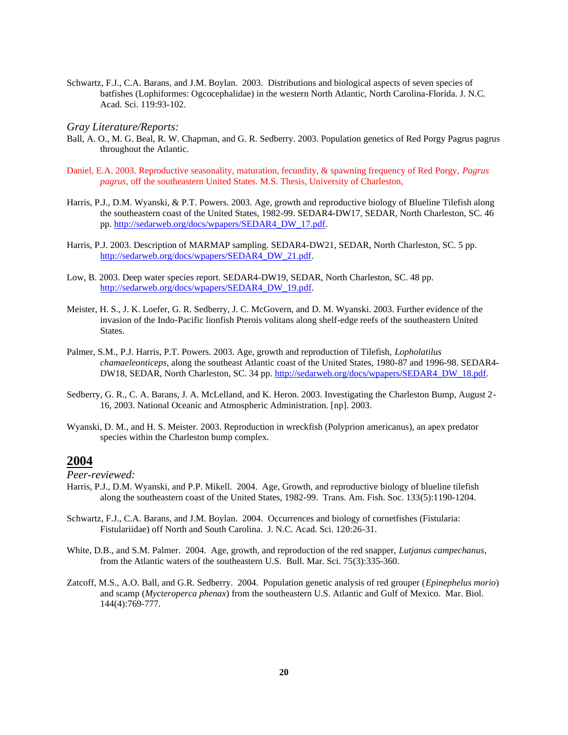Schwartz, F.J., C.A. Barans, and J.M. Boylan. 2003. Distributions and biological aspects of seven species of batfishes (Lophiformes: Ogcocephalidae) in the western North Atlantic, North Carolina-Florida. J. N.C. Acad. Sci. 119:93-102.

*Gray Literature/Reports:*

Ball, A. O., M. G. Beal, R. W. Chapman, and G. R. Sedberry. 2003. Population genetics of Red Porgy Pagrus pagrus throughout the Atlantic.

Daniel, E.A. 2003. Reproductive seasonality, maturation, fecundity, & spawning frequency of Red Porgy, *Pagrus pagrus*, off the southeastern United States. M.S. Thesis, University of Charleston,

Harris, P.J., D.M. Wyanski, & P.T. Powers. 2003. Age, growth and reproductive biology of Blueline Tilefish along the southeastern coast of the United States, 1982-99. SEDAR4-DW17, SEDAR, North Charleston, SC. 46 pp. http://sedarweb.org/docs/wpapers/SEDAR4_DW_17.pdf.

Harris, P.J. 2003. Description of MARMAP sampling. SEDAR4-DW21, SEDAR, North Charleston, SC. 5 pp. http://sedarweb.org/docs/wpapers/SEDAR4_DW_21.pdf.

Low, B. 2003. Deep water species report. SEDAR4-DW19, SEDAR, North Charleston, SC. 48 pp. http://sedarweb.org/docs/wpapers/SEDAR4_DW_19.pdf.

Meister, H. S., J. K. Loefer, G. R. Sedberry, J. C. McGovern, and D. M. Wyanski. 2003. Further evidence of the invasion of the Indo-Pacific lionfish Pterois volitans along shelf-edge reefs of the southeastern United States.

Palmer, S.M., P.J. Harris, P.T. Powers. 2003. Age, growth and reproduction of Tilefish, *Lopholatilus chamaeleonticeps*, along the southeast Atlantic coast of the United States, 1980-87 and 1996-98. SEDAR4-DW18, SEDAR, North Charleston, SC. 34 pp. http://sedarweb.org/docs/wpapers/SEDAR4_DW_18.pdf.

Sedberry, G. R., C. A. Barans, J. A. McLelland, and K. Heron. 2003. Investigating the Charleston Bump, August 2-16, 2003. National Oceanic and Atmospheric Administration. [np]. 2003.

Wyanski, D. M., and H. S. Meister. 2003. Reproduction in wreckfish (Polyprion americanus), an apex predator species within the Charleston bump complex.

## 2004

*Peer-reviewed:*

Harris, P.J., D.M. Wyanski, and P.P. Mikell. 2004. Age, Growth, and reproductive biology of blueline tilefish along the southeastern coast of the United States, 1982-99. Trans. Am. Fish. Soc. 133(5):1190-1204.

Schwartz, F.J., C.A. Barans, and J.M. Boylan. 2004. Occurrences and biology of cornetfishes (Fistularia: Fistulariidae) off North and South Carolina. J. N.C. Acad. Sci. 120:26-31.

White, D.B., and S.M. Palmer. 2004. Age, growth, and reproduction of the red snapper, *Lutjanus campechanus*, from the Atlantic waters of the southeastern U.S. Bull. Mar. Sci. 75(3):335-360.

Zatcoff, M.S., A.O. Ball, and G.R. Sedberry. 2004. Population genetic analysis of red grouper (*Epinephelus morio*) and scamp (*Mycteroperca phenax*) from the southeastern U.S. Atlantic and Gulf of Mexico. Mar. Biol. 144(4):769-777.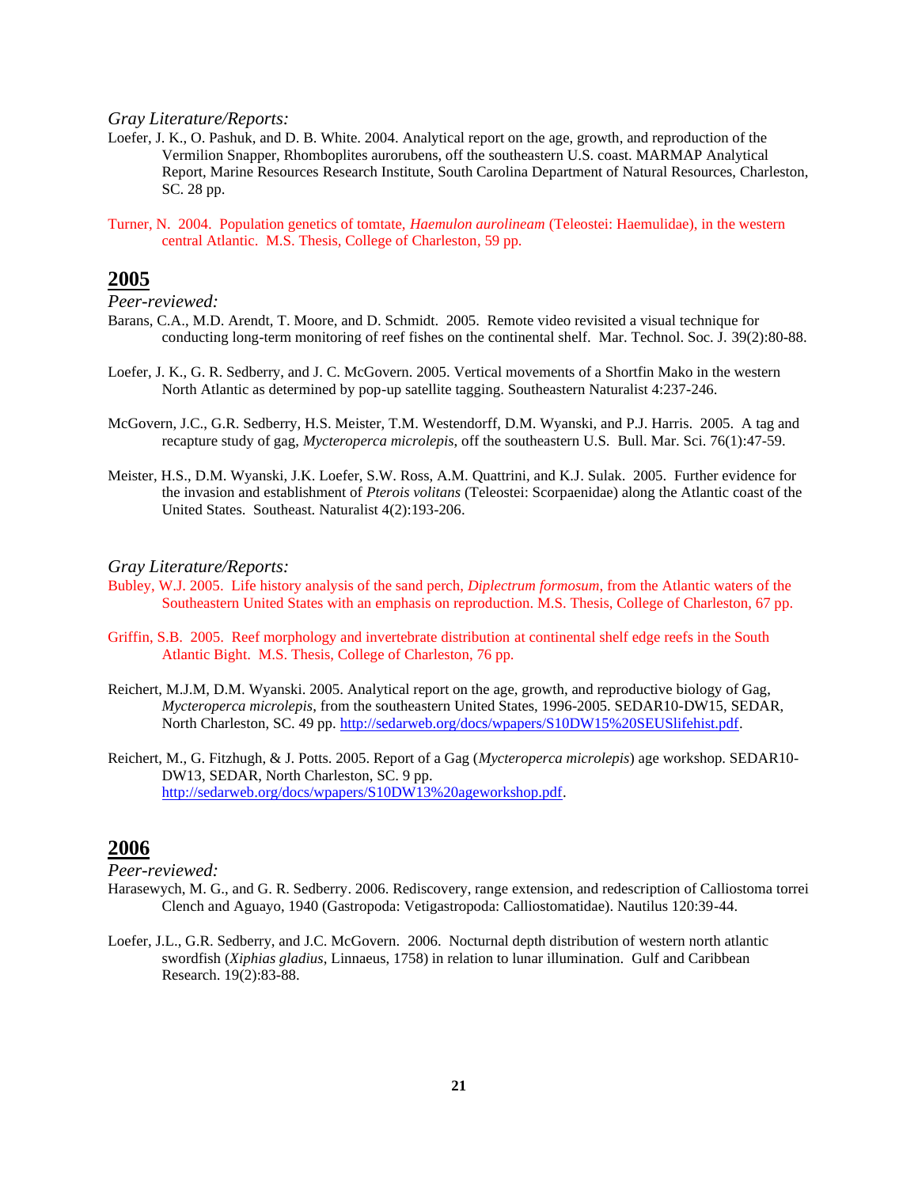*Gray Literature/Reports:*

Loefer, J. K., O. Pashuk, and D. B. White. 2004. Analytical report on the age, growth, and reproduction of the Vermilion Snapper, Rhomboplites aurorubens, off the southeastern U.S. coast. MARMAP Analytical Report, Marine Resources Research Institute, South Carolina Department of Natural Resources, Charleston, SC. 28 pp.

Turner, N. 2004. Population genetics of tomtate, *Haemulon aurolineam* (Teleostei: Haemulidae), in the western central Atlantic. M.S. Thesis, College of Charleston, 59 pp.

## 2005

*Peer-reviewed:*

Barans, C.A., M.D. Arendt, T. Moore, and D. Schmidt. 2005. Remote video revisited a visual technique for conducting long-term monitoring of reef fishes on the continental shelf. Mar. Technol. Soc. J. 39(2):80-88.

Loefer, J. K., G. R. Sedberry, and J. C. McGovern. 2005. Vertical movements of a Shortfin Mako in the western North Atlantic as determined by pop-up satellite tagging. Southeastern Naturalist 4:237-246.

McGovern, J.C., G.R. Sedberry, H.S. Meister, T.M. Westendorff, D.M. Wyanski, and P.J. Harris. 2005. A tag and recapture study of gag, *Mycteroperca microlepis*, off the southeastern U.S. Bull. Mar. Sci. 76(1):47-59.

Meister, H.S., D.M. Wyanski, J.K. Loefer, S.W. Ross, A.M. Quattrini, and K.J. Sulak. 2005. Further evidence for the invasion and establishment of *Pterois volitans* (Teleostei: Scorpaenidae) along the Atlantic coast of the United States. Southeast. Naturalist 4(2):193-206.

*Gray Literature/Reports:*

Bubley, W.J. 2005. Life history analysis of the sand perch, *Diplectrum formosum*, from the Atlantic waters of the Southeastern United States with an emphasis on reproduction. M.S. Thesis, College of Charleston, 67 pp.

Griffin, S.B. 2005. Reef morphology and invertebrate distribution at continental shelf edge reefs in the South Atlantic Bight. M.S. Thesis, College of Charleston, 76 pp.

Reichert, M.J.M, D.M. Wyanski. 2005. Analytical report on the age, growth, and reproductive biology of Gag, *Mycteroperca microlepis*, from the southeastern United States, 1996-2005. SEDAR10-DW15, SEDAR, North Charleston, SC. 49 pp. http://sedarweb.org/docs/wpapers/S10DW15%20SEUSlifehist.pdf.

Reichert, M., G. Fitzhugh, & J. Potts. 2005. Report of a Gag (*Mycteroperca microlepis*) age workshop. SEDAR10-DW13, SEDAR, North Charleston, SC. 9 pp. http://sedarweb.org/docs/wpapers/S10DW13%20ageworkshop.pdf.

## 2006

*Peer-reviewed:*

Harasewych, M. G., and G. R. Sedberry. 2006. Rediscovery, range extension, and redescription of Calliostoma torrei Clench and Aguayo, 1940 (Gastropoda: Vetigastropoda: Calliostomatidae). Nautilus 120:39-44.

Loefer, J.L., G.R. Sedberry, and J.C. McGovern. 2006. Nocturnal depth distribution of western north atlantic swordfish (*Xiphias gladius*, Linnaeus, 1758) in relation to lunar illumination. Gulf and Caribbean Research. 19(2):83-88.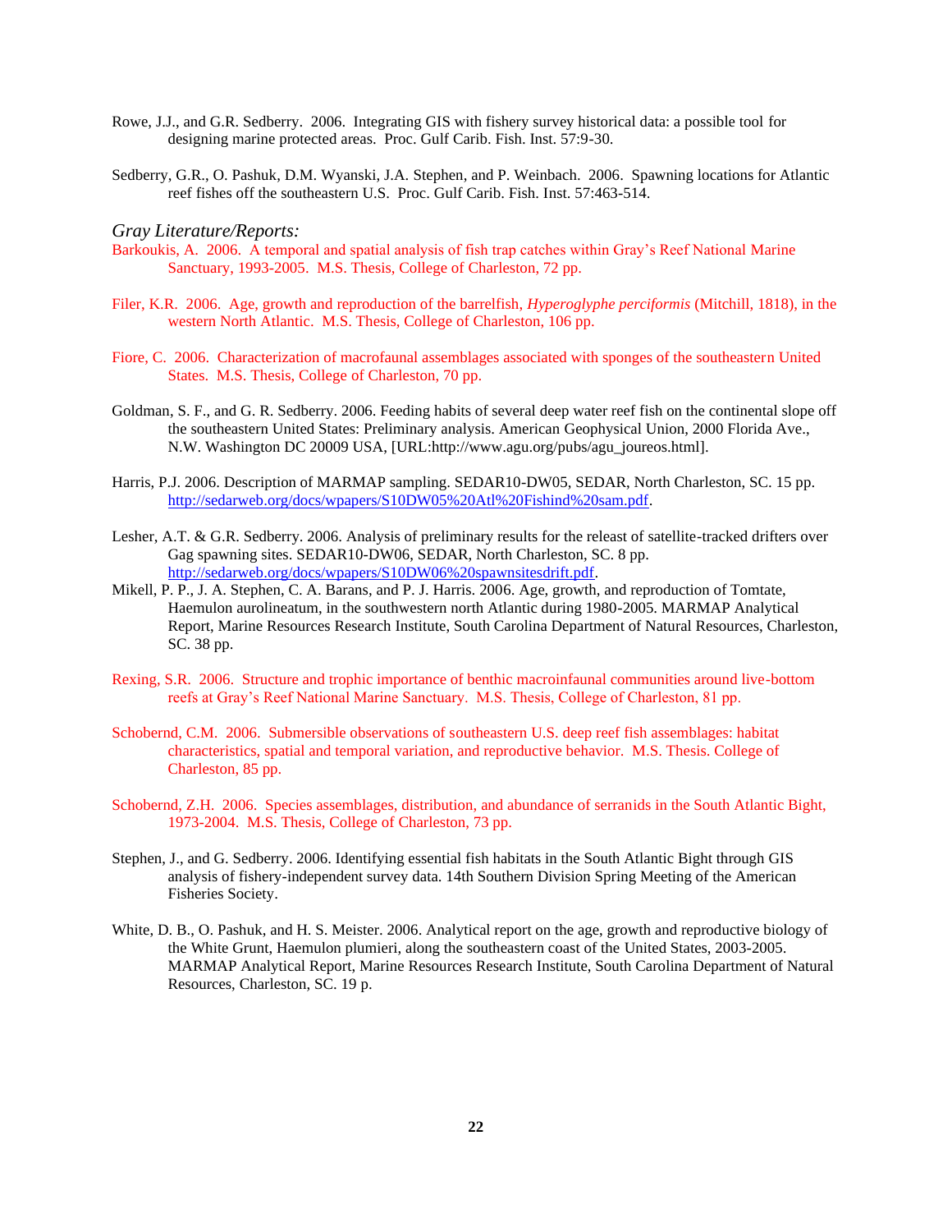Rowe, J.J., and G.R. Sedberry. 2006. Integrating GIS with fishery survey historical data: a possible tool for designing marine protected areas. Proc. Gulf Carib. Fish. Inst. 57:9-30.

Sedberry, G.R., O. Pashuk, D.M. Wyanski, J.A. Stephen, and P. Weinbach. 2006. Spawning locations for Atlantic reef fishes off the southeastern U.S. Proc. Gulf Carib. Fish. Inst. 57:463-514.

*Gray Literature/Reports:*

Barkoukis, A. 2006. A temporal and spatial analysis of fish trap catches within Gray's Reef National Marine Sanctuary, 1993-2005. M.S. Thesis, College of Charleston, 72 pp.

Filer, K.R. 2006. Age, growth and reproduction of the barrelfish, *Hyperoglyphe perciformis* (Mitchill, 1818), in the western North Atlantic. M.S. Thesis, College of Charleston, 106 pp.

Fiore, C. 2006. Characterization of macrofaunal assemblages associated with sponges of the southeastern United States. M.S. Thesis, College of Charleston, 70 pp.

Goldman, S. F., and G. R. Sedberry. 2006. Feeding habits of several deep water reef fish on the continental slope off the southeastern United States: Preliminary analysis. American Geophysical Union, 2000 Florida Ave., N.W. Washington DC 20009 USA, [URL:http://www.agu.org/pubs/agu_joureos.html].

Harris, P.J. 2006. Description of MARMAP sampling. SEDAR10-DW05, SEDAR, North Charleston, SC. 15 pp. http://sedarweb.org/docs/wpapers/S10DW05%20Atl%20Fishind%20sam.pdf.

Lesher, A.T. & G.R. Sedberry. 2006. Analysis of preliminary results for the release of satellite-tracked drifters over Gag spawning sites. SEDAR10-DW06, SEDAR, North Charleston, SC. 8 pp. http://sedarweb.org/docs/wpapers/S10DW06%20spawnsitesdrift.pdf.

Mikell, P. P., J. A. Stephen, C. A. Barans, and P. J. Harris. 2006. Age, growth, and reproduction of Tomtate, Haemulon aurolineatum, in the southwestern north Atlantic during 1980-2005. MARMAP Analytical Report, Marine Resources Research Institute, South Carolina Department of Natural Resources, Charleston, SC. 38 pp.

Rexing, S.R. 2006. Structure and trophic importance of benthic macroinfaunal communities around live-bottom reefs at Gray's Reef National Marine Sanctuary. M.S. Thesis, College of Charleston, 81 pp.

Schobernd, C.M. 2006. Submersible observations of southeastern U.S. deep reef fish assemblages: habitat characteristics, spatial and temporal variation, and reproductive behavior. M.S. Thesis. College of Charleston, 85 pp.

Schobernd, Z.H. 2006. Species assemblages, distribution, and abundance of serranids in the South Atlantic Bight, 1973-2004. M.S. Thesis, College of Charleston, 73 pp.

Stephen, J., and G. Sedberry. 2006. Identifying essential fish habitats in the South Atlantic Bight through GIS analysis of fishery-independent survey data. 14th Southern Division Spring Meeting of the American Fisheries Society.

White, D. B., O. Pashuk, and H. S. Meister. 2006. Analytical report on the age, growth and reproductive biology of the White Grunt, Haemulon plumieri, along the southeastern coast of the United States, 2003-2005. MARMAP Analytical Report, Marine Resources Research Institute, South Carolina Department of Natural Resources, Charleston, SC. 19 p.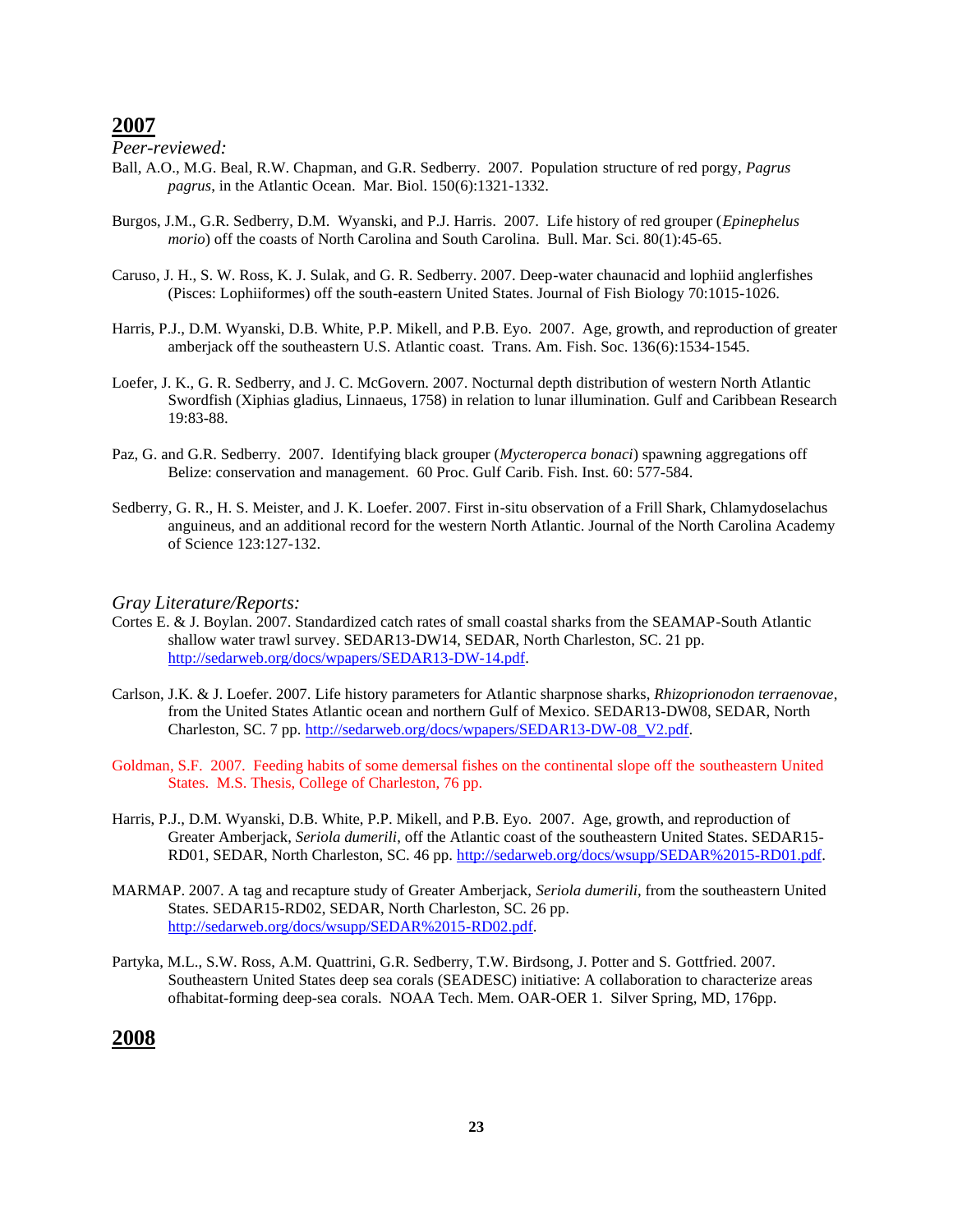## 2007

*Peer-reviewed:*

Ball, A.O., M.G. Beal, R.W. Chapman, and G.R. Sedberry. 2007. Population structure of red porgy, *Pagrus pagrus*, in the Atlantic Ocean. Mar. Biol. 150(6):1321-1332.

Burgos, J.M., G.R. Sedberry, D.M. Wyanski, and P.J. Harris. 2007. Life history of red grouper (*Epinephelus morio*) off the coasts of North Carolina and South Carolina. Bull. Mar. Sci. 80(1):45-65.

Caruso, J. H., S. W. Ross, K. J. Sulak, and G. R. Sedberry. 2007. Deep-water chaunacid and lophiid anglerfishes (Pisces: Lophiiformes) off the south-eastern United States. Journal of Fish Biology 70:1015-1026.

Harris, P.J., D.M. Wyanski, D.B. White, P.P. Mikell, and P.B. Eyo. 2007. Age, growth, and reproduction of greater amberjack off the southeastern U.S. Atlantic coast. Trans. Am. Fish. Soc. 136(6):1534-1545.

Loefer, J. K., G. R. Sedberry, and J. C. McGovern. 2007. Nocturnal depth distribution of western North Atlantic Swordfish (Xiphias gladius, Linnaeus, 1758) in relation to lunar illumination. Gulf and Caribbean Research 19:83-88.

Paz, G. and G.R. Sedberry. 2007. Identifying black grouper (*Mycteroperca bonaci*) spawning aggregations off Belize: conservation and management. 60 Proc. Gulf Carib. Fish. Inst. 60: 577-584.

Sedberry, G. R., H. S. Meister, and J. K. Loefer. 2007. First in-situ observation of a Frill Shark, Chlamydoselachus anguineus, and an additional record for the western North Atlantic. Journal of the North Carolina Academy of Science 123:127-132.

*Gray Literature/Reports:*

Cortes E. & J. Boylan. 2007. Standardized catch rates of small coastal sharks from the SEAMAP-South Atlantic shallow water trawl survey. SEDAR13-DW14, SEDAR, North Charleston, SC. 21 pp. http://sedarweb.org/docs/wpapers/SEDAR13-DW-14.pdf.

Carlson, J.K. & J. Loefer. 2007. Life history parameters for Atlantic sharpnose sharks, *Rhizoprionodon terraenovae*, from the United States Atlantic ocean and northern Gulf of Mexico. SEDAR13-DW08, SEDAR, North Charleston, SC. 7 pp. http://sedarweb.org/docs/wpapers/SEDAR13-DW-08_V2.pdf.

Goldman, S.F. 2007. Feeding habits of some demersal fishes on the continental slope off the southeastern United States. M.S. Thesis, College of Charleston, 76 pp.

Harris, P.J., D.M. Wyanski, D.B. White, P.P. Mikell, and P.B. Eyo. 2007. Age, growth, and reproduction of Greater Amberjack, *Seriola dumerili*, off the Atlantic coast of the southeastern United States. SEDAR15-RD01, SEDAR, North Charleston, SC. 46 pp. http://sedarweb.org/docs/wsupp/SEDAR%2015-RD01.pdf.

MARMAP. 2007. A tag and recapture study of Greater Amberjack, *Seriola dumerili*, from the southeastern United States. SEDAR15-RD02, SEDAR, North Charleston, SC. 26 pp. http://sedarweb.org/docs/wsupp/SEDAR%2015-RD02.pdf.

Partyka, M.L., S.W. Ross, A.M. Quattrini, G.R. Sedberry, T.W. Birdsong, J. Potter and S. Gottfried. 2007. Southeastern United States deep sea corals (SEADESC) initiative: A collaboration to characterize areas ofhabitat-forming deep-sea corals. NOAA Tech. Mem. OAR-OER 1. Silver Spring, MD, 176pp.

## 2008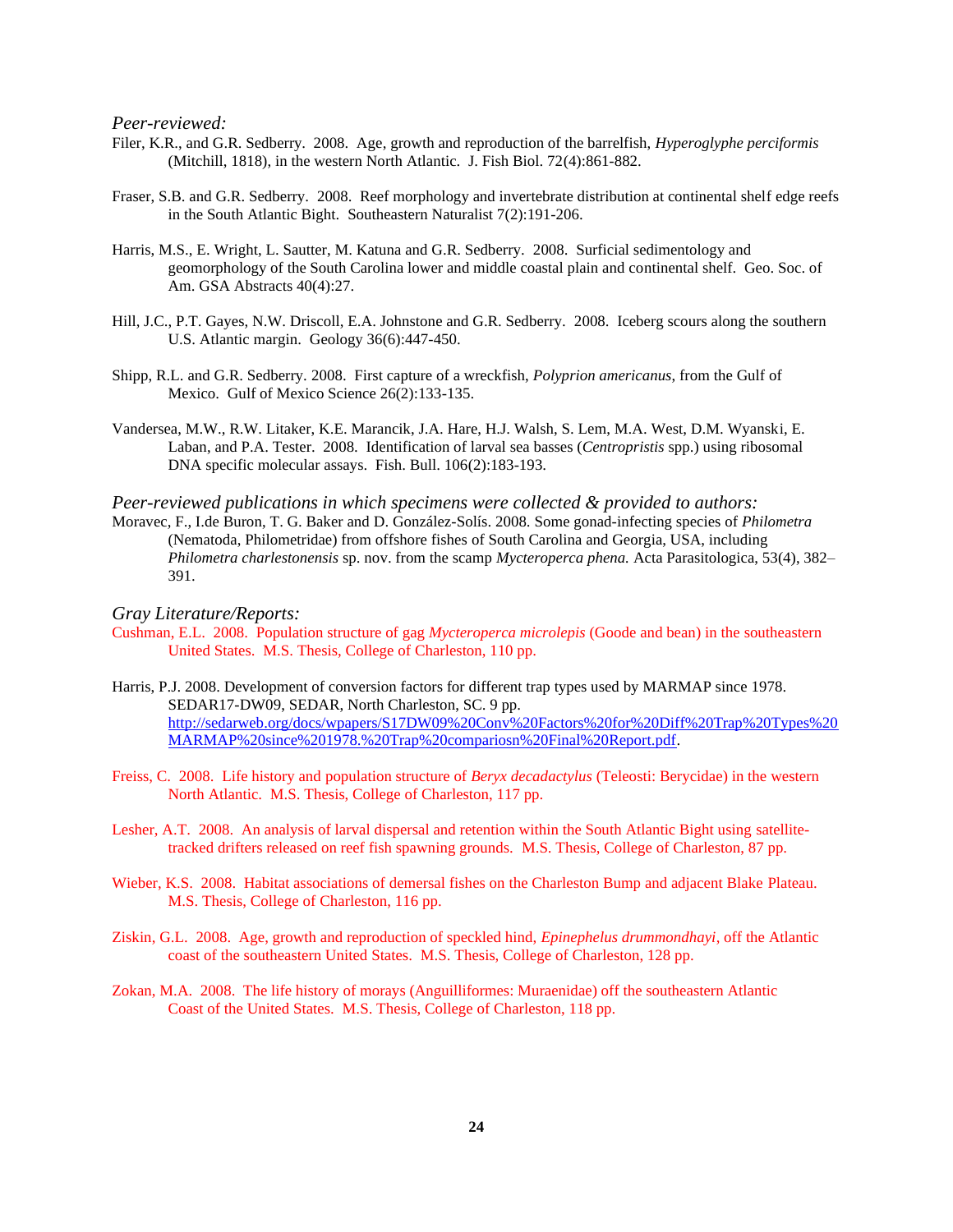*Peer-reviewed:*

Filer, K.R., and G.R. Sedberry. 2008. Age, growth and reproduction of the barrelfish, *Hyperoglyphe perciformis* (Mitchill, 1818), in the western North Atlantic. J. Fish Biol. 72(4):861-882.

Fraser, S.B. and G.R. Sedberry. 2008. Reef morphology and invertebrate distribution at continental shelf edge reefs in the South Atlantic Bight. Southeastern Naturalist 7(2):191-206.

Harris, M.S., E. Wright, L. Sautter, M. Katuna and G.R. Sedberry. 2008. Surficial sedimentology and geomorphology of the South Carolina lower and middle coastal plain and continental shelf. Geo. Soc. of Am. GSA Abstracts 40(4):27.

Hill, J.C., P.T. Gayes, N.W. Driscoll, E.A. Johnstone and G.R. Sedberry. 2008. Iceberg scours along the southern U.S. Atlantic margin. Geology 36(6):447-450.

Shipp, R.L. and G.R. Sedberry. 2008. First capture of a wreckfish, *Polyprion americanus*, from the Gulf of Mexico. Gulf of Mexico Science 26(2):133-135.

Vandersea, M.W., R.W. Litaker, K.E. Marancik, J.A. Hare, H.J. Walsh, S. Lem, M.A. West, D.M. Wyanski, E. Laban, and P.A. Tester. 2008. Identification of larval sea basses (*Centropristis* spp.) using ribosomal DNA specific molecular assays. Fish. Bull. 106(2):183-193.

*Peer-reviewed publications in which specimens were collected & provided to authors:*

Moravec, F., I.de Buron, T. G. Baker and D. González-Solís. 2008. Some gonad-infecting species of *Philometra* (Nematoda, Philometridae) from offshore fishes of South Carolina and Georgia, USA, including *Philometra charlestonensis* sp. nov. from the scamp *Mycteroperca phena.* Acta Parasitologica, 53(4), 382–391.

*Gray Literature/Reports:*

Cushman, E.L. 2008. Population structure of gag *Mycteroperca microlepis* (Goode and bean) in the southeastern United States. M.S. Thesis, College of Charleston, 110 pp.

Harris, P.J. 2008. Development of conversion factors for different trap types used by MARMAP since 1978. SEDAR17-DW09, SEDAR, North Charleston, SC. 9 pp. http://sedarweb.org/docs/wpapers/S17DW09%20Conv%20Factors%20for%20Diff%20Trap%20Types%20MARMAP%20since%201978.%20Trap%20compariosn%20Final%20Report.pdf.

Freiss, C. 2008. Life history and population structure of *Beryx decadactylus* (Teleosti: Berycidae) in the western North Atlantic. M.S. Thesis, College of Charleston, 117 pp.

Lesher, A.T. 2008. An analysis of larval dispersal and retention within the South Atlantic Bight using satellite-tracked drifters released on reef fish spawning grounds. M.S. Thesis, College of Charleston, 87 pp.

Wieber, K.S. 2008. Habitat associations of demersal fishes on the Charleston Bump and adjacent Blake Plateau. M.S. Thesis, College of Charleston, 116 pp.

Ziskin, G.L. 2008. Age, growth and reproduction of speckled hind, *Epinephelus drummondhayi*, off the Atlantic coast of the southeastern United States. M.S. Thesis, College of Charleston, 128 pp.

Zokan, M.A. 2008. The life history of morays (Anguilliformes: Muraenidae) off the southeastern Atlantic Coast of the United States. M.S. Thesis, College of Charleston, 118 pp.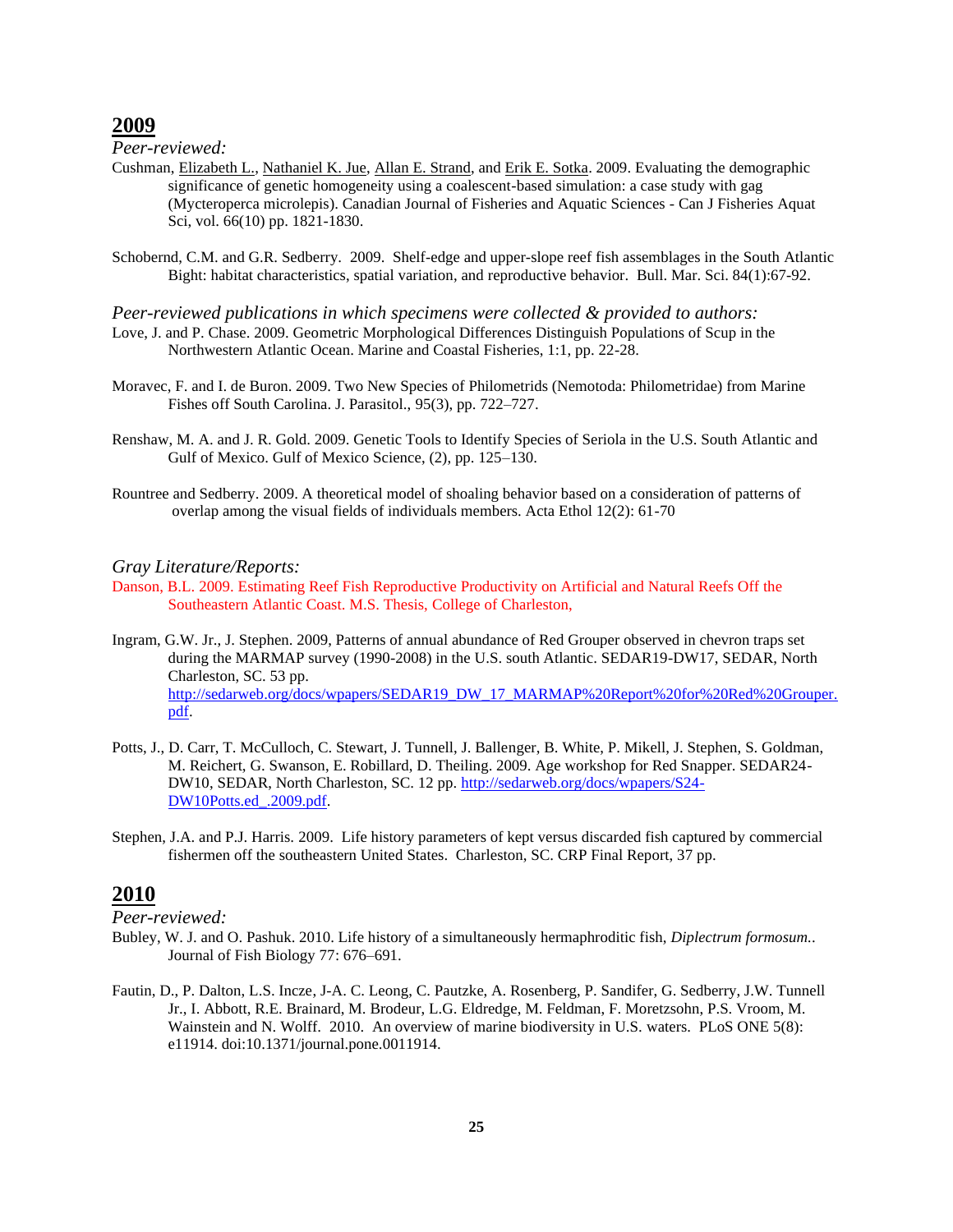## 2009

*Peer-reviewed:*

Cushman, Elizabeth L., Nathaniel K. Jue, Allan E. Strand, and Erik E. Sotka. 2009. Evaluating the demographic significance of genetic homogeneity using a coalescent-based simulation: a case study with gag (Mycteroperca microlepis). Canadian Journal of Fisheries and Aquatic Sciences - Can J Fisheries Aquat Sci, vol. 66(10) pp. 1821-1830.

Schobernd, C.M. and G.R. Sedberry. 2009. Shelf-edge and upper-slope reef fish assemblages in the South Atlantic Bight: habitat characteristics, spatial variation, and reproductive behavior. Bull. Mar. Sci. 84(1):67-92.

*Peer-reviewed publications in which specimens were collected & provided to authors:*

Love, J. and P. Chase. 2009. Geometric Morphological Differences Distinguish Populations of Scup in the Northwestern Atlantic Ocean. Marine and Coastal Fisheries, 1:1, pp. 22-28.

Moravec, F. and I. de Buron. 2009. Two New Species of Philometrids (Nemotoda: Philometridae) from Marine Fishes off South Carolina. J. Parasitol., 95(3), pp. 722–727.

Renshaw, M. A. and J. R. Gold. 2009. Genetic Tools to Identify Species of Seriola in the U.S. South Atlantic and Gulf of Mexico. Gulf of Mexico Science, (2), pp. 125–130.

Rountree and Sedberry. 2009. A theoretical model of shoaling behavior based on a consideration of patterns of overlap among the visual fields of individuals members. Acta Ethol 12(2): 61-70

*Gray Literature/Reports:*

Danson, B.L. 2009. Estimating Reef Fish Reproductive Productivity on Artificial and Natural Reefs Off the Southeastern Atlantic Coast. M.S. Thesis, College of Charleston,

Ingram, G.W. Jr., J. Stephen. 2009, Patterns of annual abundance of Red Grouper observed in chevron traps set during the MARMAP survey (1990-2008) in the U.S. south Atlantic. SEDAR19-DW17, SEDAR, North Charleston, SC. 53 pp. http://sedarweb.org/docs/wpapers/SEDAR19_DW_17_MARMAP%20Report%20for%20Red%20Grouper.pdf.

Potts, J., D. Carr, T. McCulloch, C. Stewart, J. Tunnell, J. Ballenger, B. White, P. Mikell, J. Stephen, S. Goldman, M. Reichert, G. Swanson, E. Robillard, D. Theiling. 2009. Age workshop for Red Snapper. SEDAR24-DW10, SEDAR, North Charleston, SC. 12 pp. http://sedarweb.org/docs/wpapers/S24-DW10Potts.ed_.2009.pdf.

Stephen, J.A. and P.J. Harris. 2009. Life history parameters of kept versus discarded fish captured by commercial fishermen off the southeastern United States. Charleston, SC. CRP Final Report, 37 pp.

## 2010

*Peer-reviewed:*

Bubley, W. J. and O. Pashuk. 2010. Life history of a simultaneously hermaphroditic fish, *Diplectrum formosum.*. Journal of Fish Biology 77: 676–691.

Fautin, D., P. Dalton, L.S. Incze, J-A. C. Leong, C. Pautzke, A. Rosenberg, P. Sandifer, G. Sedberry, J.W. Tunnell Jr., I. Abbott, R.E. Brainard, M. Brodeur, L.G. Eldredge, M. Feldman, F. Moretzsohn, P.S. Vroom, M. Wainstein and N. Wolff. 2010. An overview of marine biodiversity in U.S. waters. PLoS ONE 5(8): e11914. doi:10.1371/journal.pone.0011914.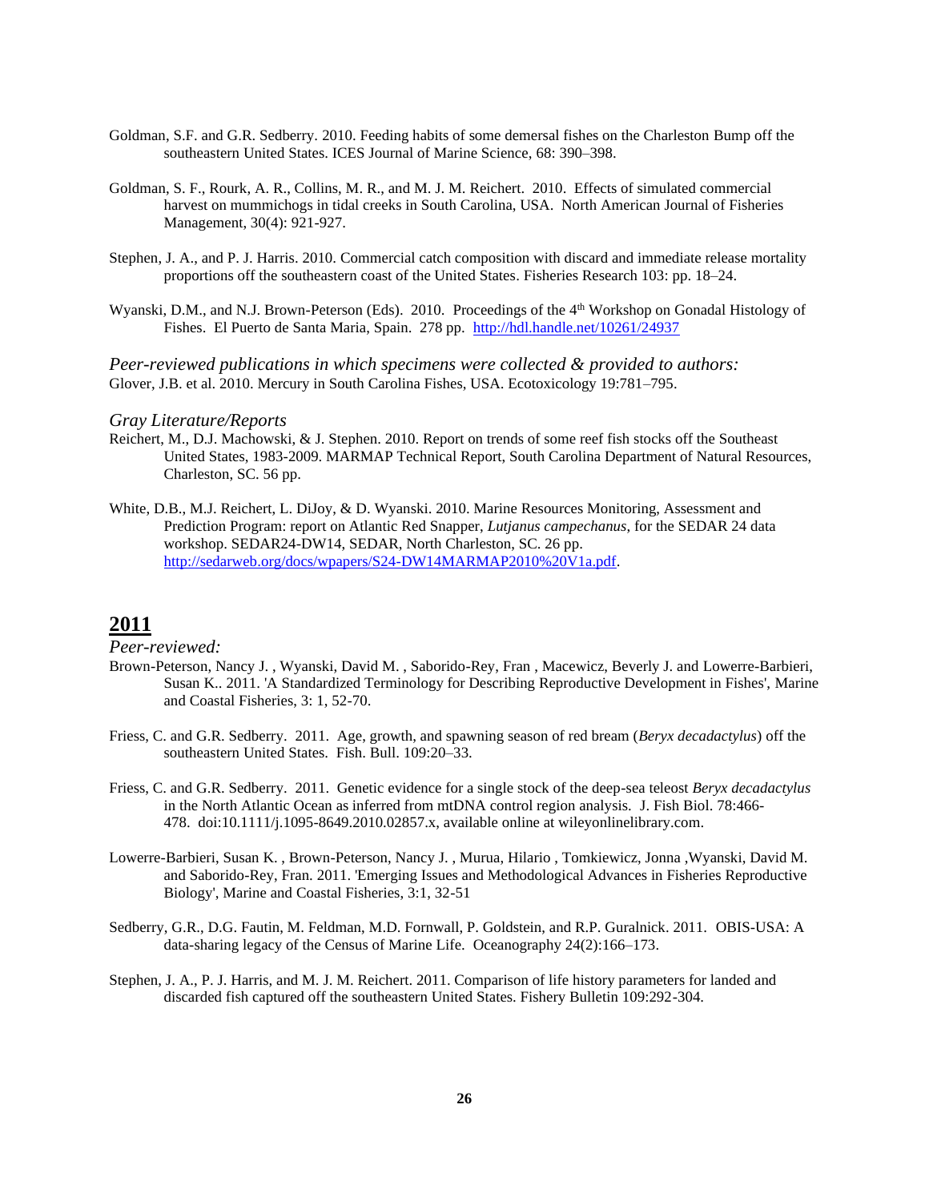Goldman, S.F. and G.R. Sedberry. 2010. Feeding habits of some demersal fishes on the Charleston Bump off the southeastern United States. ICES Journal of Marine Science, 68: 390–398.

Goldman, S. F., Rourk, A. R., Collins, M. R., and M. J. M. Reichert. 2010. Effects of simulated commercial harvest on mummichogs in tidal creeks in South Carolina, USA. North American Journal of Fisheries Management, 30(4): 921-927.

Stephen, J. A., and P. J. Harris. 2010. Commercial catch composition with discard and immediate release mortality proportions off the southeastern coast of the United States. Fisheries Research 103: pp. 18–24.

Wyanski, D.M., and N.J. Brown-Peterson (Eds). 2010. Proceedings of the 4th Workshop on Gonadal Histology of Fishes. El Puerto de Santa Maria, Spain. 278 pp. http://hdl.handle.net/10261/24937

*Peer-reviewed publications in which specimens were collected & provided to authors:*

Glover, J.B. et al. 2010. Mercury in South Carolina Fishes, USA. Ecotoxicology 19:781–795.

*Gray Literature/Reports*

Reichert, M., D.J. Machowski, & J. Stephen. 2010. Report on trends of some reef fish stocks off the Southeast United States, 1983-2009. MARMAP Technical Report, South Carolina Department of Natural Resources, Charleston, SC. 56 pp.

White, D.B., M.J. Reichert, L. DiJoy, & D. Wyanski. 2010. Marine Resources Monitoring, Assessment and Prediction Program: report on Atlantic Red Snapper, *Lutjanus campechanus*, for the SEDAR 24 data workshop. SEDAR24-DW14, SEDAR, North Charleston, SC. 26 pp. http://sedarweb.org/docs/wpapers/S24-DW14MARMAP2010%20V1a.pdf.

## 2011

*Peer-reviewed:*

Brown-Peterson, Nancy J. , Wyanski, David M. , Saborido-Rey, Fran , Macewicz, Beverly J. and Lowerre-Barbieri, Susan K.. 2011. 'A Standardized Terminology for Describing Reproductive Development in Fishes', Marine and Coastal Fisheries, 3: 1, 52-70.

Friess, C. and G.R. Sedberry. 2011. Age, growth, and spawning season of red bream (*Beryx decadactylus*) off the southeastern United States. Fish. Bull. 109:20–33.

Friess, C. and G.R. Sedberry. 2011. Genetic evidence for a single stock of the deep-sea teleost *Beryx decadactylus* in the North Atlantic Ocean as inferred from mtDNA control region analysis. J. Fish Biol. 78:466-478. doi:10.1111/j.1095-8649.2010.02857.x, available online at wileyonlinelibrary.com.

Lowerre-Barbieri, Susan K. , Brown-Peterson, Nancy J. , Murua, Hilario , Tomkiewicz, Jonna ,Wyanski, David M. and Saborido-Rey, Fran. 2011. 'Emerging Issues and Methodological Advances in Fisheries Reproductive Biology', Marine and Coastal Fisheries, 3:1, 32-51

Sedberry, G.R., D.G. Fautin, M. Feldman, M.D. Fornwall, P. Goldstein, and R.P. Guralnick. 2011. OBIS-USA: A data-sharing legacy of the Census of Marine Life. Oceanography 24(2):166–173.

Stephen, J. A., P. J. Harris, and M. J. M. Reichert. 2011. Comparison of life history parameters for landed and discarded fish captured off the southeastern United States. Fishery Bulletin 109:292-304.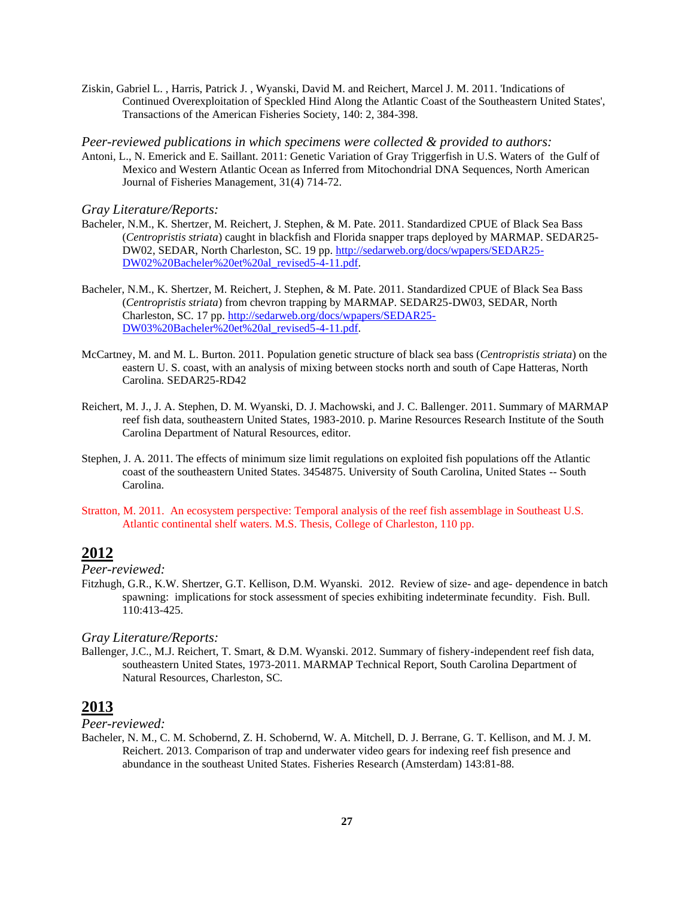Ziskin, Gabriel L. , Harris, Patrick J. , Wyanski, David M. and Reichert, Marcel J. M. 2011. 'Indications of Continued Overexploitation of Speckled Hind Along the Atlantic Coast of the Southeastern United States', Transactions of the American Fisheries Society, 140: 2, 384-398.

*Peer-reviewed publications in which specimens were collected & provided to authors:*

Antoni, L., N. Emerick and E. Saillant. 2011: Genetic Variation of Gray Triggerfish in U.S. Waters of the Gulf of Mexico and Western Atlantic Ocean as Inferred from Mitochondrial DNA Sequences, North American Journal of Fisheries Management, 31(4) 714-72.

*Gray Literature/Reports:*

Bacheler, N.M., K. Shertzer, M. Reichert, J. Stephen, & M. Pate. 2011. Standardized CPUE of Black Sea Bass (*Centropristis striata*) caught in blackfish and Florida snapper traps deployed by MARMAP. SEDAR25-DW02, SEDAR, North Charleston, SC. 19 pp. [http://sedarweb.org/docs/wpapers/SEDAR25-DW02%20Bacheler%20et%20al_revised5-4-11.pdf](http://sedarweb.org/docs/wpapers/SEDAR25-DW02%20Bacheler%20et%20al_revised5-4-11.pdf).

Bacheler, N.M., K. Shertzer, M. Reichert, J. Stephen, & M. Pate. 2011. Standardized CPUE of Black Sea Bass (*Centropristis striata*) from chevron trapping by MARMAP. SEDAR25-DW03, SEDAR, North Charleston, SC. 17 pp. [http://sedarweb.org/docs/wpapers/SEDAR25-DW03%20Bacheler%20et%20al_revised5-4-11.pdf](http://sedarweb.org/docs/wpapers/SEDAR25-DW03%20Bacheler%20et%20al_revised5-4-11.pdf).

McCartney, M. and M. L. Burton. 2011. Population genetic structure of black sea bass (*Centropristis striata*) on the eastern U. S. coast, with an analysis of mixing between stocks north and south of Cape Hatteras, North Carolina. SEDAR25-RD42

Reichert, M. J., J. A. Stephen, D. M. Wyanski, D. J. Machowski, and J. C. Ballenger. 2011. Summary of MARMAP reef fish data, southeastern United States, 1983-2010. p. Marine Resources Research Institute of the South Carolina Department of Natural Resources, editor.

Stephen, J. A. 2011. The effects of minimum size limit regulations on exploited fish populations off the Atlantic coast of the southeastern United States. 3454875. University of South Carolina, United States -- South Carolina.

Stratton, M. 2011. An ecosystem perspective: Temporal analysis of the reef fish assemblage in Southeast U.S. Atlantic continental shelf waters. M.S. Thesis, College of Charleston, 110 pp.

## 2012

*Peer-reviewed:*

Fitzhugh, G.R., K.W. Shertzer, G.T. Kellison, D.M. Wyanski. 2012. Review of size- and age- dependence in batch spawning: implications for stock assessment of species exhibiting indeterminate fecundity. Fish. Bull. 110:413-425.

*Gray Literature/Reports:*

Ballenger, J.C., M.J. Reichert, T. Smart, & D.M. Wyanski. 2012. Summary of fishery-independent reef fish data, southeastern United States, 1973-2011. MARMAP Technical Report, South Carolina Department of Natural Resources, Charleston, SC.

## 2013

*Peer-reviewed:*

Bacheler, N. M., C. M. Schobernd, Z. H. Schobernd, W. A. Mitchell, D. J. Berrane, G. T. Kellison, and M. J. M. Reichert. 2013. Comparison of trap and underwater video gears for indexing reef fish presence and abundance in the southeast United States. Fisheries Research (Amsterdam) 143:81-88.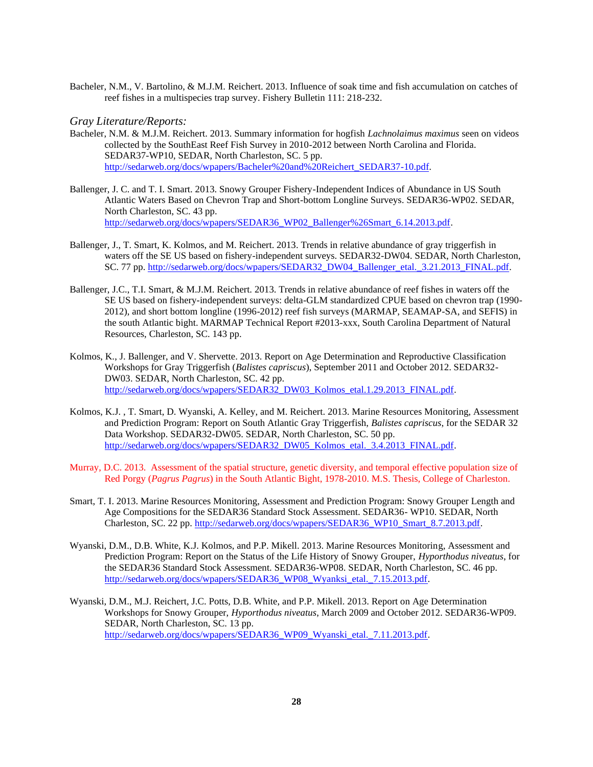Bacheler, N.M., V. Bartolino, & M.J.M. Reichert. 2013. Influence of soak time and fish accumulation on catches of reef fishes in a multispecies trap survey. Fishery Bulletin 111: 218-232.

*Gray Literature/Reports:*

Bacheler, N.M. & M.J.M. Reichert. 2013. Summary information for hogfish *Lachnolaimus maximus* seen on videos collected by the SouthEast Reef Fish Survey in 2010-2012 between North Carolina and Florida. SEDAR37-WP10, SEDAR, North Charleston, SC. 5 pp. http://sedarweb.org/docs/wpapers/Bacheler%20and%20Reichert_SEDAR37-10.pdf.

Ballenger, J. C. and T. I. Smart. 2013. Snowy Grouper Fishery-Independent Indices of Abundance in US South Atlantic Waters Based on Chevron Trap and Short-bottom Longline Surveys. SEDAR36-WP02. SEDAR, North Charleston, SC. 43 pp. http://sedarweb.org/docs/wpapers/SEDAR36_WP02_Ballenger%26Smart_6.14.2013.pdf.

Ballenger, J., T. Smart, K. Kolmos, and M. Reichert. 2013. Trends in relative abundance of gray triggerfish in waters off the SE US based on fishery-independent surveys. SEDAR32-DW04. SEDAR, North Charleston, SC. 77 pp. http://sedarweb.org/docs/wpapers/SEDAR32_DW04_Ballenger_etal._3.21.2013_FINAL.pdf.

Ballenger, J.C., T.I. Smart, & M.J.M. Reichert. 2013. Trends in relative abundance of reef fishes in waters off the SE US based on fishery-independent surveys: delta-GLM standardized CPUE based on chevron trap (1990-2012), and short bottom longline (1996-2012) reef fish surveys (MARMAP, SEAMAP-SA, and SEFIS) in the south Atlantic bight. MARMAP Technical Report #2013-xxx, South Carolina Department of Natural Resources, Charleston, SC. 143 pp.

Kolmos, K., J. Ballenger, and V. Shervette. 2013. Report on Age Determination and Reproductive Classification Workshops for Gray Triggerfish (*Balistes capriscus*), September 2011 and October 2012. SEDAR32-DW03. SEDAR, North Charleston, SC. 42 pp. http://sedarweb.org/docs/wpapers/SEDAR32_DW03_Kolmos_etal.1.29.2013_FINAL.pdf.

Kolmos, K.J. , T. Smart, D. Wyanski, A. Kelley, and M. Reichert. 2013. Marine Resources Monitoring, Assessment and Prediction Program: Report on South Atlantic Gray Triggerfish, *Balistes capriscus*, for the SEDAR 32 Data Workshop. SEDAR32-DW05. SEDAR, North Charleston, SC. 50 pp. http://sedarweb.org/docs/wpapers/SEDAR32_DW05_Kolmos_etal._3.4.2013_FINAL.pdf.

Murray, D.C. 2013. Assessment of the spatial structure, genetic diversity, and temporal effective population size of Red Porgy (*Pagrus Pagrus*) in the South Atlantic Bight, 1978-2010. M.S. Thesis, College of Charleston.

Smart, T. I. 2013. Marine Resources Monitoring, Assessment and Prediction Program: Snowy Grouper Length and Age Compositions for the SEDAR36 Standard Stock Assessment. SEDAR36- WP10. SEDAR, North Charleston, SC. 22 pp. http://sedarweb.org/docs/wpapers/SEDAR36_WP10_Smart_8.7.2013.pdf.

Wyanski, D.M., D.B. White, K.J. Kolmos, and P.P. Mikell. 2013. Marine Resources Monitoring, Assessment and Prediction Program: Report on the Status of the Life History of Snowy Grouper, *Hyporthodus niveatus*, for the SEDAR36 Standard Stock Assessment. SEDAR36-WP08. SEDAR, North Charleston, SC. 46 pp. http://sedarweb.org/docs/wpapers/SEDAR36_WP08_Wyanksi_etal._7.15.2013.pdf.

Wyanski, D.M., M.J. Reichert, J.C. Potts, D.B. White, and P.P. Mikell. 2013. Report on Age Determination Workshops for Snowy Grouper, *Hyporthodus niveatus*, March 2009 and October 2012. SEDAR36-WP09. SEDAR, North Charleston, SC. 13 pp. http://sedarweb.org/docs/wpapers/SEDAR36_WP09_Wyanski_etal._7.11.2013.pdf.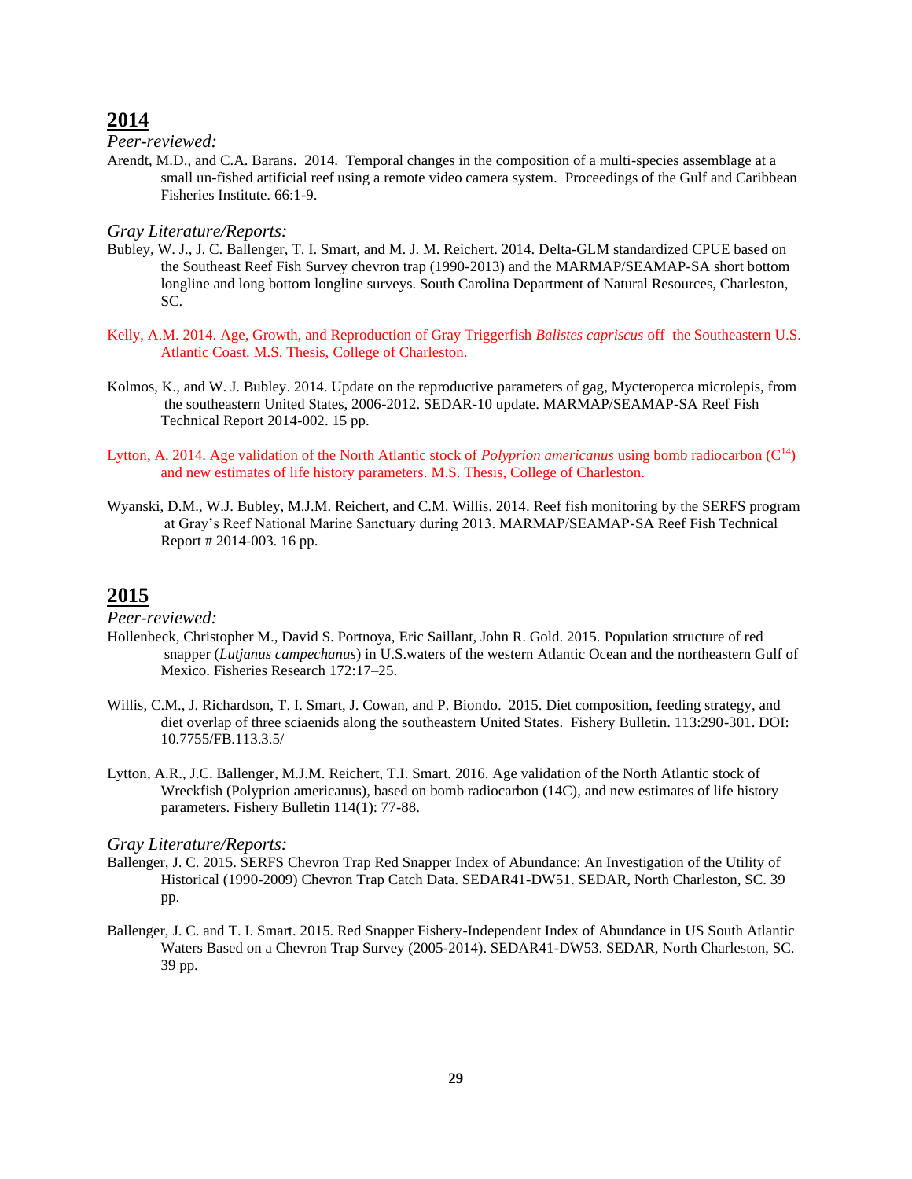## 2014

*Peer-reviewed:*

Arendt, M.D., and C.A. Barans. 2014. Temporal changes in the composition of a multi-species assemblage at a small un-fished artificial reef using a remote video camera system. Proceedings of the Gulf and Caribbean Fisheries Institute. 66:1-9.

*Gray Literature/Reports:*

Bubley, W. J., J. C. Ballenger, T. I. Smart, and M. J. M. Reichert. 2014. Delta-GLM standardized CPUE based on the Southeast Reef Fish Survey chevron trap (1990-2013) and the MARMAP/SEAMAP-SA short bottom longline and long bottom longline surveys. South Carolina Department of Natural Resources, Charleston, SC.

Kelly, A.M. 2014. Age, Growth, and Reproduction of Gray Triggerfish *Balistes capriscus* off the Southeastern U.S. Atlantic Coast. M.S. Thesis, College of Charleston.

Kolmos, K., and W. J. Bubley. 2014. Update on the reproductive parameters of gag, Mycteroperca microlepis, from the southeastern United States, 2006-2012. SEDAR-10 update. MARMAP/SEAMAP-SA Reef Fish Technical Report 2014-002. 15 pp.

Lytton, A. 2014. Age validation of the North Atlantic stock of *Polyprion americanus* using bomb radiocarbon ($C^{14}$) and new estimates of life history parameters. M.S. Thesis, College of Charleston.

Wyanski, D.M., W.J. Bubley, M.J.M. Reichert, and C.M. Willis. 2014. Reef fish monitoring by the SERFS program at Gray's Reef National Marine Sanctuary during 2013. MARMAP/SEAMAP-SA Reef Fish Technical Report # 2014-003. 16 pp.

## 2015

*Peer-reviewed:*

Hollenbeck, Christopher M., David S. Portnoya, Eric Saillant, John R. Gold. 2015. Population structure of red snapper (*Lutjanus campechanus*) in U.S.waters of the western Atlantic Ocean and the northeastern Gulf of Mexico. Fisheries Research 172:17–25.

Willis, C.M., J. Richardson, T. I. Smart, J. Cowan, and P. Biondo. 2015. Diet composition, feeding strategy, and diet overlap of three sciaenids along the southeastern United States. Fishery Bulletin. 113:290-301. DOI: 10.7755/FB.113.3.5/

Lytton, A.R., J.C. Ballenger, M.J.M. Reichert, T.I. Smart. 2016. Age validation of the North Atlantic stock of Wreckfish (Polyprion americanus), based on bomb radiocarbon (14C), and new estimates of life history parameters. Fishery Bulletin 114(1): 77-88.

*Gray Literature/Reports:*

Ballenger, J. C. 2015. SERFS Chevron Trap Red Snapper Index of Abundance: An Investigation of the Utility of Historical (1990-2009) Chevron Trap Catch Data. SEDAR41-DW51. SEDAR, North Charleston, SC. 39 pp.

Ballenger, J. C. and T. I. Smart. 2015. Red Snapper Fishery-Independent Index of Abundance in US South Atlantic Waters Based on a Chevron Trap Survey (2005-2014). SEDAR41-DW53. SEDAR, North Charleston, SC. 39 pp.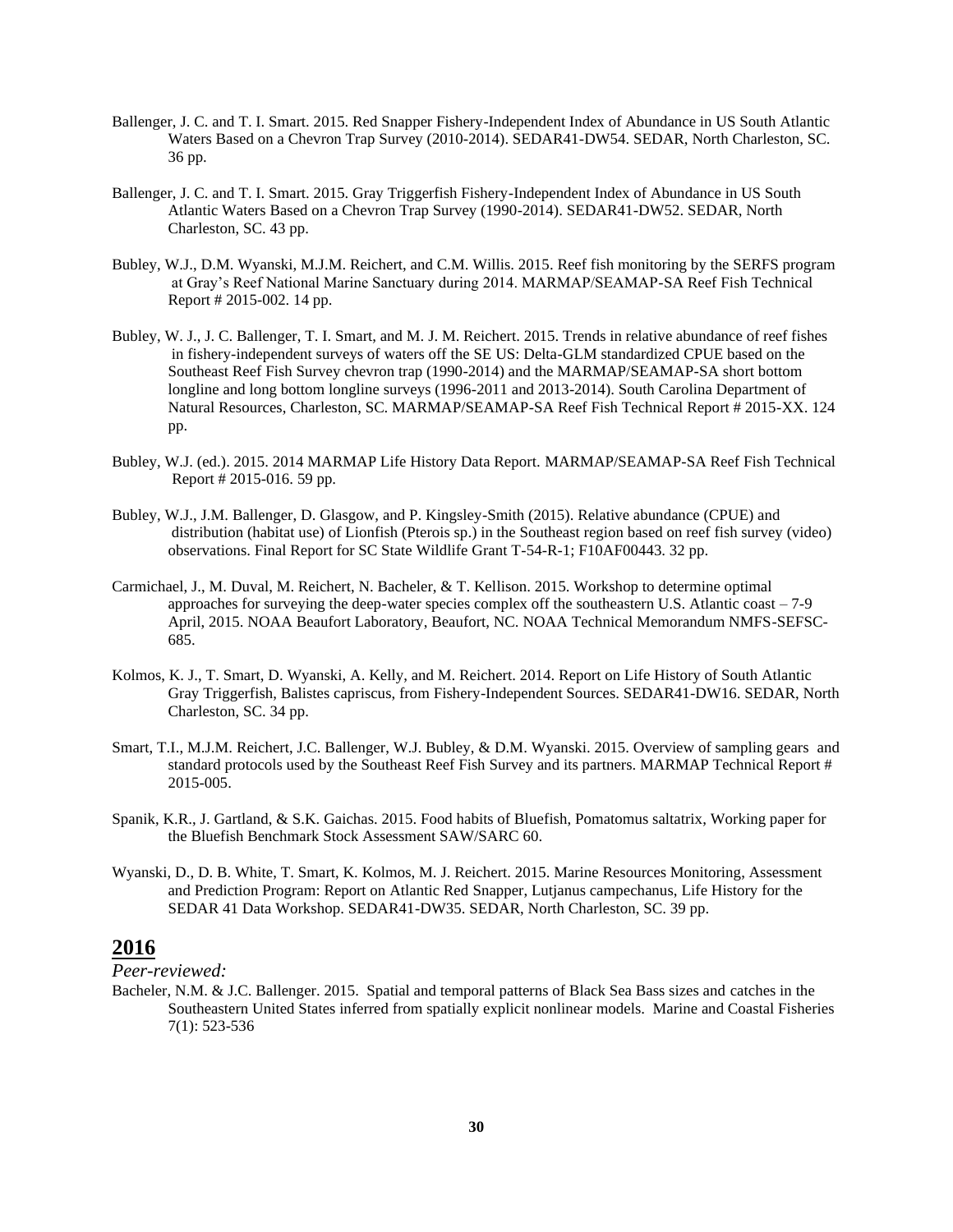Ballenger, J. C. and T. I. Smart. 2015. Red Snapper Fishery-Independent Index of Abundance in US South Atlantic Waters Based on a Chevron Trap Survey (2010-2014). SEDAR41-DW54. SEDAR, North Charleston, SC. 36 pp.

Ballenger, J. C. and T. I. Smart. 2015. Gray Triggerfish Fishery-Independent Index of Abundance in US South Atlantic Waters Based on a Chevron Trap Survey (1990-2014). SEDAR41-DW52. SEDAR, North Charleston, SC. 43 pp.

Bubley, W.J., D.M. Wyanski, M.J.M. Reichert, and C.M. Willis. 2015. Reef fish monitoring by the SERFS program at Gray's Reef National Marine Sanctuary during 2014. MARMAP/SEAMAP-SA Reef Fish Technical Report # 2015-002. 14 pp.

Bubley, W. J., J. C. Ballenger, T. I. Smart, and M. J. M. Reichert. 2015. Trends in relative abundance of reef fishes in fishery-independent surveys of waters off the SE US: Delta-GLM standardized CPUE based on the Southeast Reef Fish Survey chevron trap (1990-2014) and the MARMAP/SEAMAP-SA short bottom longline and long bottom longline surveys (1996-2011 and 2013-2014). South Carolina Department of Natural Resources, Charleston, SC. MARMAP/SEAMAP-SA Reef Fish Technical Report # 2015-XX. 124 pp.

Bubley, W.J. (ed.). 2015. 2014 MARMAP Life History Data Report. MARMAP/SEAMAP-SA Reef Fish Technical Report # 2015-016. 59 pp.

Bubley, W.J., J.M. Ballenger, D. Glasgow, and P. Kingsley-Smith (2015). Relative abundance (CPUE) and distribution (habitat use) of Lionfish (Pterois sp.) in the Southeast region based on reef fish survey (video) observations. Final Report for SC State Wildlife Grant T-54-R-1; F10AF00443. 32 pp.

Carmichael, J., M. Duval, M. Reichert, N. Bacheler, & T. Kellison. 2015. Workshop to determine optimal approaches for surveying the deep-water species complex off the southeastern U.S. Atlantic coast – 7-9 April, 2015. NOAA Beaufort Laboratory, Beaufort, NC. NOAA Technical Memorandum NMFS-SEFSC-685.

Kolmos, K. J., T. Smart, D. Wyanski, A. Kelly, and M. Reichert. 2014. Report on Life History of South Atlantic Gray Triggerfish, Balistes capriscus, from Fishery-Independent Sources. SEDAR41-DW16. SEDAR, North Charleston, SC. 34 pp.

Smart, T.I., M.J.M. Reichert, J.C. Ballenger, W.J. Bubley, & D.M. Wyanski. 2015. Overview of sampling gears and standard protocols used by the Southeast Reef Fish Survey and its partners. MARMAP Technical Report # 2015-005.

Spanik, K.R., J. Gartland, & S.K. Gaichas. 2015. Food habits of Bluefish, Pomatomus saltatrix, Working paper for the Bluefish Benchmark Stock Assessment SAW/SARC 60.

Wyanski, D., D. B. White, T. Smart, K. Kolmos, M. J. Reichert. 2015. Marine Resources Monitoring, Assessment and Prediction Program: Report on Atlantic Red Snapper, Lutjanus campechanus, Life History for the SEDAR 41 Data Workshop. SEDAR41-DW35. SEDAR, North Charleston, SC. 39 pp.

## 2016

*Peer-reviewed:*

Bacheler, N.M. & J.C. Ballenger. 2015. Spatial and temporal patterns of Black Sea Bass sizes and catches in the Southeastern United States inferred from spatially explicit nonlinear models. Marine and Coastal Fisheries 7(1): 523-536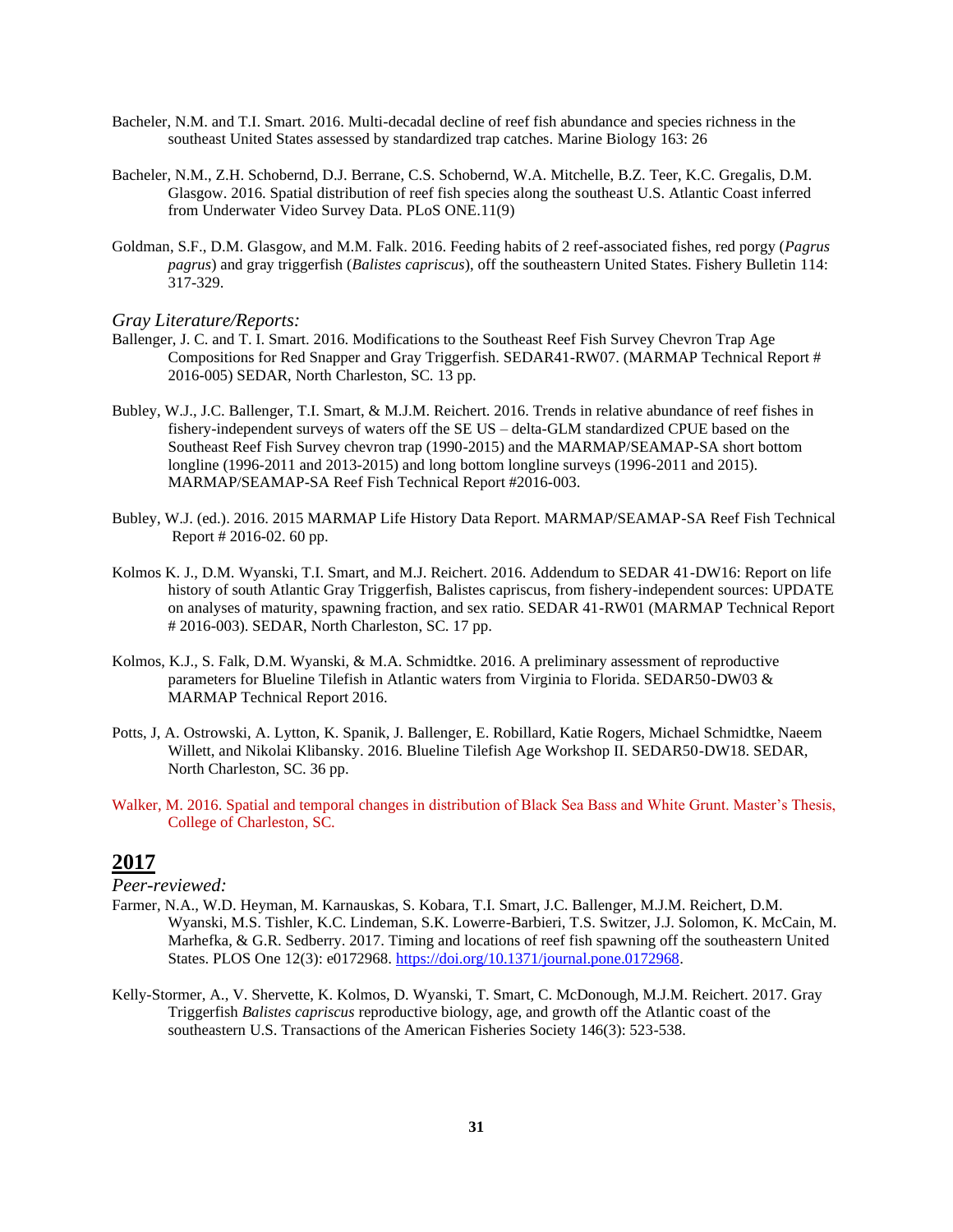Bacheler, N.M. and T.I. Smart. 2016. Multi-decadal decline of reef fish abundance and species richness in the southeast United States assessed by standardized trap catches. Marine Biology 163: 26

Bacheler, N.M., Z.H. Schobernd, D.J. Berrane, C.S. Schobernd, W.A. Mitchelle, B.Z. Teer, K.C. Gregalis, D.M. Glasgow. 2016. Spatial distribution of reef fish species along the southeast U.S. Atlantic Coast inferred from Underwater Video Survey Data. PLoS ONE.11(9)

Goldman, S.F., D.M. Glasgow, and M.M. Falk. 2016. Feeding habits of 2 reef-associated fishes, red porgy (*Pagrus pagrus*) and gray triggerfish (*Balistes capriscus*), off the southeastern United States. Fishery Bulletin 114: 317-329.

*Gray Literature/Reports:*

Ballenger, J. C. and T. I. Smart. 2016. Modifications to the Southeast Reef Fish Survey Chevron Trap Age Compositions for Red Snapper and Gray Triggerfish. SEDAR41-RW07. (MARMAP Technical Report # 2016-005) SEDAR, North Charleston, SC. 13 pp.

Bubley, W.J., J.C. Ballenger, T.I. Smart, & M.J.M. Reichert. 2016. Trends in relative abundance of reef fishes in fishery-independent surveys of waters off the SE US – delta-GLM standardized CPUE based on the Southeast Reef Fish Survey chevron trap (1990-2015) and the MARMAP/SEAMAP-SA short bottom longline (1996-2011 and 2013-2015) and long bottom longline surveys (1996-2011 and 2015). MARMAP/SEAMAP-SA Reef Fish Technical Report #2016-003.

Bubley, W.J. (ed.). 2016. 2015 MARMAP Life History Data Report. MARMAP/SEAMAP-SA Reef Fish Technical Report # 2016-02. 60 pp.

Kolmos K. J., D.M. Wyanski, T.I. Smart, and M.J. Reichert. 2016. Addendum to SEDAR 41-DW16: Report on life history of south Atlantic Gray Triggerfish, Balistes capriscus, from fishery-independent sources: UPDATE on analyses of maturity, spawning fraction, and sex ratio. SEDAR 41-RW01 (MARMAP Technical Report # 2016-003). SEDAR, North Charleston, SC. 17 pp.

Kolmos, K.J., S. Falk, D.M. Wyanski, & M.A. Schmidtke. 2016. A preliminary assessment of reproductive parameters for Blueline Tilefish in Atlantic waters from Virginia to Florida. SEDAR50-DW03 & MARMAP Technical Report 2016.

Potts, J, A. Ostrowski, A. Lytton, K. Spanik, J. Ballenger, E. Robillard, Katie Rogers, Michael Schmidtke, Naeem Willett, and Nikolai Klibansky. 2016. Blueline Tilefish Age Workshop II. SEDAR50-DW18. SEDAR, North Charleston, SC. 36 pp.

Walker, M. 2016. Spatial and temporal changes in distribution of Black Sea Bass and White Grunt. Master's Thesis, College of Charleston, SC.

## 2017

*Peer-reviewed:*

Farmer, N.A., W.D. Heyman, M. Karnauskas, S. Kobara, T.I. Smart, J.C. Ballenger, M.J.M. Reichert, D.M. Wyanski, M.S. Tishler, K.C. Lindeman, S.K. Lowerre-Barbieri, T.S. Switzer, J.J. Solomon, K. McCain, M. Marhefka, & G.R. Sedberry. 2017. Timing and locations of reef fish spawning off the southeastern United States. PLOS One 12(3): e0172968. https://doi.org/10.1371/journal.pone.0172968.

Kelly-Stormer, A., V. Shervette, K. Kolmos, D. Wyanski, T. Smart, C. McDonough, M.J.M. Reichert. 2017. Gray Triggerfish *Balistes capriscus* reproductive biology, age, and growth off the Atlantic coast of the southeastern U.S. Transactions of the American Fisheries Society 146(3): 523-538.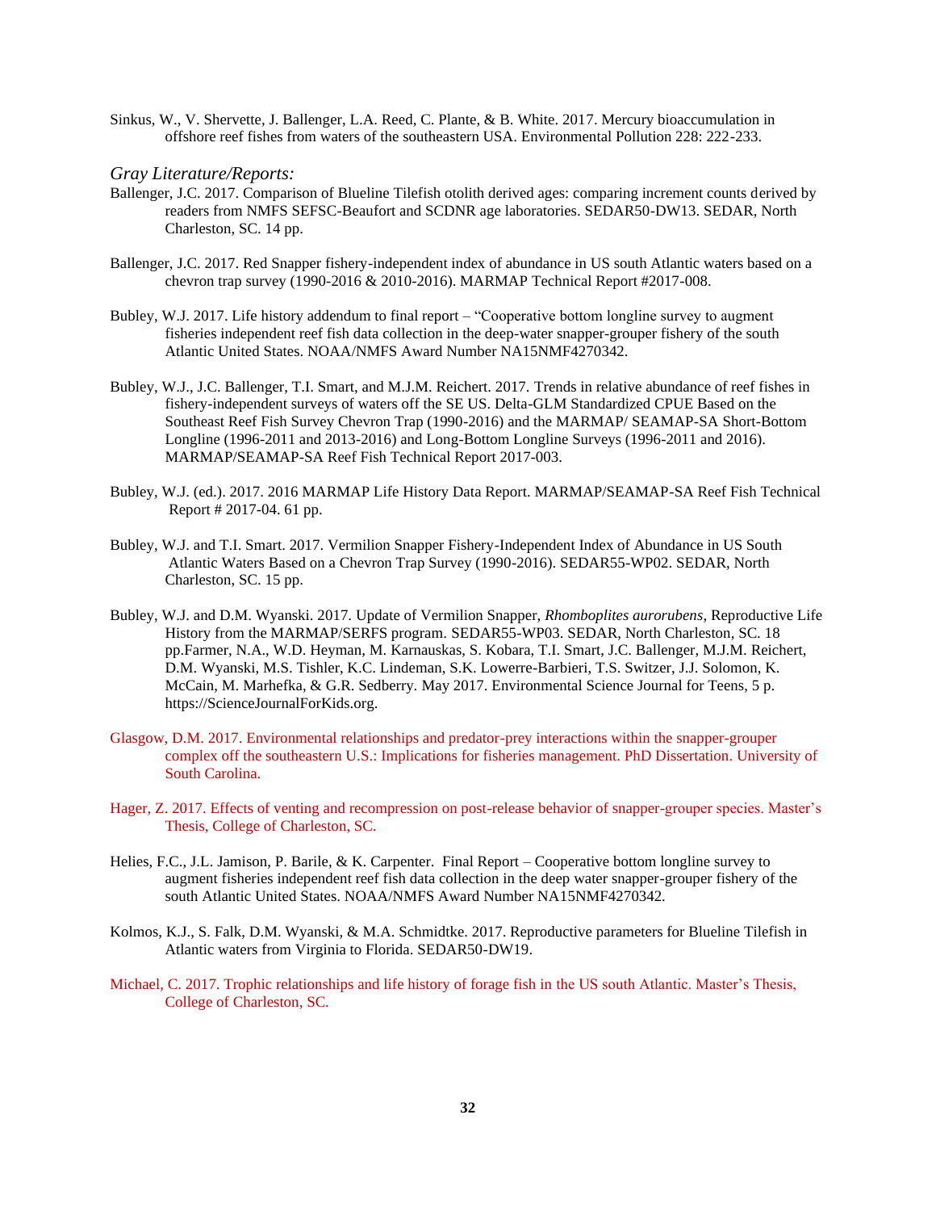Sinkus, W., V. Shervette, J. Ballenger, L.A. Reed, C. Plante, & B. White. 2017. Mercury bioaccumulation in offshore reef fishes from waters of the southeastern USA. Environmental Pollution 228: 222-233.

*Gray Literature/Reports:*

Ballenger, J.C. 2017. Comparison of Blueline Tilefish otolith derived ages: comparing increment counts derived by readers from NMFS SEFSC-Beaufort and SCDNR age laboratories. SEDAR50-DW13. SEDAR, North Charleston, SC. 14 pp.

Ballenger, J.C. 2017. Red Snapper fishery-independent index of abundance in US south Atlantic waters based on a chevron trap survey (1990-2016 & 2010-2016). MARMAP Technical Report #2017-008.

Bubley, W.J. 2017. Life history addendum to final report – "Cooperative bottom longline survey to augment fisheries independent reef fish data collection in the deep-water snapper-grouper fishery of the south Atlantic United States. NOAA/NMFS Award Number NA15NMF4270342.

Bubley, W.J., J.C. Ballenger, T.I. Smart, and M.J.M. Reichert. 2017. Trends in relative abundance of reef fishes in fishery-independent surveys of waters off the SE US. Delta-GLM Standardized CPUE Based on the Southeast Reef Fish Survey Chevron Trap (1990-2016) and the MARMAP/ SEAMAP-SA Short-Bottom Longline (1996-2011 and 2013-2016) and Long-Bottom Longline Surveys (1996-2011 and 2016). MARMAP/SEAMAP-SA Reef Fish Technical Report 2017-003.

Bubley, W.J. (ed.). 2017. 2016 MARMAP Life History Data Report. MARMAP/SEAMAP-SA Reef Fish Technical Report # 2017-04. 61 pp.

Bubley, W.J. and T.I. Smart. 2017. Vermilion Snapper Fishery-Independent Index of Abundance in US South Atlantic Waters Based on a Chevron Trap Survey (1990-2016). SEDAR55-WP02. SEDAR, North Charleston, SC. 15 pp.

Bubley, W.J. and D.M. Wyanski. 2017. Update of Vermilion Snapper, *Rhomboplites aurorubens*, Reproductive Life History from the MARMAP/SERFS program. SEDAR55-WP03. SEDAR, North Charleston, SC. 18 pp.Farmer, N.A., W.D. Heyman, M. Karnauskas, S. Kobara, T.I. Smart, J.C. Ballenger, M.J.M. Reichert, D.M. Wyanski, M.S. Tishler, K.C. Lindeman, S.K. Lowerre-Barbieri, T.S. Switzer, J.J. Solomon, K. McCain, M. Marhefka, & G.R. Sedberry. May 2017. Environmental Science Journal for Teens, 5 p. https://ScienceJournalForKids.org.

Glasgow, D.M. 2017. Environmental relationships and predator-prey interactions within the snapper-grouper complex off the southeastern U.S.: Implications for fisheries management. PhD Dissertation. University of South Carolina.

Hager, Z. 2017. Effects of venting and recompression on post-release behavior of snapper-grouper species. Master's Thesis, College of Charleston, SC.

Helies, F.C., J.L. Jamison, P. Barile, & K. Carpenter. Final Report – Cooperative bottom longline survey to augment fisheries independent reef fish data collection in the deep water snapper-grouper fishery of the south Atlantic United States. NOAA/NMFS Award Number NA15NMF4270342.

Kolmos, K.J., S. Falk, D.M. Wyanski, & M.A. Schmidtke. 2017. Reproductive parameters for Blueline Tilefish in Atlantic waters from Virginia to Florida. SEDAR50-DW19.

Michael, C. 2017. Trophic relationships and life history of forage fish in the US south Atlantic. Master's Thesis, College of Charleston, SC.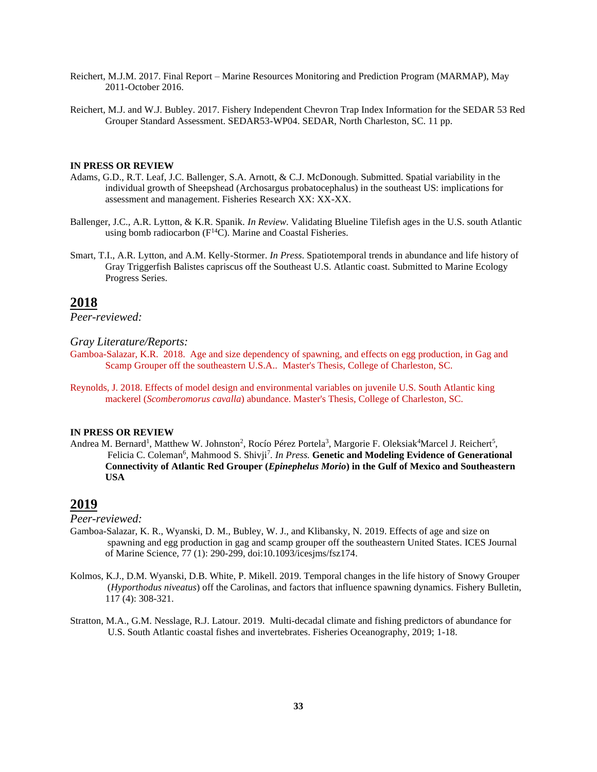Reichert, M.J.M. 2017. Final Report – Marine Resources Monitoring and Prediction Program (MARMAP), May 2011-October 2016.

Reichert, M.J. and W.J. Bubley. 2017. Fishery Independent Chevron Trap Index Information for the SEDAR 53 Red Grouper Standard Assessment. SEDAR53-WP04. SEDAR, North Charleston, SC. 11 pp.

**IN PRESS OR REVIEW**

Adams, G.D., R.T. Leaf, J.C. Ballenger, S.A. Arnott, & C.J. McDonough. Submitted. Spatial variability in the individual growth of Sheepshead (Archosargus probatocephalus) in the southeast US: implications for assessment and management. Fisheries Research XX: XX-XX.

Ballenger, J.C., A.R. Lytton, & K.R. Spanik. *In Review*. Validating Blueline Tilefish ages in the U.S. south Atlantic using bomb radiocarbon ($F^{14}C$). Marine and Coastal Fisheries.

Smart, T.I., A.R. Lytton, and A.M. Kelly-Stormer. *In Press*. Spatiotemporal trends in abundance and life history of Gray Triggerfish Balistes capriscus off the Southeast U.S. Atlantic coast. Submitted to Marine Ecology Progress Series.

## 2018

*Peer-reviewed:*

*Gray Literature/Reports:*

Gamboa-Salazar, K.R. 2018. Age and size dependency of spawning, and effects on egg production, in Gag and Scamp Grouper off the southeastern U.S.A.. Master's Thesis, College of Charleston, SC.

Reynolds, J. 2018. Effects of model design and environmental variables on juvenile U.S. South Atlantic king mackerel (*Scomberomorus cavalla*) abundance. Master's Thesis, College of Charleston, SC.

**IN PRESS OR REVIEW**

Andrea M. Bernard[1], Matthew W. Johnston[2], Rocío Pérez Portela[3], Margorie F. Oleksiak[4]Marcel J. Reichert[5], Felicia C. Coleman[6], Mahmood S. Shivji[7]. *In Press.* **Genetic and Modeling Evidence of Generational Connectivity of Atlantic Red Grouper (*Epinephelus Morio*) in the Gulf of Mexico and Southeastern USA**

## 2019

*Peer-reviewed:*

Gamboa-Salazar, K. R., Wyanski, D. M., Bubley, W. J., and Klibansky, N. 2019. Effects of age and size on spawning and egg production in gag and scamp grouper off the southeastern United States. ICES Journal of Marine Science, 77 (1): 290-299, doi:10.1093/icesjms/fsz174.

Kolmos, K.J., D.M. Wyanski, D.B. White, P. Mikell. 2019. Temporal changes in the life history of Snowy Grouper (*Hyporthodus niveatus*) off the Carolinas, and factors that influence spawning dynamics. Fishery Bulletin, 117 (4): 308-321.

Stratton, M.A., G.M. Nesslage, R.J. Latour. 2019. Multi-decadal climate and fishing predictors of abundance for U.S. South Atlantic coastal fishes and invertebrates. Fisheries Oceanography, 2019; 1-18.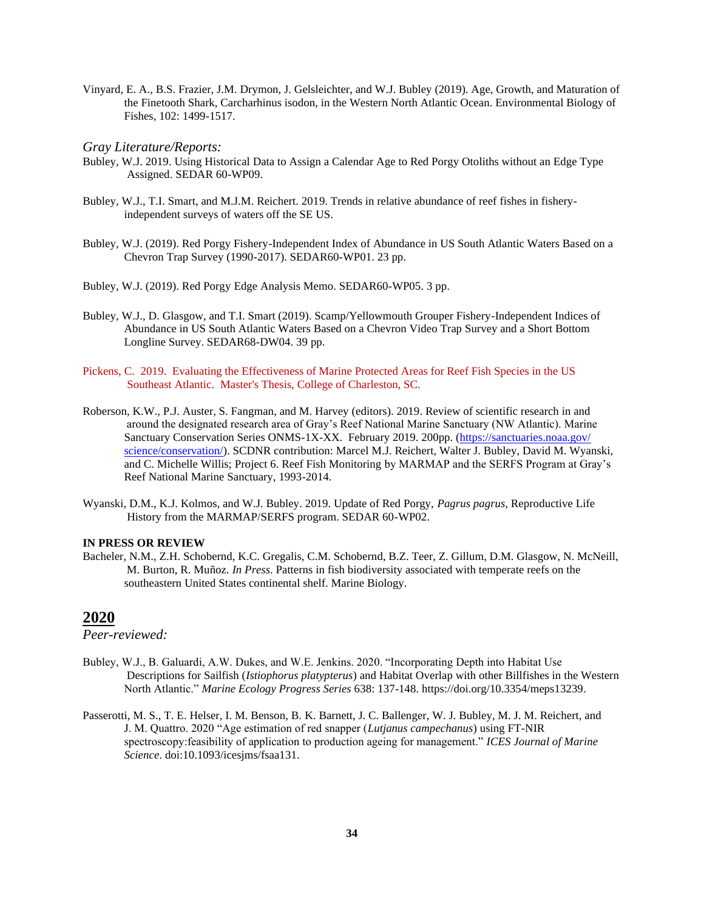Vinyard, E. A., B.S. Frazier, J.M. Drymon, J. Gelsleichter, and W.J. Bubley (2019). Age, Growth, and Maturation of the Finetooth Shark, Carcharhinus isodon, in the Western North Atlantic Ocean. Environmental Biology of Fishes, 102: 1499-1517.

*Gray Literature/Reports:*

Bubley, W.J. 2019. Using Historical Data to Assign a Calendar Age to Red Porgy Otoliths without an Edge Type Assigned. SEDAR 60-WP09.

Bubley, W.J., T.I. Smart, and M.J.M. Reichert. 2019. Trends in relative abundance of reef fishes in fishery-independent surveys of waters off the SE US.

Bubley, W.J. (2019). Red Porgy Fishery-Independent Index of Abundance in US South Atlantic Waters Based on a Chevron Trap Survey (1990-2017). SEDAR60-WP01. 23 pp.

Bubley, W.J. (2019). Red Porgy Edge Analysis Memo. SEDAR60-WP05. 3 pp.

Bubley, W.J., D. Glasgow, and T.I. Smart (2019). Scamp/Yellowmouth Grouper Fishery-Independent Indices of Abundance in US South Atlantic Waters Based on a Chevron Video Trap Survey and a Short Bottom Longline Survey. SEDAR68-DW04. 39 pp.

Pickens, C. 2019. Evaluating the Effectiveness of Marine Protected Areas for Reef Fish Species in the US Southeast Atlantic. Master's Thesis, College of Charleston, SC.

Roberson, K.W., P.J. Auster, S. Fangman, and M. Harvey (editors). 2019. Review of scientific research in and around the designated research area of Gray's Reef National Marine Sanctuary (NW Atlantic). Marine Sanctuary Conservation Series ONMS-1X-XX. February 2019. 200pp. (https://sanctuaries.noaa.gov/science/conservation/). SCDNR contribution: Marcel M.J. Reichert, Walter J. Bubley, David M. Wyanski, and C. Michelle Willis; Project 6. Reef Fish Monitoring by MARMAP and the SERFS Program at Gray's Reef National Marine Sanctuary, 1993-2014.

Wyanski, D.M., K.J. Kolmos, and W.J. Bubley. 2019. Update of Red Porgy, *Pagrus pagrus,* Reproductive Life History from the MARMAP/SERFS program. SEDAR 60-WP02.

**IN PRESS OR REVIEW**

Bacheler, N.M., Z.H. Schobernd, K.C. Gregalis, C.M. Schobernd, B.Z. Teer, Z. Gillum, D.M. Glasgow, N. McNeill, M. Burton, R. Muñoz. *In Press.* Patterns in fish biodiversity associated with temperate reefs on the southeastern United States continental shelf. Marine Biology.

## 2020

*Peer-reviewed:*

Bubley, W.J., B. Galuardi, A.W. Dukes, and W.E. Jenkins. 2020. "Incorporating Depth into Habitat Use Descriptions for Sailfish (*Istiophorus platypterus*) and Habitat Overlap with other Billfishes in the Western North Atlantic." *Marine Ecology Progress Series* 638: 137-148. https://doi.org/10.3354/meps13239.

Passerotti, M. S., T. E. Helser, I. M. Benson, B. K. Barnett, J. C. Ballenger, W. J. Bubley, M. J. M. Reichert, and J. M. Quattro. 2020 "Age estimation of red snapper (*Lutjanus campechanus*) using FT-NIR spectroscopy:feasibility of application to production ageing for management." *ICES Journal of Marine Science*. doi:10.1093/icesjms/fsaa131.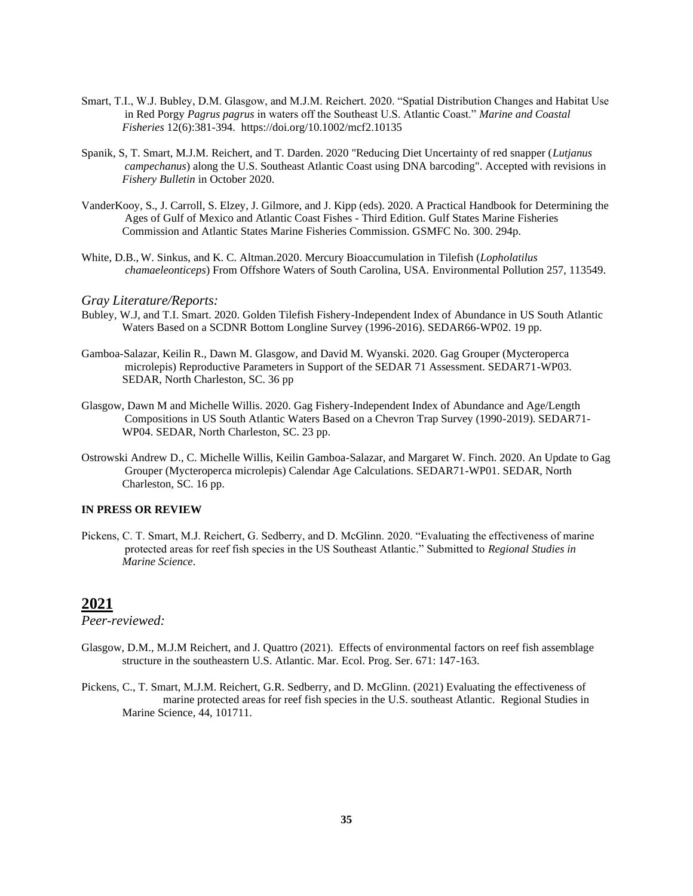Smart, T.I., W.J. Bubley, D.M. Glasgow, and M.J.M. Reichert. 2020. "Spatial Distribution Changes and Habitat Use in Red Porgy *Pagrus pagrus* in waters off the Southeast U.S. Atlantic Coast." *Marine and Coastal Fisheries* 12(6):381-394. https://doi.org/10.1002/mcf2.10135

Spanik, S, T. Smart, M.J.M. Reichert, and T. Darden. 2020 "Reducing Diet Uncertainty of red snapper (*Lutjanus campechanus*) along the U.S. Southeast Atlantic Coast using DNA barcoding". Accepted with revisions in *Fishery Bulletin* in October 2020.

VanderKooy, S., J. Carroll, S. Elzey, J. Gilmore, and J. Kipp (eds). 2020. A Practical Handbook for Determining the Ages of Gulf of Mexico and Atlantic Coast Fishes - Third Edition. Gulf States Marine Fisheries Commission and Atlantic States Marine Fisheries Commission. GSMFC No. 300. 294p.

White, D.B., W. Sinkus, and K. C. Altman.2020. Mercury Bioaccumulation in Tilefish (*Lopholatilus chamaeleonticeps*) From Offshore Waters of South Carolina, USA. Environmental Pollution 257, 113549.

*Gray Literature/Reports:*

Bubley, W.J, and T.I. Smart. 2020. Golden Tilefish Fishery-Independent Index of Abundance in US South Atlantic Waters Based on a SCDNR Bottom Longline Survey (1996-2016). SEDAR66-WP02. 19 pp.

Gamboa-Salazar, Keilin R., Dawn M. Glasgow, and David M. Wyanski. 2020. Gag Grouper (Mycteroperca microlepis) Reproductive Parameters in Support of the SEDAR 71 Assessment. SEDAR71-WP03. SEDAR, North Charleston, SC. 36 pp

Glasgow, Dawn M and Michelle Willis. 2020. Gag Fishery-Independent Index of Abundance and Age/Length Compositions in US South Atlantic Waters Based on a Chevron Trap Survey (1990-2019). SEDAR71-WP04. SEDAR, North Charleston, SC. 23 pp.

Ostrowski Andrew D., C. Michelle Willis, Keilin Gamboa-Salazar, and Margaret W. Finch. 2020. An Update to Gag Grouper (Mycteroperca microlepis) Calendar Age Calculations. SEDAR71-WP01. SEDAR, North Charleston, SC. 16 pp.

**IN PRESS OR REVIEW**

Pickens, C. T. Smart, M.J. Reichert, G. Sedberry, and D. McGlinn. 2020. "Evaluating the effectiveness of marine protected areas for reef fish species in the US Southeast Atlantic." Submitted to *Regional Studies in Marine Science*.

## 2021

*Peer-reviewed:*

Glasgow, D.M., M.J.M Reichert, and J. Quattro (2021). Effects of environmental factors on reef fish assemblage structure in the southeastern U.S. Atlantic. Mar. Ecol. Prog. Ser. 671: 147-163.

Pickens, C., T. Smart, M.J.M. Reichert, G.R. Sedberry, and D. McGlinn. (2021) Evaluating the effectiveness of marine protected areas for reef fish species in the U.S. southeast Atlantic. Regional Studies in Marine Science, 44, 101711.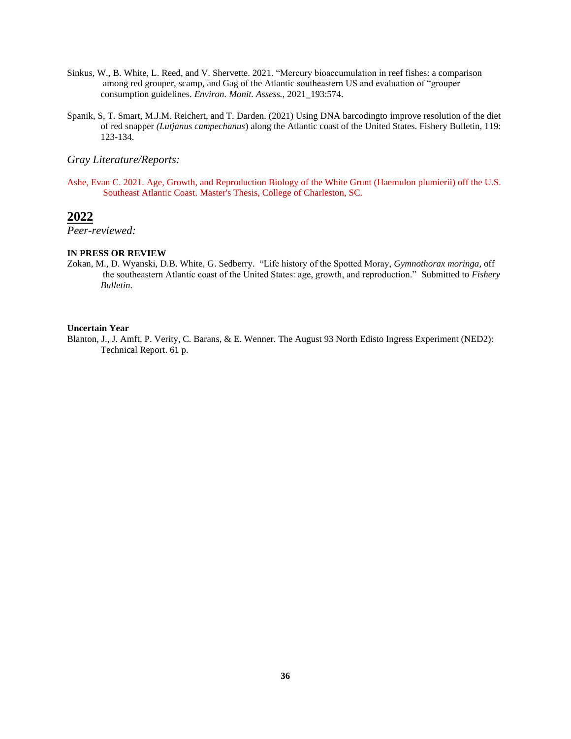Sinkus, W., B. White, L. Reed, and V. Shervette. 2021. "Mercury bioaccumulation in reef fishes: a comparison among red grouper, scamp, and Gag of the Atlantic southeastern US and evaluation of "grouper consumption guidelines. *Environ. Monit. Assess.*, 2021_193:574.

Spanik, S, T. Smart, M.J.M. Reichert, and T. Darden. (2021) Using DNA barcodingto improve resolution of the diet of red snapper *(Lutjanus campechanus*) along the Atlantic coast of the United States. Fishery Bulletin, 119: 123-134.

*Gray Literature/Reports:*

Ashe, Evan C. 2021. Age, Growth, and Reproduction Biology of the White Grunt (Haemulon plumierii) off the U.S. Southeast Atlantic Coast. Master's Thesis, College of Charleston, SC.

## 2022

*Peer-reviewed:*

**IN PRESS OR REVIEW**

Zokan, M., D. Wyanski, D.B. White, G. Sedberry. "Life history of the Spotted Moray, *Gymnothorax moringa*, off the southeastern Atlantic coast of the United States: age, growth, and reproduction." Submitted to *Fishery Bulletin*.

**Uncertain Year**

Blanton, J., J. Amft, P. Verity, C. Barans, & E. Wenner. The August 93 North Edisto Ingress Experiment (NED2): Technical Report. 61 p.